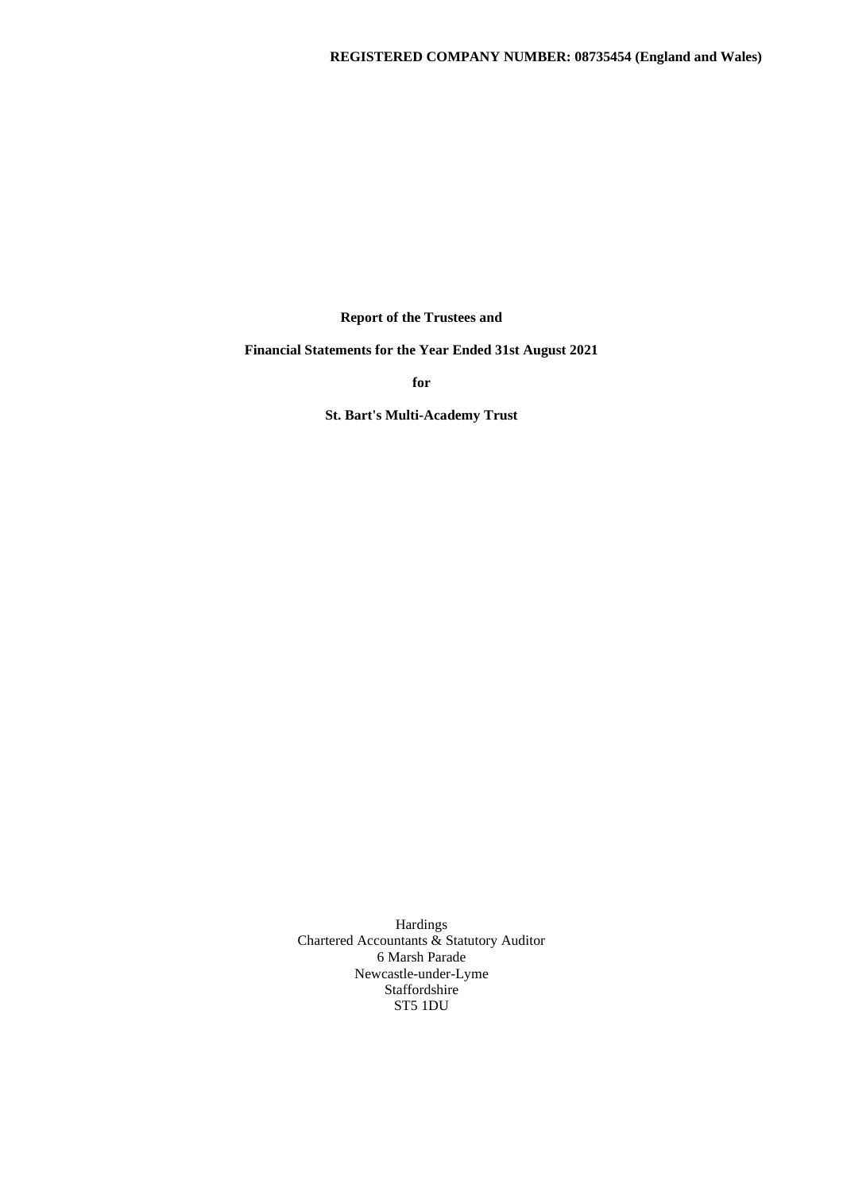**REGISTERED COMPANY NUMBER: 08735454 (England and Wales)**

**Report of the Trustees and**

**Financial Statements for the Year Ended 31st August 2021**

**for**

**St. Bart's Multi-Academy Trust**

Hardings
Chartered Accountants & Statutory Auditor
6 Marsh Parade
Newcastle-under-Lyme
Staffordshire
ST5 1DU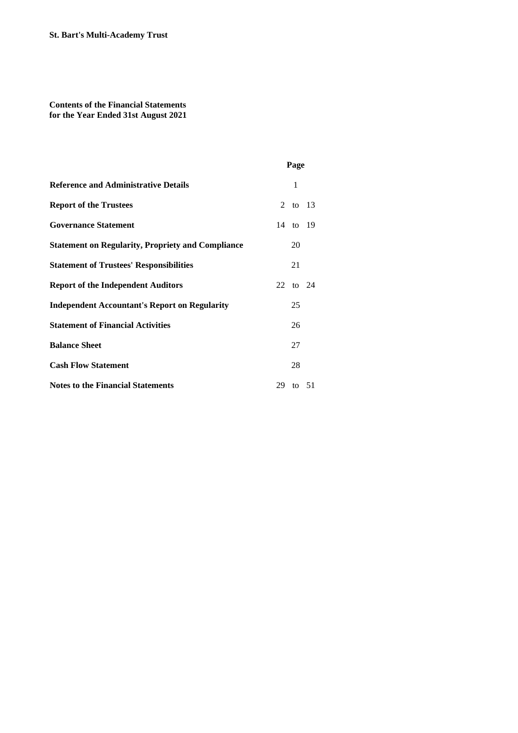**St. Bart's Multi-Academy Trust**

**Contents of the Financial Statements**
**for the Year Ended 31st August 2021**

| | Page |
|---|---|
| **Reference and Administrative Details** | 1 |
| **Report of the Trustees** | 2 to 13 |
| **Governance Statement** | 14 to 19 |
| **Statement on Regularity, Propriety and Compliance** | 20 |
| **Statement of Trustees' Responsibilities** | 21 |
| **Report of the Independent Auditors** | 22 to 24 |
| **Independent Accountant's Report on Regularity** | 25 |
| **Statement of Financial Activities** | 26 |
| **Balance Sheet** | 27 |
| **Cash Flow Statement** | 28 |
| **Notes to the Financial Statements** | 29 to 51 |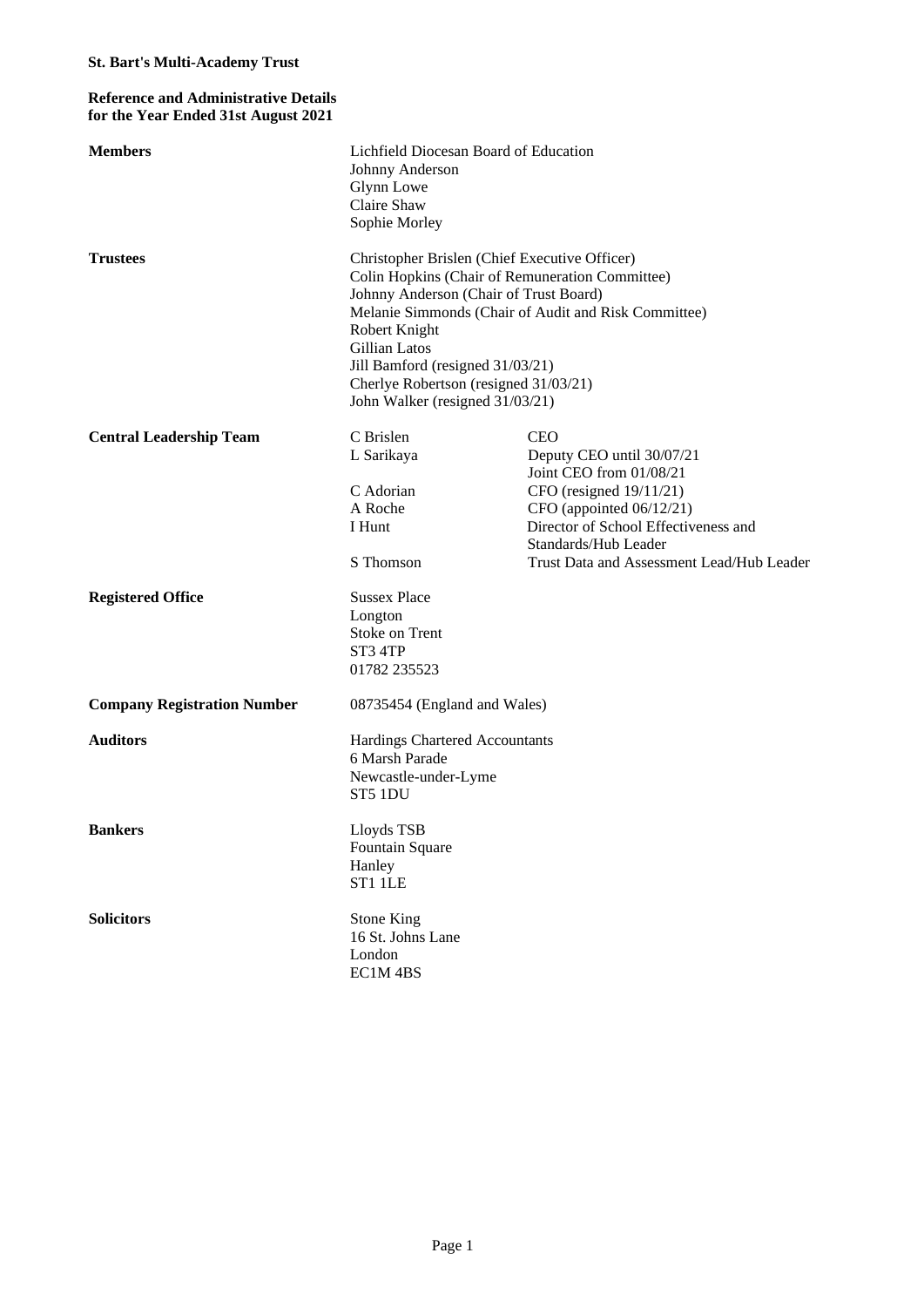**St. Bart's Multi-Academy Trust**

**Reference and Administrative Details**
**for the Year Ended 31st August 2021**

**Members**

Lichfield Diocesan Board of Education
Johnny Anderson
Glynn Lowe
Claire Shaw
Sophie Morley

**Trustees**

Christopher Brislen (Chief Executive Officer)
Colin Hopkins (Chair of Remuneration Committee)
Johnny Anderson (Chair of Trust Board)
Melanie Simmonds (Chair of Audit and Risk Committee)
Robert Knight
Gillian Latos
Jill Bamford (resigned 31/03/21)
Cherlye Robertson (resigned 31/03/21)
John Walker (resigned 31/03/21)

**Central Leadership Team**

| | |
|---|---|
| C Brislen | CEO |
| L Sarikaya | Deputy CEO until 30/07/21<br>Joint CEO from 01/08/21 |
| C Adorian | CFO (resigned 19/11/21) |
| A Roche | CFO (appointed 06/12/21) |
| I Hunt | Director of School Effectiveness and Standards/Hub Leader |
| S Thomson | Trust Data and Assessment Lead/Hub Leader |

**Registered Office**

Sussex Place
Longton
Stoke on Trent
ST3 4TP
01782 235523

**Company Registration Number**

08735454 (England and Wales)

**Auditors**

Hardings Chartered Accountants
6 Marsh Parade
Newcastle-under-Lyme
ST5 1DU

**Bankers**

Lloyds TSB
Fountain Square
Hanley
ST1 1LE

**Solicitors**

Stone King
16 St. Johns Lane
London
EC1M 4BS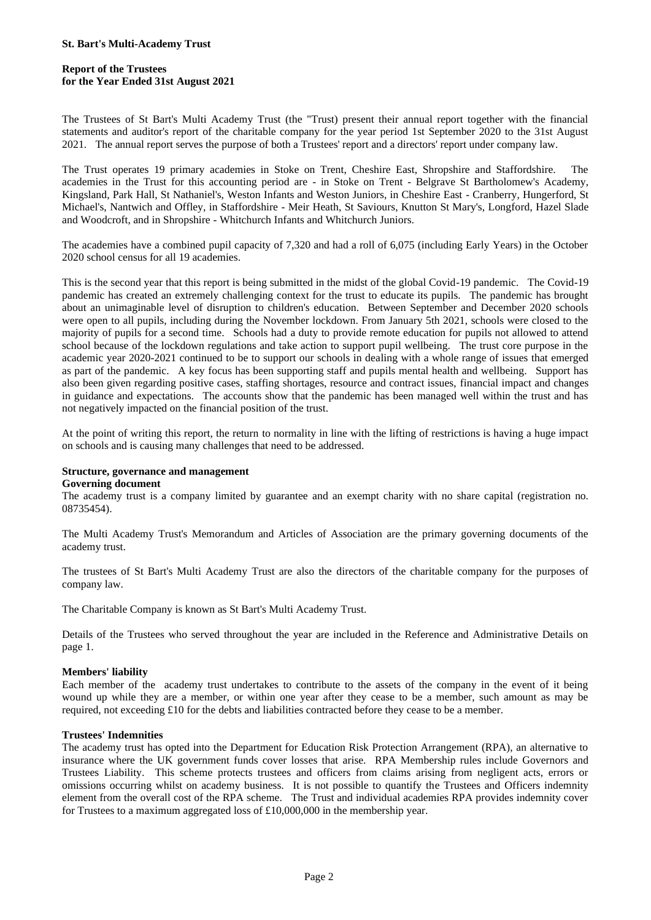**St. Bart's Multi-Academy Trust**

**Report of the Trustees**
**for the Year Ended 31st August 2021**

The Trustees of St Bart's Multi Academy Trust (the "Trust) present their annual report together with the financial statements and auditor's report of the charitable company for the year period 1st September 2020 to the 31st August 2021. The annual report serves the purpose of both a Trustees' report and a directors' report under company law.

The Trust operates 19 primary academies in Stoke on Trent, Cheshire East, Shropshire and Staffordshire. The academies in the Trust for this accounting period are - in Stoke on Trent - Belgrave St Bartholomew's Academy, Kingsland, Park Hall, St Nathaniel's, Weston Infants and Weston Juniors, in Cheshire East - Cranberry, Hungerford, St Michael's, Nantwich and Offley, in Staffordshire - Meir Heath, St Saviours, Knutton St Mary's, Longford, Hazel Slade and Woodcroft, and in Shropshire - Whitchurch Infants and Whitchurch Juniors.

The academies have a combined pupil capacity of 7,320 and had a roll of 6,075 (including Early Years) in the October 2020 school census for all 19 academies.

This is the second year that this report is being submitted in the midst of the global Covid-19 pandemic. The Covid-19 pandemic has created an extremely challenging context for the trust to educate its pupils. The pandemic has brought about an unimaginable level of disruption to children's education. Between September and December 2020 schools were open to all pupils, including during the November lockdown. From January 5th 2021, schools were closed to the majority of pupils for a second time. Schools had a duty to provide remote education for pupils not allowed to attend school because of the lockdown regulations and take action to support pupil wellbeing. The trust core purpose in the academic year 2020-2021 continued to be to support our schools in dealing with a whole range of issues that emerged as part of the pandemic. A key focus has been supporting staff and pupils mental health and wellbeing. Support has also been given regarding positive cases, staffing shortages, resource and contract issues, financial impact and changes in guidance and expectations. The accounts show that the pandemic has been managed well within the trust and has not negatively impacted on the financial position of the trust.

At the point of writing this report, the return to normality in line with the lifting of restrictions is having a huge impact on schools and is causing many challenges that need to be addressed.

**Structure, governance and management**

**Governing document**

The academy trust is a company limited by guarantee and an exempt charity with no share capital (registration no. 08735454).

The Multi Academy Trust's Memorandum and Articles of Association are the primary governing documents of the academy trust.

The trustees of St Bart's Multi Academy Trust are also the directors of the charitable company for the purposes of company law.

The Charitable Company is known as St Bart's Multi Academy Trust.

Details of the Trustees who served throughout the year are included in the Reference and Administrative Details on page 1.

**Members' liability**

Each member of the academy trust undertakes to contribute to the assets of the company in the event of it being wound up while they are a member, or within one year after they cease to be a member, such amount as may be required, not exceeding £10 for the debts and liabilities contracted before they cease to be a member.

**Trustees' Indemnities**

The academy trust has opted into the Department for Education Risk Protection Arrangement (RPA), an alternative to insurance where the UK government funds cover losses that arise. RPA Membership rules include Governors and Trustees Liability. This scheme protects trustees and officers from claims arising from negligent acts, errors or omissions occurring whilst on academy business. It is not possible to quantify the Trustees and Officers indemnity element from the overall cost of the RPA scheme. The Trust and individual academies RPA provides indemnity cover for Trustees to a maximum aggregated loss of £10,000,000 in the membership year.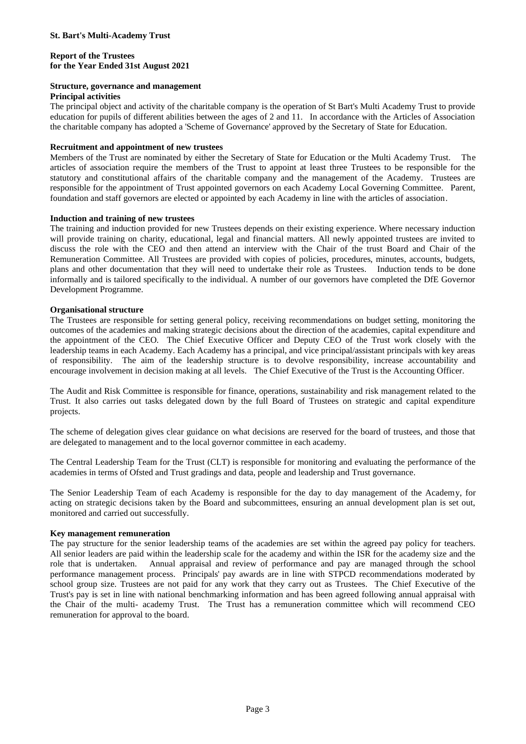**St. Bart's Multi-Academy Trust**

**Report of the Trustees**
**for the Year Ended 31st August 2021**

## Structure, governance and management

### Principal activities

The principal object and activity of the charitable company is the operation of St Bart's Multi Academy Trust to provide education for pupils of different abilities between the ages of 2 and 11. In accordance with the Articles of Association the charitable company has adopted a 'Scheme of Governance' approved by the Secretary of State for Education.

### Recruitment and appointment of new trustees

Members of the Trust are nominated by either the Secretary of State for Education or the Multi Academy Trust. The articles of association require the members of the Trust to appoint at least three Trustees to be responsible for the statutory and constitutional affairs of the charitable company and the management of the Academy. Trustees are responsible for the appointment of Trust appointed governors on each Academy Local Governing Committee. Parent, foundation and staff governors are elected or appointed by each Academy in line with the articles of association.

### Induction and training of new trustees

The training and induction provided for new Trustees depends on their existing experience. Where necessary induction will provide training on charity, educational, legal and financial matters. All newly appointed trustees are invited to discuss the role with the CEO and then attend an interview with the Chair of the trust Board and Chair of the Remuneration Committee. All Trustees are provided with copies of policies, procedures, minutes, accounts, budgets, plans and other documentation that they will need to undertake their role as Trustees. Induction tends to be done informally and is tailored specifically to the individual. A number of our governors have completed the DfE Governor Development Programme.

### Organisational structure

The Trustees are responsible for setting general policy, receiving recommendations on budget setting, monitoring the outcomes of the academies and making strategic decisions about the direction of the academies, capital expenditure and the appointment of the CEO. The Chief Executive Officer and Deputy CEO of the Trust work closely with the leadership teams in each Academy. Each Academy has a principal, and vice principal/assistant principals with key areas of responsibility. The aim of the leadership structure is to devolve responsibility, increase accountability and encourage involvement in decision making at all levels. The Chief Executive of the Trust is the Accounting Officer.

The Audit and Risk Committee is responsible for finance, operations, sustainability and risk management related to the Trust. It also carries out tasks delegated down by the full Board of Trustees on strategic and capital expenditure projects.

The scheme of delegation gives clear guidance on what decisions are reserved for the board of trustees, and those that are delegated to management and to the local governor committee in each academy.

The Central Leadership Team for the Trust (CLT) is responsible for monitoring and evaluating the performance of the academies in terms of Ofsted and Trust gradings and data, people and leadership and Trust governance.

The Senior Leadership Team of each Academy is responsible for the day to day management of the Academy, for acting on strategic decisions taken by the Board and subcommittees, ensuring an annual development plan is set out, monitored and carried out successfully.

### Key management remuneration

The pay structure for the senior leadership teams of the academies are set within the agreed pay policy for teachers. All senior leaders are paid within the leadership scale for the academy and within the ISR for the academy size and the role that is undertaken. Annual appraisal and review of performance and pay are managed through the school performance management process. Principals' pay awards are in line with STPCD recommendations moderated by school group size. Trustees are not paid for any work that they carry out as Trustees. The Chief Executive of the Trust's pay is set in line with national benchmarking information and has been agreed following annual appraisal with the Chair of the multi- academy Trust. The Trust has a remuneration committee which will recommend CEO remuneration for approval to the board.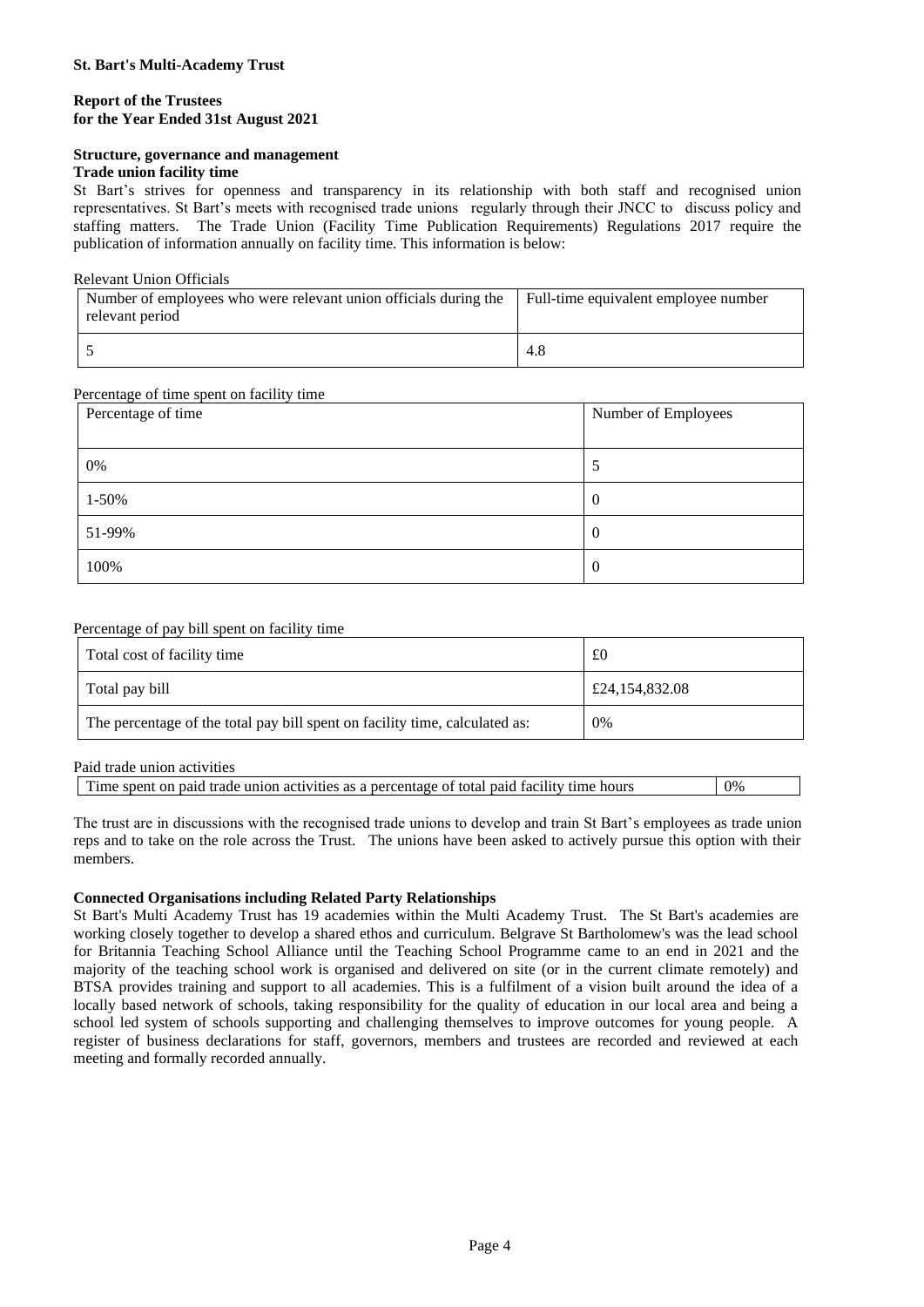**St. Bart's Multi-Academy Trust**

**Report of the Trustees**
**for the Year Ended 31st August 2021**

**Structure, governance and management**

**Trade union facility time**

St Bart's strives for openness and transparency in its relationship with both staff and recognised union representatives. St Bart's meets with recognised trade unions regularly through their JNCC to discuss policy and staffing matters. The Trade Union (Facility Time Publication Requirements) Regulations 2017 require the publication of information annually on facility time. This information is below:

Relevant Union Officials

| Number of employees who were relevant union officials during the relevant period | Full-time equivalent employee number |
|---|---|
| 5 | 4.8 |

Percentage of time spent on facility time

| Percentage of time | Number of Employees |
|---|---|
| 0% | 5 |
| 1-50% | 0 |
| 51-99% | 0 |
| 100% | 0 |

Percentage of pay bill spent on facility time

| Total cost of facility time | £0 |
|---|---|
| Total pay bill | £24,154,832.08 |
| The percentage of the total pay bill spent on facility time, calculated as: | 0% |

Paid trade union activities

| Time spent on paid trade union activities as a percentage of total paid facility time hours | 0% |
|---|---|

The trust are in discussions with the recognised trade unions to develop and train St Bart's employees as trade union reps and to take on the role across the Trust. The unions have been asked to actively pursue this option with their members.

**Connected Organisations including Related Party Relationships**

St Bart's Multi Academy Trust has 19 academies within the Multi Academy Trust. The St Bart's academies are working closely together to develop a shared ethos and curriculum. Belgrave St Bartholomew's was the lead school for Britannia Teaching School Alliance until the Teaching School Programme came to an end in 2021 and the majority of the teaching school work is organised and delivered on site (or in the current climate remotely) and BTSA provides training and support to all academies. This is a fulfilment of a vision built around the idea of a locally based network of schools, taking responsibility for the quality of education in our local area and being a school led system of schools supporting and challenging themselves to improve outcomes for young people. A register of business declarations for staff, governors, members and trustees are recorded and reviewed at each meeting and formally recorded annually.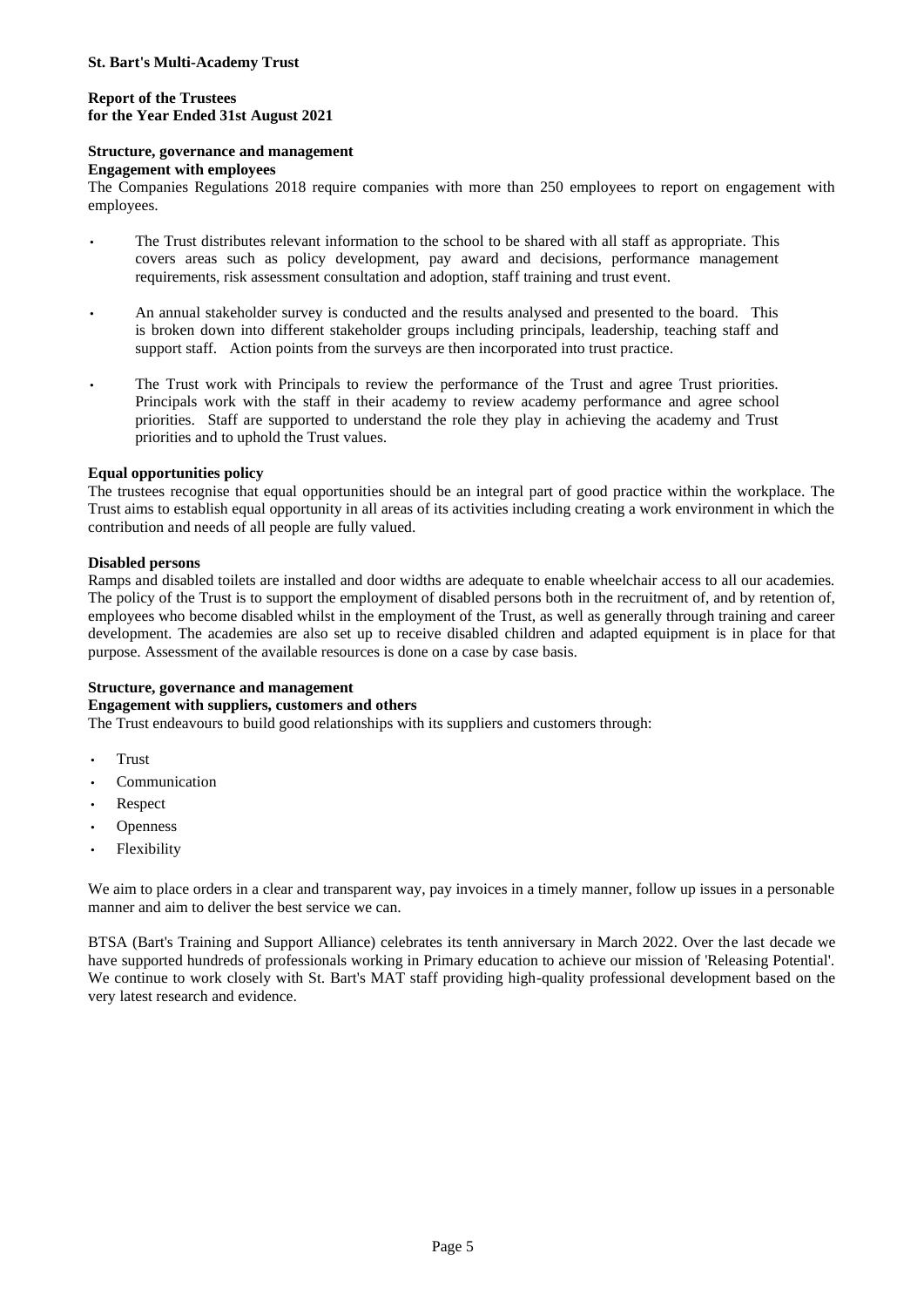### Structure, governance and management

#### Engagement with employees

The Companies Regulations 2018 require companies with more than 250 employees to report on engagement with employees.

- The Trust distributes relevant information to the school to be shared with all staff as appropriate. This covers areas such as policy development, pay award and decisions, performance management requirements, risk assessment consultation and adoption, staff training and trust event.
- An annual stakeholder survey is conducted and the results analysed and presented to the board. This is broken down into different stakeholder groups including principals, leadership, teaching staff and support staff. Action points from the surveys are then incorporated into trust practice.
- The Trust work with Principals to review the performance of the Trust and agree Trust priorities. Principals work with the staff in their academy to review academy performance and agree school priorities. Staff are supported to understand the role they play in achieving the academy and Trust priorities and to uphold the Trust values.

#### Equal opportunities policy

The trustees recognise that equal opportunities should be an integral part of good practice within the workplace. The Trust aims to establish equal opportunity in all areas of its activities including creating a work environment in which the contribution and needs of all people are fully valued.

#### Disabled persons

Ramps and disabled toilets are installed and door widths are adequate to enable wheelchair access to all our academies. The policy of the Trust is to support the employment of disabled persons both in the recruitment of, and by retention of, employees who become disabled whilst in the employment of the Trust, as well as generally through training and career development. The academies are also set up to receive disabled children and adapted equipment is in place for that purpose. Assessment of the available resources is done on a case by case basis.

### Structure, governance and management

#### Engagement with suppliers, customers and others

The Trust endeavours to build good relationships with its suppliers and customers through:

- Trust
- Communication
- Respect
- Openness
- Flexibility

We aim to place orders in a clear and transparent way, pay invoices in a timely manner, follow up issues in a personable manner and aim to deliver the best service we can.

BTSA (Bart's Training and Support Alliance) celebrates its tenth anniversary in March 2022. Over the last decade we have supported hundreds of professionals working in Primary education to achieve our mission of 'Releasing Potential'. We continue to work closely with St. Bart's MAT staff providing high-quality professional development based on the very latest research and evidence.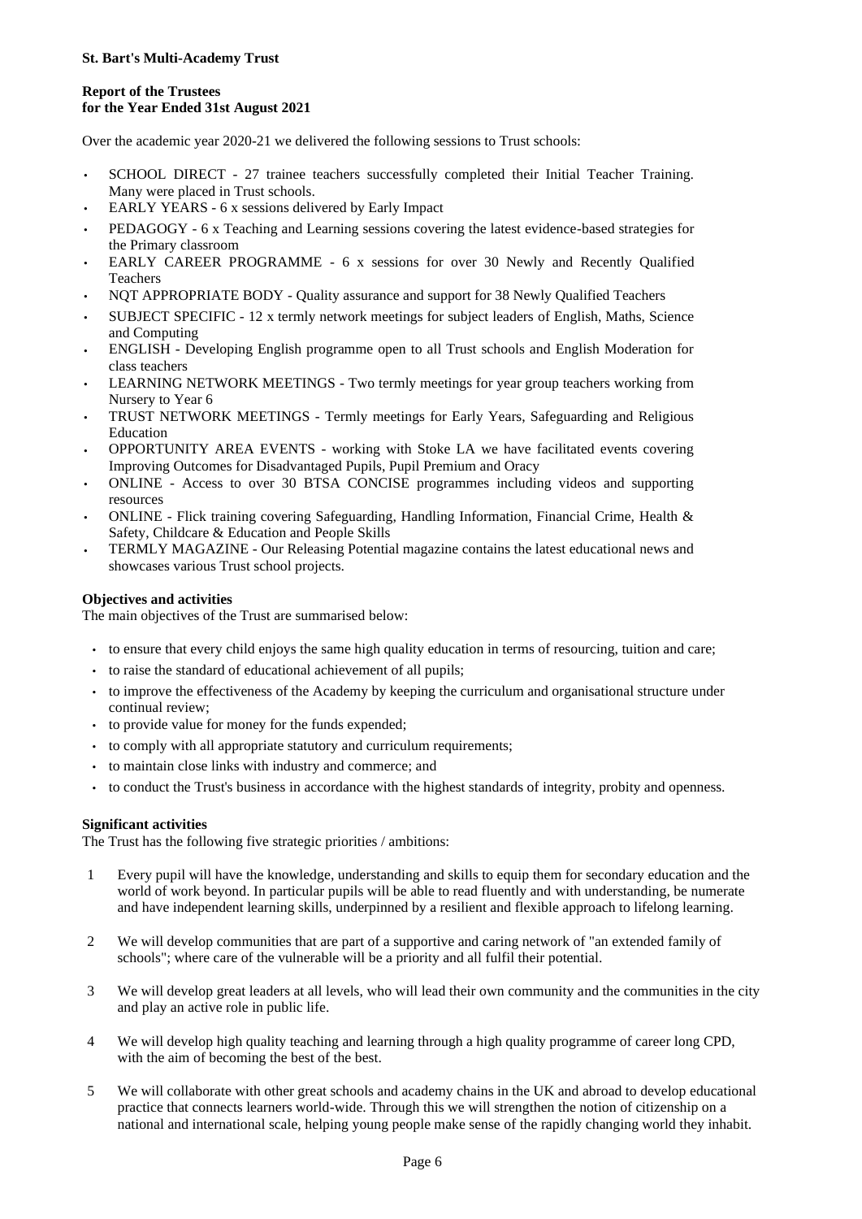Over the academic year 2020-21 we delivered the following sessions to Trust schools:

- SCHOOL DIRECT - 27 trainee teachers successfully completed their Initial Teacher Training. Many were placed in Trust schools.
- EARLY YEARS - 6 x sessions delivered by Early Impact
- PEDAGOGY - 6 x Teaching and Learning sessions covering the latest evidence-based strategies for the Primary classroom
- EARLY CAREER PROGRAMME - 6 x sessions for over 30 Newly and Recently Qualified Teachers
- NQT APPROPRIATE BODY - Quality assurance and support for 38 Newly Qualified Teachers
- SUBJECT SPECIFIC - 12 x termly network meetings for subject leaders of English, Maths, Science and Computing
- ENGLISH - Developing English programme open to all Trust schools and English Moderation for class teachers
- LEARNING NETWORK MEETINGS - Two termly meetings for year group teachers working from Nursery to Year 6
- TRUST NETWORK MEETINGS - Termly meetings for Early Years, Safeguarding and Religious Education
- OPPORTUNITY AREA EVENTS - working with Stoke LA we have facilitated events covering Improving Outcomes for Disadvantaged Pupils, Pupil Premium and Oracy
- ONLINE - Access to over 30 BTSA CONCISE programmes including videos and supporting resources
- ONLINE - Flick training covering Safeguarding, Handling Information, Financial Crime, Health & Safety, Childcare & Education and People Skills
- TERMLY MAGAZINE - Our Releasing Potential magazine contains the latest educational news and showcases various Trust school projects.

**Objectives and activities**

The main objectives of the Trust are summarised below:

- to ensure that every child enjoys the same high quality education in terms of resourcing, tuition and care;
- to raise the standard of educational achievement of all pupils;
- to improve the effectiveness of the Academy by keeping the curriculum and organisational structure under continual review;
- to provide value for money for the funds expended;
- to comply with all appropriate statutory and curriculum requirements;
- to maintain close links with industry and commerce; and
- to conduct the Trust's business in accordance with the highest standards of integrity, probity and openness.

**Significant activities**

The Trust has the following five strategic priorities / ambitions:

1. Every pupil will have the knowledge, understanding and skills to equip them for secondary education and the world of work beyond. In particular pupils will be able to read fluently and with understanding, be numerate and have independent learning skills, underpinned by a resilient and flexible approach to lifelong learning.
2. We will develop communities that are part of a supportive and caring network of "an extended family of schools"; where care of the vulnerable will be a priority and all fulfil their potential.
3. We will develop great leaders at all levels, who will lead their own community and the communities in the city and play an active role in public life.
4. We will develop high quality teaching and learning through a high quality programme of career long CPD, with the aim of becoming the best of the best.
5. We will collaborate with other great schools and academy chains in the UK and abroad to develop educational practice that connects learners world-wide. Through this we will strengthen the notion of citizenship on a national and international scale, helping young people make sense of the rapidly changing world they inhabit.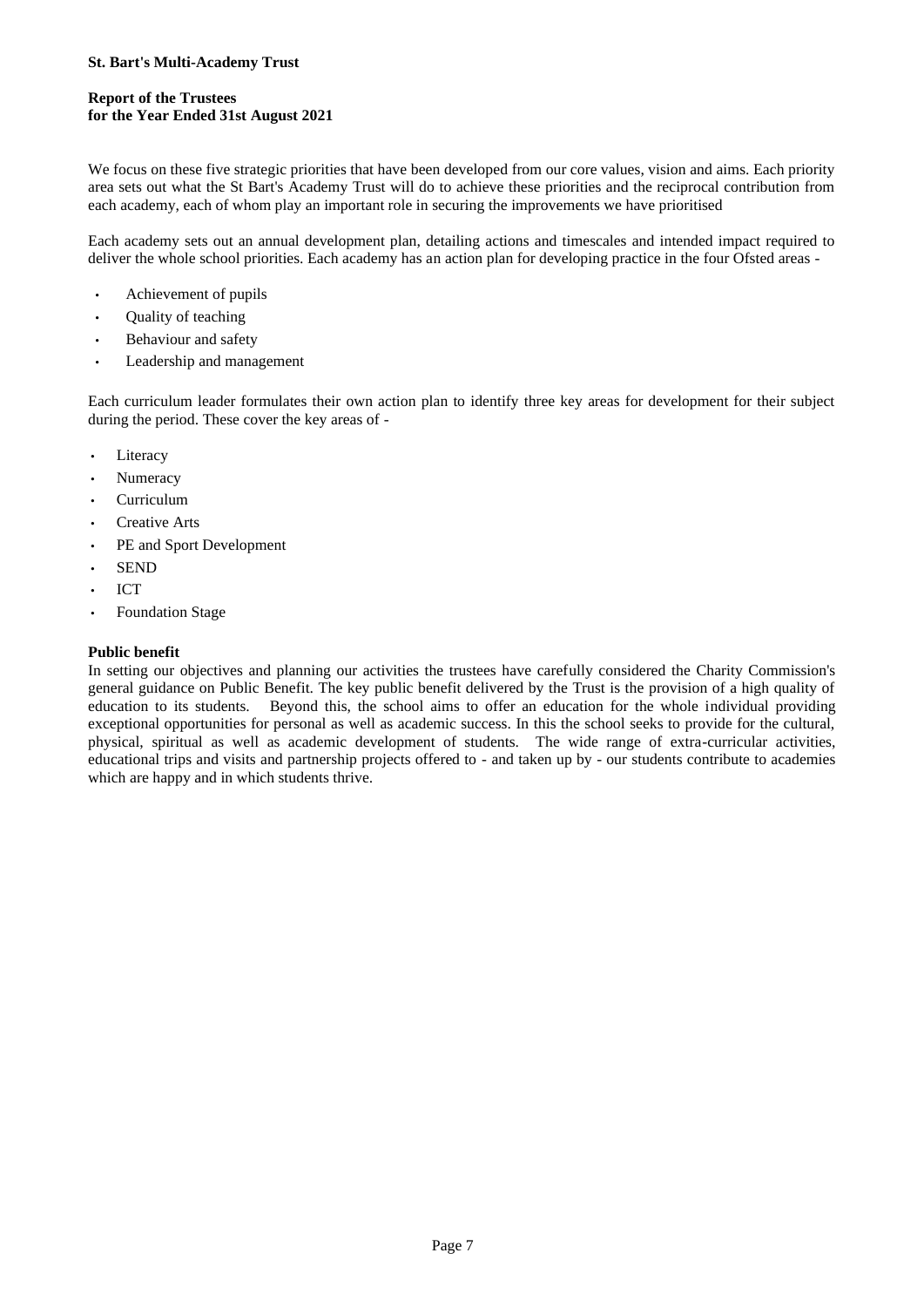We focus on these five strategic priorities that have been developed from our core values, vision and aims. Each priority area sets out what the St Bart's Academy Trust will do to achieve these priorities and the reciprocal contribution from each academy, each of whom play an important role in securing the improvements we have prioritised

Each academy sets out an annual development plan, detailing actions and timescales and intended impact required to deliver the whole school priorities. Each academy has an action plan for developing practice in the four Ofsted areas -

- Achievement of pupils
- Quality of teaching
- Behaviour and safety
- Leadership and management

Each curriculum leader formulates their own action plan to identify three key areas for development for their subject during the period. These cover the key areas of -

- Literacy
- Numeracy
- Curriculum
- Creative Arts
- PE and Sport Development
- SEND
- ICT
- Foundation Stage

**Public benefit**

In setting our objectives and planning our activities the trustees have carefully considered the Charity Commission's general guidance on Public Benefit. The key public benefit delivered by the Trust is the provision of a high quality of education to its students. Beyond this, the school aims to offer an education for the whole individual providing exceptional opportunities for personal as well as academic success. In this the school seeks to provide for the cultural, physical, spiritual as well as academic development of students. The wide range of extra-curricular activities, educational trips and visits and partnership projects offered to - and taken up by - our students contribute to academies which are happy and in which students thrive.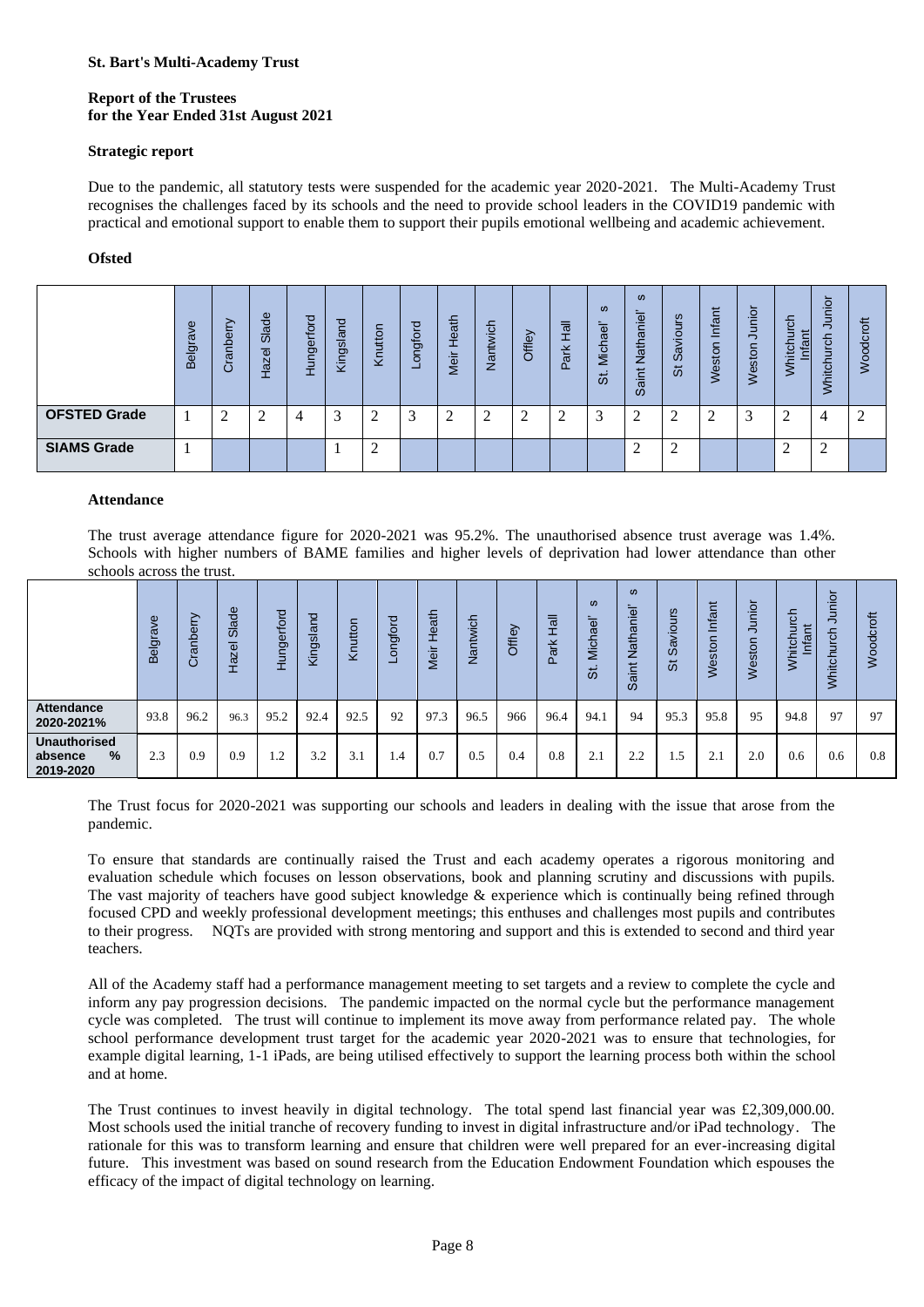**St. Bart's Multi-Academy Trust**

**Report of the Trustees**
**for the Year Ended 31st August 2021**

**Strategic report**

Due to the pandemic, all statutory tests were suspended for the academic year 2020-2021. The Multi-Academy Trust recognises the challenges faced by its schools and the need to provide school leaders in the COVID19 pandemic with practical and emotional support to enable them to support their pupils emotional wellbeing and academic achievement.

**Ofsted**

| | Belgrave | Cranberry | Hazel Slade | Hungerford | Kingsland | Knutton | Longford | Meir Heath | Nantwich | Offley | Park Hall | St. Michael' s | Saint Nathaniel' s | St Saviours | Weston Infant | Weston Junior | Whitchurch Infant | Whitchurch Junior | Woodcroft |
|---|---|---|---|---|---|---|---|---|---|---|---|---|---|---|---|---|---|---|---|
| **OFSTED Grade** | 1 | 2 | 2 | 4 | 3 | 2 | 3 | 2 | 2 | 2 | 2 | 3 | 2 | 2 | 2 | 3 | 2 | 4 | 2 |
| **SIAMS Grade** | 1 | | | | 1 | 2 | | | | | | | 2 | 2 | | | 2 | 2 | |

**Attendance**

The trust average attendance figure for 2020-2021 was 95.2%. The unauthorised absence trust average was 1.4%. Schools with higher numbers of BAME families and higher levels of deprivation had lower attendance than other schools across the trust.

| | Belgrave | Cranberry | Hazel Slade | Hungerford | Kingsland | Knutton | Longford | Meir Heath | Nantwich | Offley | Park Hall | St. Michael' s | Saint Nathaniel' s | St Saviours | Weston Infant | Weston Junior | Whitchurch Infant | Whitchurch Junior | Woodcroft |
|---|---|---|---|---|---|---|---|---|---|---|---|---|---|---|---|---|---|---|---|
| **Attendance 2020-2021%** | 93.8 | 96.2 | 96.3 | 95.2 | 92.4 | 92.5 | 92 | 97.3 | 96.5 | 966 | 96.4 | 94.1 | 94 | 95.3 | 95.8 | 95 | 94.8 | 97 | 97 |
| **Unauthorised absence % 2019-2020** | 2.3 | 0.9 | 0.9 | 1.2 | 3.2 | 3.1 | 1.4 | 0.7 | 0.5 | 0.4 | 0.8 | 2.1 | 2.2 | 1.5 | 2.1 | 2.0 | 0.6 | 0.6 | 0.8 |

The Trust focus for 2020-2021 was supporting our schools and leaders in dealing with the issue that arose from the pandemic.

To ensure that standards are continually raised the Trust and each academy operates a rigorous monitoring and evaluation schedule which focuses on lesson observations, book and planning scrutiny and discussions with pupils. The vast majority of teachers have good subject knowledge & experience which is continually being refined through focused CPD and weekly professional development meetings; this enthuses and challenges most pupils and contributes to their progress. NQTs are provided with strong mentoring and support and this is extended to second and third year teachers.

All of the Academy staff had a performance management meeting to set targets and a review to complete the cycle and inform any pay progression decisions. The pandemic impacted on the normal cycle but the performance management cycle was completed. The trust will continue to implement its move away from performance related pay. The whole school performance development trust target for the academic year 2020-2021 was to ensure that technologies, for example digital learning, 1-1 iPads, are being utilised effectively to support the learning process both within the school and at home.

The Trust continues to invest heavily in digital technology. The total spend last financial year was £2,309,000.00. Most schools used the initial tranche of recovery funding to invest in digital infrastructure and/or iPad technology. The rationale for this was to transform learning and ensure that children were well prepared for an ever-increasing digital future. This investment was based on sound research from the Education Endowment Foundation which espouses the efficacy of the impact of digital technology on learning.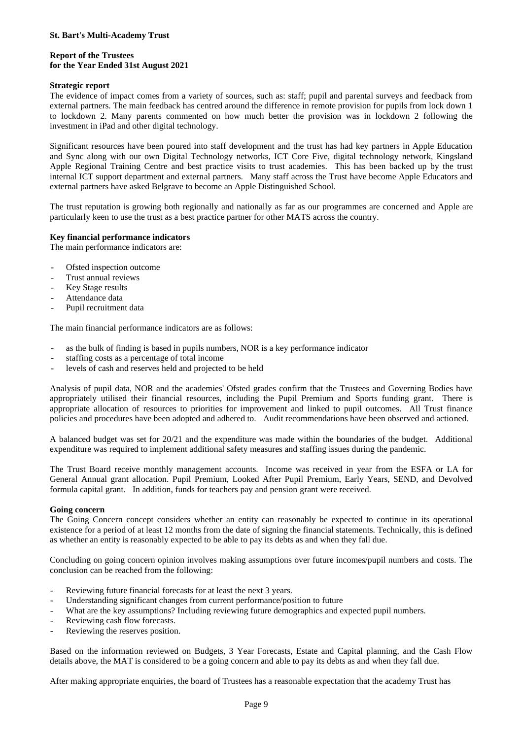**Strategic report**

The evidence of impact comes from a variety of sources, such as: staff; pupil and parental surveys and feedback from external partners. The main feedback has centred around the difference in remote provision for pupils from lock down 1 to lockdown 2. Many parents commented on how much better the provision was in lockdown 2 following the investment in iPad and other digital technology.

Significant resources have been poured into staff development and the trust has had key partners in Apple Education and Sync along with our own Digital Technology networks, ICT Core Five, digital technology network, Kingsland Apple Regional Training Centre and best practice visits to trust academies. This has been backed up by the trust internal ICT support department and external partners. Many staff across the Trust have become Apple Educators and external partners have asked Belgrave to become an Apple Distinguished School.

The trust reputation is growing both regionally and nationally as far as our programmes are concerned and Apple are particularly keen to use the trust as a best practice partner for other MATS across the country.

**Key financial performance indicators**

The main performance indicators are:

- Ofsted inspection outcome
- Trust annual reviews
- Key Stage results
- Attendance data
- Pupil recruitment data

The main financial performance indicators are as follows:

- as the bulk of finding is based in pupils numbers, NOR is a key performance indicator
- staffing costs as a percentage of total income
- levels of cash and reserves held and projected to be held

Analysis of pupil data, NOR and the academies' Ofsted grades confirm that the Trustees and Governing Bodies have appropriately utilised their financial resources, including the Pupil Premium and Sports funding grant. There is appropriate allocation of resources to priorities for improvement and linked to pupil outcomes. All Trust finance policies and procedures have been adopted and adhered to. Audit recommendations have been observed and actioned.

A balanced budget was set for 20/21 and the expenditure was made within the boundaries of the budget. Additional expenditure was required to implement additional safety measures and staffing issues during the pandemic.

The Trust Board receive monthly management accounts. Income was received in year from the ESFA or LA for General Annual grant allocation. Pupil Premium, Looked After Pupil Premium, Early Years, SEND, and Devolved formula capital grant. In addition, funds for teachers pay and pension grant were received.

**Going concern**

The Going Concern concept considers whether an entity can reasonably be expected to continue in its operational existence for a period of at least 12 months from the date of signing the financial statements. Technically, this is defined as whether an entity is reasonably expected to be able to pay its debts as and when they fall due.

Concluding on going concern opinion involves making assumptions over future incomes/pupil numbers and costs. The conclusion can be reached from the following:

- Reviewing future financial forecasts for at least the next 3 years.
- Understanding significant changes from current performance/position to future
- What are the key assumptions? Including reviewing future demographics and expected pupil numbers.
- Reviewing cash flow forecasts.
- Reviewing the reserves position.

Based on the information reviewed on Budgets, 3 Year Forecasts, Estate and Capital planning, and the Cash Flow details above, the MAT is considered to be a going concern and able to pay its debts as and when they fall due.

After making appropriate enquiries, the board of Trustees has a reasonable expectation that the academy Trust has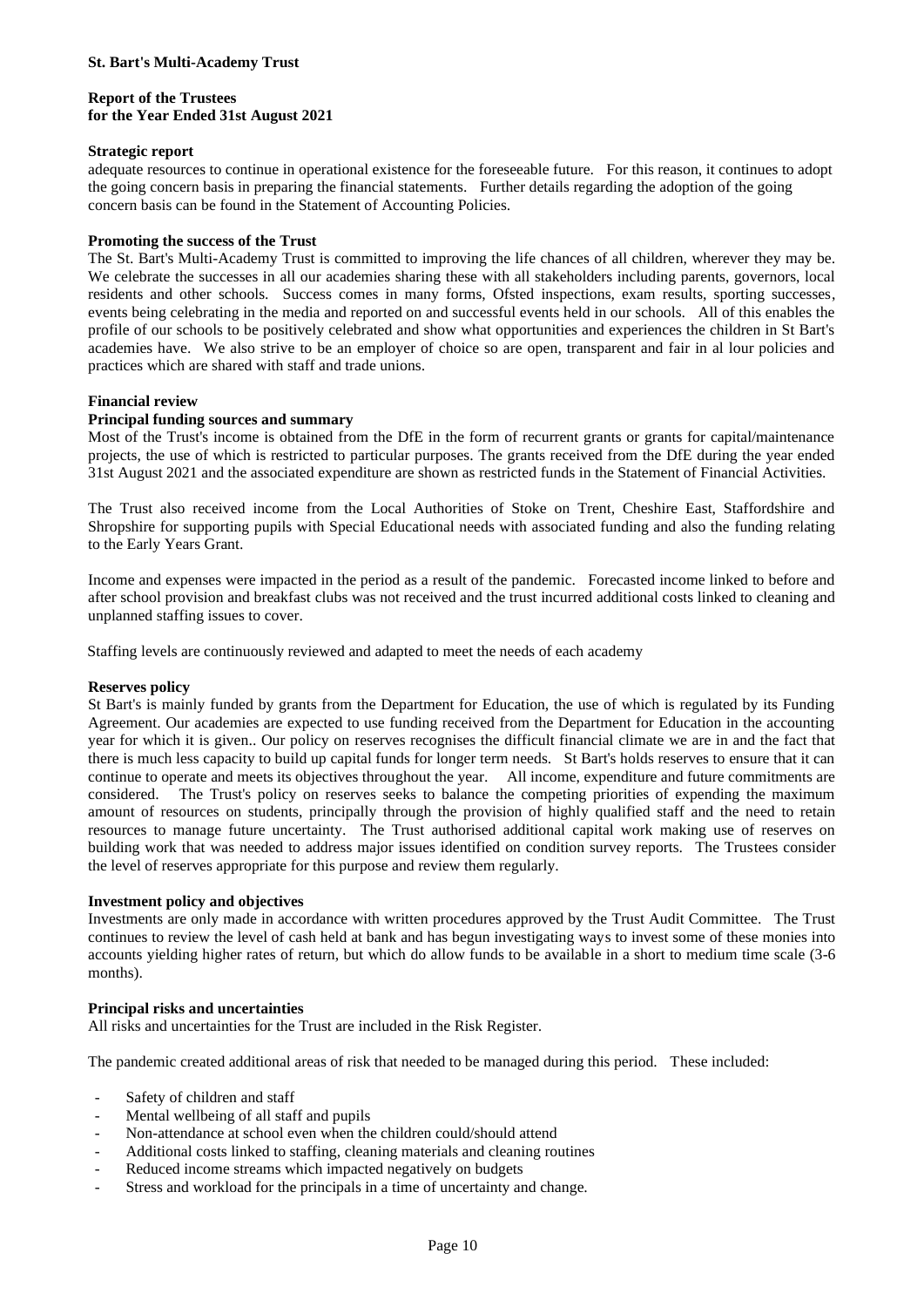## Strategic report

adequate resources to continue in operational existence for the foreseeable future. For this reason, it continues to adopt the going concern basis in preparing the financial statements. Further details regarding the adoption of the going concern basis can be found in the Statement of Accounting Policies.

### Promoting the success of the Trust

The St. Bart's Multi-Academy Trust is committed to improving the life chances of all children, wherever they may be. We celebrate the successes in all our academies sharing these with all stakeholders including parents, governors, local residents and other schools. Success comes in many forms, Ofsted inspections, exam results, sporting successes, events being celebrating in the media and reported on and successful events held in our schools. All of this enables the profile of our schools to be positively celebrated and show what opportunities and experiences the children in St Bart's academies have. We also strive to be an employer of choice so are open, transparent and fair in al lour policies and practices which are shared with staff and trade unions.

### Financial review

#### Principal funding sources and summary

Most of the Trust's income is obtained from the DfE in the form of recurrent grants or grants for capital/maintenance projects, the use of which is restricted to particular purposes. The grants received from the DfE during the year ended 31st August 2021 and the associated expenditure are shown as restricted funds in the Statement of Financial Activities.

The Trust also received income from the Local Authorities of Stoke on Trent, Cheshire East, Staffordshire and Shropshire for supporting pupils with Special Educational needs with associated funding and also the funding relating to the Early Years Grant.

Income and expenses were impacted in the period as a result of the pandemic. Forecasted income linked to before and after school provision and breakfast clubs was not received and the trust incurred additional costs linked to cleaning and unplanned staffing issues to cover.

Staffing levels are continuously reviewed and adapted to meet the needs of each academy

### Reserves policy

St Bart's is mainly funded by grants from the Department for Education, the use of which is regulated by its Funding Agreement. Our academies are expected to use funding received from the Department for Education in the accounting year for which it is given.. Our policy on reserves recognises the difficult financial climate we are in and the fact that there is much less capacity to build up capital funds for longer term needs. St Bart's holds reserves to ensure that it can continue to operate and meets its objectives throughout the year. All income, expenditure and future commitments are considered. The Trust's policy on reserves seeks to balance the competing priorities of expending the maximum amount of resources on students, principally through the provision of highly qualified staff and the need to retain resources to manage future uncertainty. The Trust authorised additional capital work making use of reserves on building work that was needed to address major issues identified on condition survey reports. The Trustees consider the level of reserves appropriate for this purpose and review them regularly.

### Investment policy and objectives

Investments are only made in accordance with written procedures approved by the Trust Audit Committee. The Trust continues to review the level of cash held at bank and has begun investigating ways to invest some of these monies into accounts yielding higher rates of return, but which do allow funds to be available in a short to medium time scale (3-6 months).

### Principal risks and uncertainties

All risks and uncertainties for the Trust are included in the Risk Register.

The pandemic created additional areas of risk that needed to be managed during this period. These included:

- Safety of children and staff
- Mental wellbeing of all staff and pupils
- Non-attendance at school even when the children could/should attend
- Additional costs linked to staffing, cleaning materials and cleaning routines
- Reduced income streams which impacted negatively on budgets
- Stress and workload for the principals in a time of uncertainty and change.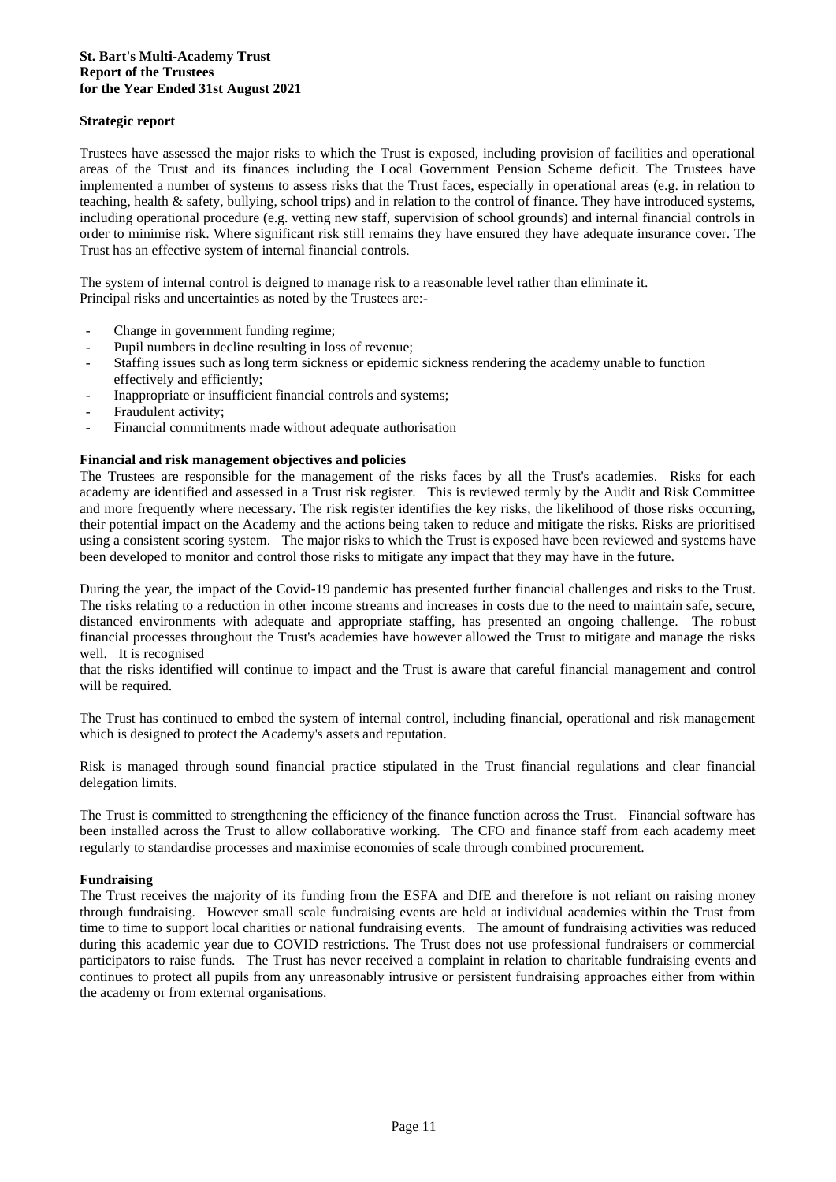## Strategic report

Trustees have assessed the major risks to which the Trust is exposed, including provision of facilities and operational areas of the Trust and its finances including the Local Government Pension Scheme deficit. The Trustees have implemented a number of systems to assess risks that the Trust faces, especially in operational areas (e.g. in relation to teaching, health & safety, bullying, school trips) and in relation to the control of finance. They have introduced systems, including operational procedure (e.g. vetting new staff, supervision of school grounds) and internal financial controls in order to minimise risk. Where significant risk still remains they have ensured they have adequate insurance cover. The Trust has an effective system of internal financial controls.

The system of internal control is deigned to manage risk to a reasonable level rather than eliminate it.
Principal risks and uncertainties as noted by the Trustees are:-

- Change in government funding regime;
- Pupil numbers in decline resulting in loss of revenue;
- Staffing issues such as long term sickness or epidemic sickness rendering the academy unable to function effectively and efficiently;
- Inappropriate or insufficient financial controls and systems;
- Fraudulent activity;
- Financial commitments made without adequate authorisation

### Financial and risk management objectives and policies

The Trustees are responsible for the management of the risks faces by all the Trust's academies. Risks for each academy are identified and assessed in a Trust risk register. This is reviewed termly by the Audit and Risk Committee and more frequently where necessary. The risk register identifies the key risks, the likelihood of those risks occurring, their potential impact on the Academy and the actions being taken to reduce and mitigate the risks. Risks are prioritised using a consistent scoring system. The major risks to which the Trust is exposed have been reviewed and systems have been developed to monitor and control those risks to mitigate any impact that they may have in the future.

During the year, the impact of the Covid-19 pandemic has presented further financial challenges and risks to the Trust. The risks relating to a reduction in other income streams and increases in costs due to the need to maintain safe, secure, distanced environments with adequate and appropriate staffing, has presented an ongoing challenge. The robust financial processes throughout the Trust's academies have however allowed the Trust to mitigate and manage the risks well. It is recognised
that the risks identified will continue to impact and the Trust is aware that careful financial management and control will be required.

The Trust has continued to embed the system of internal control, including financial, operational and risk management which is designed to protect the Academy's assets and reputation.

Risk is managed through sound financial practice stipulated in the Trust financial regulations and clear financial delegation limits.

The Trust is committed to strengthening the efficiency of the finance function across the Trust. Financial software has been installed across the Trust to allow collaborative working. The CFO and finance staff from each academy meet regularly to standardise processes and maximise economies of scale through combined procurement.

### Fundraising

The Trust receives the majority of its funding from the ESFA and DfE and therefore is not reliant on raising money through fundraising. However small scale fundraising events are held at individual academies within the Trust from time to time to support local charities or national fundraising events. The amount of fundraising activities was reduced during this academic year due to COVID restrictions. The Trust does not use professional fundraisers or commercial participators to raise funds. The Trust has never received a complaint in relation to charitable fundraising events and continues to protect all pupils from any unreasonably intrusive or persistent fundraising approaches either from within the academy or from external organisations.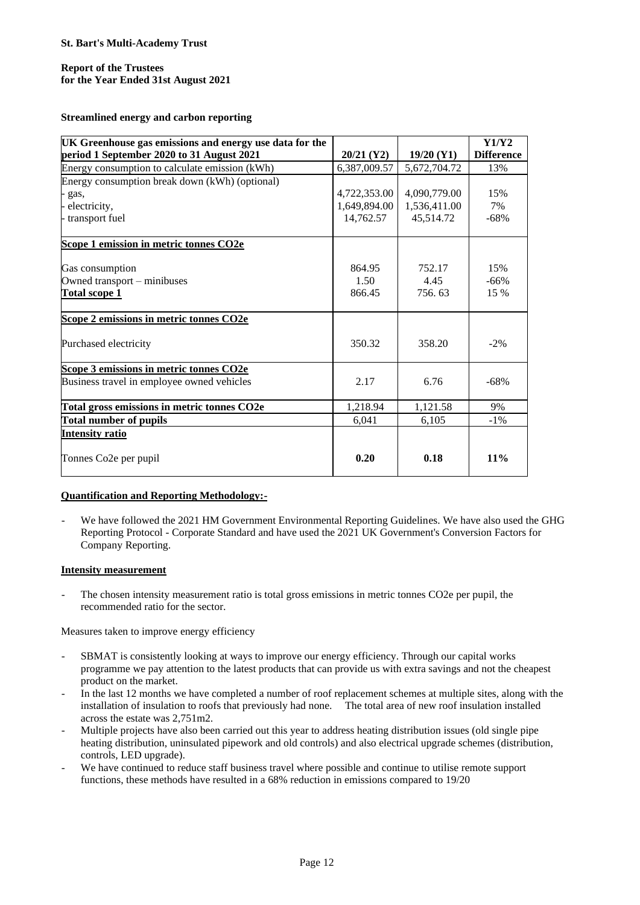St. Bart's Multi-Academy Trust

**Report of the Trustees**
**for the Year Ended 31st August 2021**

**Streamlined energy and carbon reporting**

| UK Greenhouse gas emissions and energy use data for the period 1 September 2020 to 31 August 2021 | 20/21 (Y2) | 19/20 (Y1) | Y1/Y2 Difference |
|---|---|---|---|
| Energy consumption to calculate emission (kWh) | 6,387,009.57 | 5,672,704.72 | 13% |
| Energy consumption break down (kWh) (optional) | | | |
| - gas, | 4,722,353.00 | 4,090,779.00 | 15% |
| - electricity, | 1,649,894.00 | 1,536,411.00 | 7% |
| - transport fuel | 14,762.57 | 45,514.72 | -68% |
| **Scope 1 emission in metric tonnes CO2e** | | | |
| Gas consumption | 864.95 | 752.17 | 15% |
| Owned transport – minibuses | 1.50 | 4.45 | -66% |
| **Total scope 1** | 866.45 | 756. 63 | 15 % |
| **Scope 2 emissions in metric tonnes CO2e** | | | |
| Purchased electricity | 350.32 | 358.20 | -2% |
| **Scope 3 emissions in metric tonnes CO2e** | | | |
| Business travel in employee owned vehicles | 2.17 | 6.76 | -68% |
| **Total gross emissions in metric tonnes CO2e** | 1,218.94 | 1,121.58 | 9% |
| **Total number of pupils** | 6,041 | 6,105 | -1% |
| **Intensity ratio** | | | |
| Tonnes Co2e per pupil | **0.20** | **0.18** | **11%** |

**Quantification and Reporting Methodology:-**

- We have followed the 2021 HM Government Environmental Reporting Guidelines. We have also used the GHG Reporting Protocol - Corporate Standard and have used the 2021 UK Government's Conversion Factors for Company Reporting.

**Intensity measurement**

- The chosen intensity measurement ratio is total gross emissions in metric tonnes CO2e per pupil, the recommended ratio for the sector.

Measures taken to improve energy efficiency

- SBMAT is consistently looking at ways to improve our energy efficiency. Through our capital works programme we pay attention to the latest products that can provide us with extra savings and not the cheapest product on the market.
- In the last 12 months we have completed a number of roof replacement schemes at multiple sites, along with the installation of insulation to roofs that previously had none. The total area of new roof insulation installed across the estate was 2,751m2.
- Multiple projects have also been carried out this year to address heating distribution issues (old single pipe heating distribution, uninsulated pipework and old controls) and also electrical upgrade schemes (distribution, controls, LED upgrade).
- We have continued to reduce staff business travel where possible and continue to utilise remote support functions, these methods have resulted in a 68% reduction in emissions compared to 19/20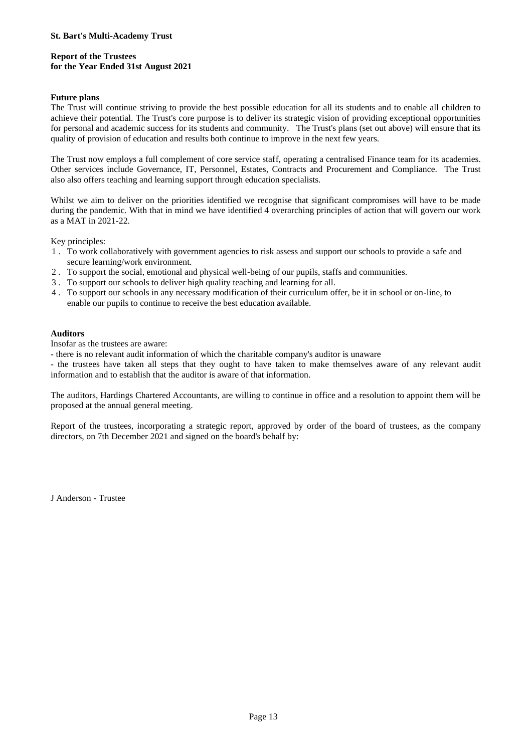### Future plans

The Trust will continue striving to provide the best possible education for all its students and to enable all children to achieve their potential. The Trust's core purpose is to deliver its strategic vision of providing exceptional opportunities for personal and academic success for its students and community. The Trust's plans (set out above) will ensure that its quality of provision of education and results both continue to improve in the next few years.

The Trust now employs a full complement of core service staff, operating a centralised Finance team for its academies. Other services include Governance, IT, Personnel, Estates, Contracts and Procurement and Compliance. The Trust also also offers teaching and learning support through education specialists.

Whilst we aim to deliver on the priorities identified we recognise that significant compromises will have to be made during the pandemic. With that in mind we have identified 4 overarching principles of action that will govern our work as a MAT in 2021-22.

Key principles:

1. To work collaboratively with government agencies to risk assess and support our schools to provide a safe and secure learning/work environment.
2. To support the social, emotional and physical well-being of our pupils, staffs and communities.
3. To support our schools to deliver high quality teaching and learning for all.
4. To support our schools in any necessary modification of their curriculum offer, be it in school or on-line, to enable our pupils to continue to receive the best education available.

### Auditors

Insofar as the trustees are aware:

- there is no relevant audit information of which the charitable company's auditor is unaware
- the trustees have taken all steps that they ought to have taken to make themselves aware of any relevant audit information and to establish that the auditor is aware of that information.

The auditors, Hardings Chartered Accountants, are willing to continue in office and a resolution to appoint them will be proposed at the annual general meeting.

Report of the trustees, incorporating a strategic report, approved by order of the board of trustees, as the company directors, on 7th December 2021 and signed on the board's behalf by:

J Anderson - Trustee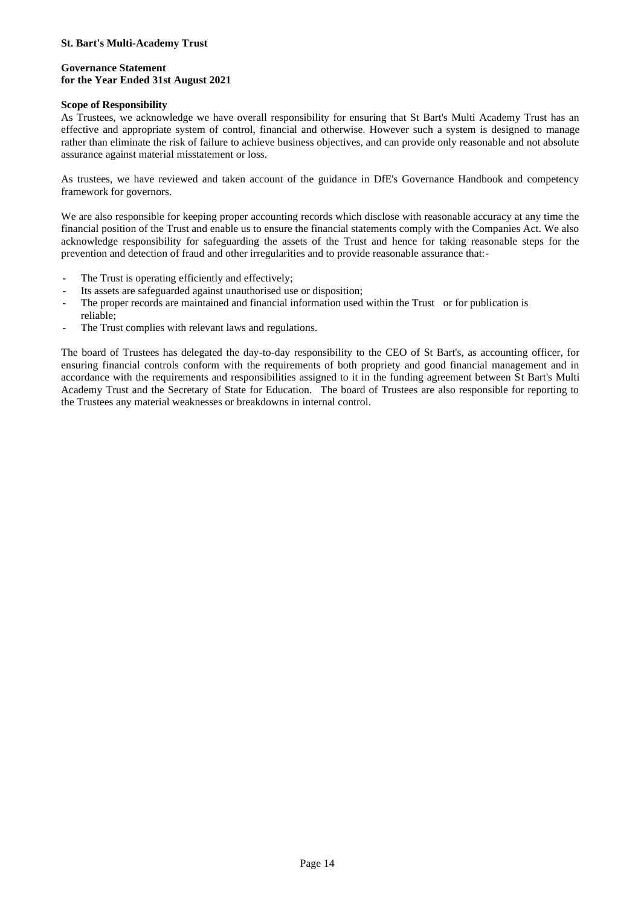**St. Bart's Multi-Academy Trust**

**Governance Statement**
**for the Year Ended 31st August 2021**

**Scope of Responsibility**

As Trustees, we acknowledge we have overall responsibility for ensuring that St Bart's Multi Academy Trust has an effective and appropriate system of control, financial and otherwise. However such a system is designed to manage rather than eliminate the risk of failure to achieve business objectives, and can provide only reasonable and not absolute assurance against material misstatement or loss.

As trustees, we have reviewed and taken account of the guidance in DfE's Governance Handbook and competency framework for governors.

We are also responsible for keeping proper accounting records which disclose with reasonable accuracy at any time the financial position of the Trust and enable us to ensure the financial statements comply with the Companies Act. We also acknowledge responsibility for safeguarding the assets of the Trust and hence for taking reasonable steps for the prevention and detection of fraud and other irregularities and to provide reasonable assurance that:-

- The Trust is operating efficiently and effectively;
- Its assets are safeguarded against unauthorised use or disposition;
- The proper records are maintained and financial information used within the Trust or for publication is reliable;
- The Trust complies with relevant laws and regulations.

The board of Trustees has delegated the day-to-day responsibility to the CEO of St Bart's, as accounting officer, for ensuring financial controls conform with the requirements of both propriety and good financial management and in accordance with the requirements and responsibilities assigned to it in the funding agreement between St Bart's Multi Academy Trust and the Secretary of State for Education. The board of Trustees are also responsible for reporting to the Trustees any material weaknesses or breakdowns in internal control.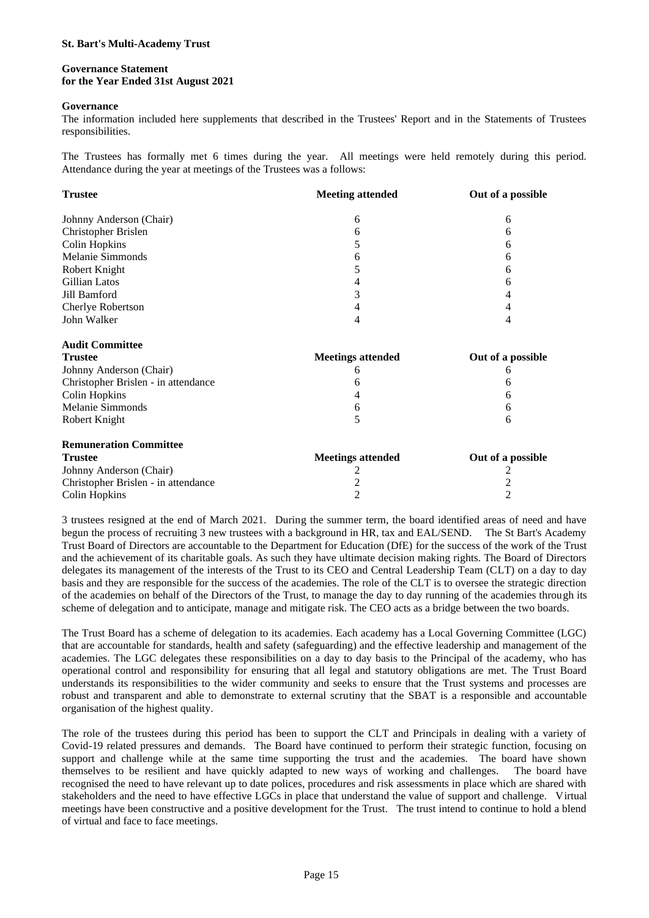**St. Bart's Multi-Academy Trust**

**Governance Statement**
**for the Year Ended 31st August 2021**

**Governance**

The information included here supplements that described in the Trustees' Report and in the Statements of Trustees responsibilities.

The Trustees has formally met 6 times during the year. All meetings were held remotely during this period. Attendance during the year at meetings of the Trustees was a follows:

| Trustee | Meeting attended | Out of a possible |
|---|---|---|
| Johnny Anderson (Chair) | 6 | 6 |
| Christopher Brislen | 6 | 6 |
| Colin Hopkins | 5 | 6 |
| Melanie Simmonds | 6 | 6 |
| Robert Knight | 5 | 6 |
| Gillian Latos | 4 | 6 |
| Jill Bamford | 3 | 4 |
| Cherlye Robertson | 4 | 4 |
| John Walker | 4 | 4 |

**Audit Committee**

| Trustee | Meetings attended | Out of a possible |
|---|---|---|
| Johnny Anderson (Chair) | 6 | 6 |
| Christopher Brislen - in attendance | 6 | 6 |
| Colin Hopkins | 4 | 6 |
| Melanie Simmonds | 6 | 6 |
| Robert Knight | 5 | 6 |

**Remuneration Committee**

| Trustee | Meetings attended | Out of a possible |
|---|---|---|
| Johnny Anderson (Chair) | 2 | 2 |
| Christopher Brislen - in attendance | 2 | 2 |
| Colin Hopkins | 2 | 2 |

3 trustees resigned at the end of March 2021. During the summer term, the board identified areas of need and have begun the process of recruiting 3 new trustees with a background in HR, tax and EAL/SEND. The St Bart's Academy Trust Board of Directors are accountable to the Department for Education (DfE) for the success of the work of the Trust and the achievement of its charitable goals. As such they have ultimate decision making rights. The Board of Directors delegates its management of the interests of the Trust to its CEO and Central Leadership Team (CLT) on a day to day basis and they are responsible for the success of the academies. The role of the CLT is to oversee the strategic direction of the academies on behalf of the Directors of the Trust, to manage the day to day running of the academies through its scheme of delegation and to anticipate, manage and mitigate risk. The CEO acts as a bridge between the two boards.

The Trust Board has a scheme of delegation to its academies. Each academy has a Local Governing Committee (LGC) that are accountable for standards, health and safety (safeguarding) and the effective leadership and management of the academies. The LGC delegates these responsibilities on a day to day basis to the Principal of the academy, who has operational control and responsibility for ensuring that all legal and statutory obligations are met. The Trust Board understands its responsibilities to the wider community and seeks to ensure that the Trust systems and processes are robust and transparent and able to demonstrate to external scrutiny that the SBAT is a responsible and accountable organisation of the highest quality.

The role of the trustees during this period has been to support the CLT and Principals in dealing with a variety of Covid-19 related pressures and demands. The Board have continued to perform their strategic function, focusing on support and challenge while at the same time supporting the trust and the academies. The board have shown themselves to be resilient and have quickly adapted to new ways of working and challenges. The board have recognised the need to have relevant up to date polices, procedures and risk assessments in place which are shared with stakeholders and the need to have effective LGCs in place that understand the value of support and challenge. Virtual meetings have been constructive and a positive development for the Trust. The trust intend to continue to hold a blend of virtual and face to face meetings.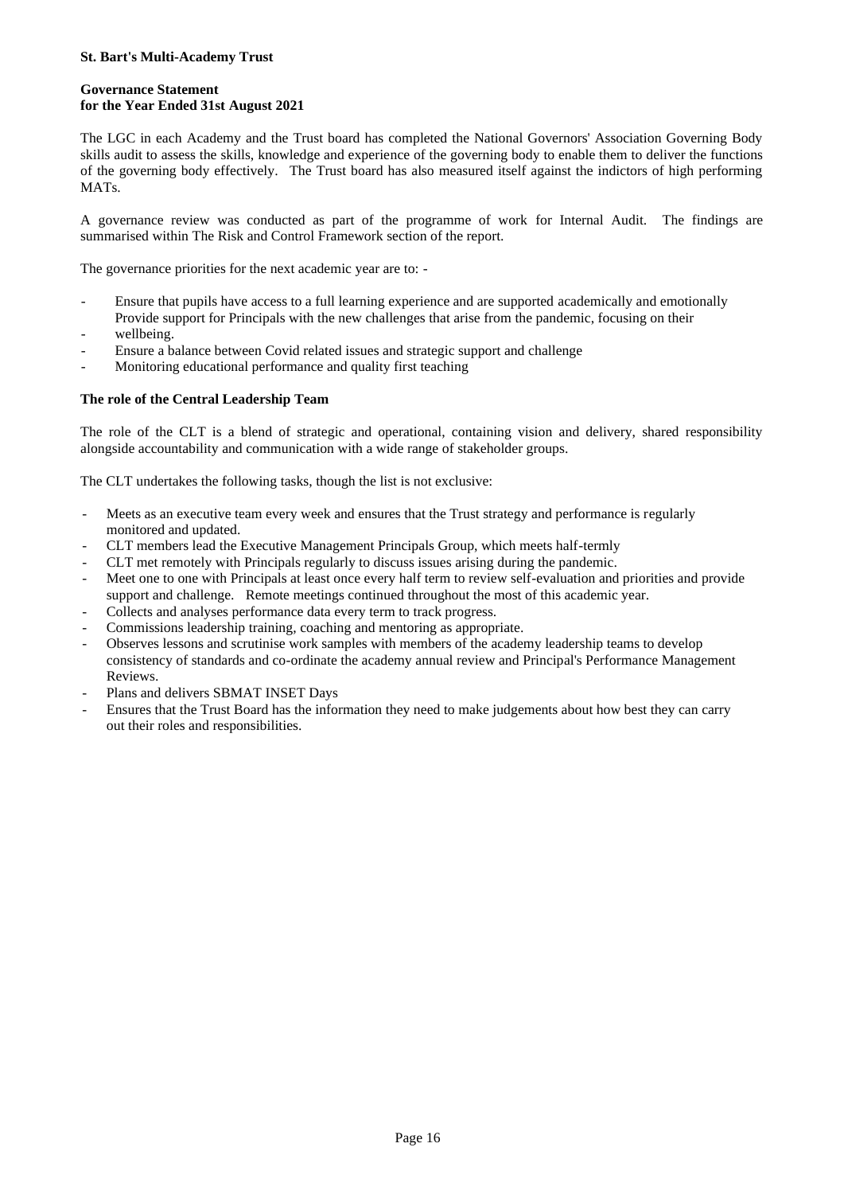**St. Bart's Multi-Academy Trust**

**Governance Statement**
**for the Year Ended 31st August 2021**

The LGC in each Academy and the Trust board has completed the National Governors' Association Governing Body skills audit to assess the skills, knowledge and experience of the governing body to enable them to deliver the functions of the governing body effectively. The Trust board has also measured itself against the indictors of high performing MATs.

A governance review was conducted as part of the programme of work for Internal Audit. The findings are summarised within The Risk and Control Framework section of the report.

The governance priorities for the next academic year are to: -

- Ensure that pupils have access to a full learning experience and are supported academically and emotionally
- Provide support for Principals with the new challenges that arise from the pandemic, focusing on their wellbeing.
- Ensure a balance between Covid related issues and strategic support and challenge
- Monitoring educational performance and quality first teaching

**The role of the Central Leadership Team**

The role of the CLT is a blend of strategic and operational, containing vision and delivery, shared responsibility alongside accountability and communication with a wide range of stakeholder groups.

The CLT undertakes the following tasks, though the list is not exclusive:

- Meets as an executive team every week and ensures that the Trust strategy and performance is regularly monitored and updated.
- CLT members lead the Executive Management Principals Group, which meets half-termly
- CLT met remotely with Principals regularly to discuss issues arising during the pandemic.
- Meet one to one with Principals at least once every half term to review self-evaluation and priorities and provide support and challenge. Remote meetings continued throughout the most of this academic year.
- Collects and analyses performance data every term to track progress.
- Commissions leadership training, coaching and mentoring as appropriate.
- Observes lessons and scrutinise work samples with members of the academy leadership teams to develop consistency of standards and co-ordinate the academy annual review and Principal's Performance Management Reviews.
- Plans and delivers SBMAT INSET Days
- Ensures that the Trust Board has the information they need to make judgements about how best they can carry out their roles and responsibilities.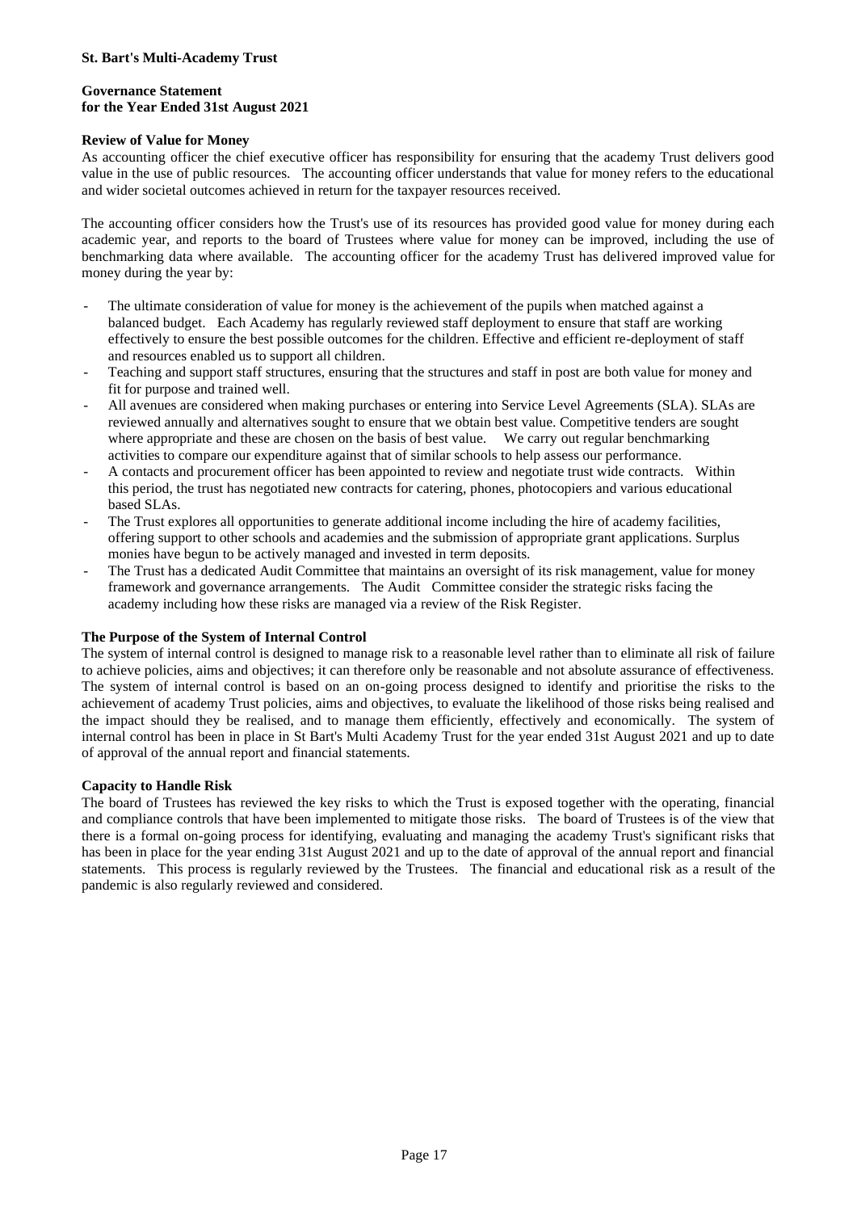**St. Bart's Multi-Academy Trust**

**Governance Statement**
**for the Year Ended 31st August 2021**

**Review of Value for Money**

As accounting officer the chief executive officer has responsibility for ensuring that the academy Trust delivers good value in the use of public resources. The accounting officer understands that value for money refers to the educational and wider societal outcomes achieved in return for the taxpayer resources received.

The accounting officer considers how the Trust's use of its resources has provided good value for money during each academic year, and reports to the board of Trustees where value for money can be improved, including the use of benchmarking data where available. The accounting officer for the academy Trust has delivered improved value for money during the year by:

- The ultimate consideration of value for money is the achievement of the pupils when matched against a balanced budget. Each Academy has regularly reviewed staff deployment to ensure that staff are working effectively to ensure the best possible outcomes for the children. Effective and efficient re-deployment of staff and resources enabled us to support all children.
- Teaching and support staff structures, ensuring that the structures and staff in post are both value for money and fit for purpose and trained well.
- All avenues are considered when making purchases or entering into Service Level Agreements (SLA). SLAs are reviewed annually and alternatives sought to ensure that we obtain best value. Competitive tenders are sought where appropriate and these are chosen on the basis of best value. We carry out regular benchmarking activities to compare our expenditure against that of similar schools to help assess our performance.
- A contacts and procurement officer has been appointed to review and negotiate trust wide contracts. Within this period, the trust has negotiated new contracts for catering, phones, photocopiers and various educational based SLAs.
- The Trust explores all opportunities to generate additional income including the hire of academy facilities, offering support to other schools and academies and the submission of appropriate grant applications. Surplus monies have begun to be actively managed and invested in term deposits.
- The Trust has a dedicated Audit Committee that maintains an oversight of its risk management, value for money framework and governance arrangements. The Audit Committee consider the strategic risks facing the academy including how these risks are managed via a review of the Risk Register.

**The Purpose of the System of Internal Control**

The system of internal control is designed to manage risk to a reasonable level rather than to eliminate all risk of failure to achieve policies, aims and objectives; it can therefore only be reasonable and not absolute assurance of effectiveness. The system of internal control is based on an on-going process designed to identify and prioritise the risks to the achievement of academy Trust policies, aims and objectives, to evaluate the likelihood of those risks being realised and the impact should they be realised, and to manage them efficiently, effectively and economically. The system of internal control has been in place in St Bart's Multi Academy Trust for the year ended 31st August 2021 and up to date of approval of the annual report and financial statements.

**Capacity to Handle Risk**

The board of Trustees has reviewed the key risks to which the Trust is exposed together with the operating, financial and compliance controls that have been implemented to mitigate those risks. The board of Trustees is of the view that there is a formal on-going process for identifying, evaluating and managing the academy Trust's significant risks that has been in place for the year ending 31st August 2021 and up to the date of approval of the annual report and financial statements. This process is regularly reviewed by the Trustees. The financial and educational risk as a result of the pandemic is also regularly reviewed and considered.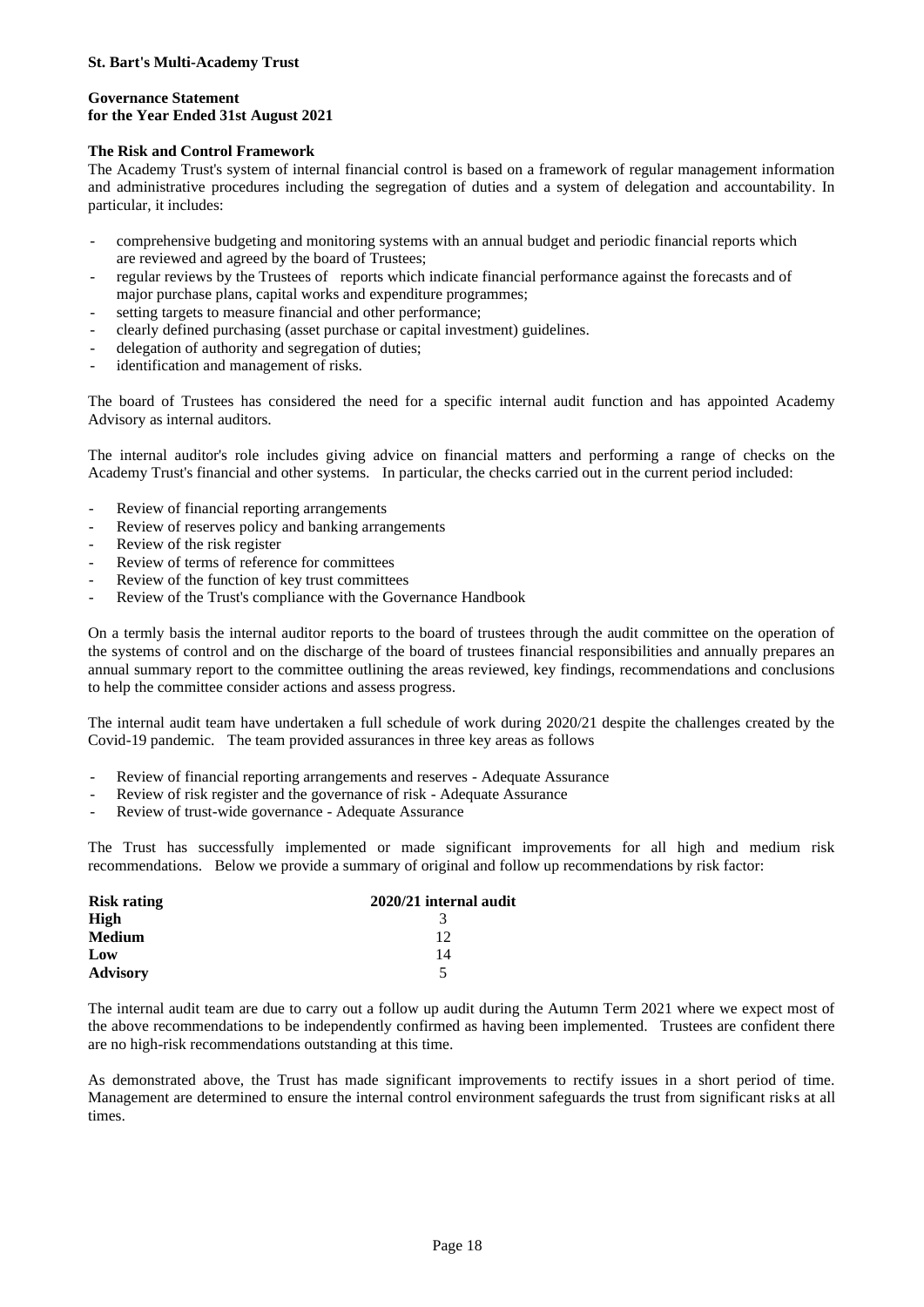**St. Bart's Multi-Academy Trust**

**Governance Statement**
**for the Year Ended 31st August 2021**

**The Risk and Control Framework**

The Academy Trust's system of internal financial control is based on a framework of regular management information and administrative procedures including the segregation of duties and a system of delegation and accountability. In particular, it includes:

- comprehensive budgeting and monitoring systems with an annual budget and periodic financial reports which are reviewed and agreed by the board of Trustees;
- regular reviews by the Trustees of reports which indicate financial performance against the forecasts and of major purchase plans, capital works and expenditure programmes;
- setting targets to measure financial and other performance;
- clearly defined purchasing (asset purchase or capital investment) guidelines.
- delegation of authority and segregation of duties;
- identification and management of risks.

The board of Trustees has considered the need for a specific internal audit function and has appointed Academy Advisory as internal auditors.

The internal auditor's role includes giving advice on financial matters and performing a range of checks on the Academy Trust's financial and other systems. In particular, the checks carried out in the current period included:

- Review of financial reporting arrangements
- Review of reserves policy and banking arrangements
- Review of the risk register
- Review of terms of reference for committees
- Review of the function of key trust committees
- Review of the Trust's compliance with the Governance Handbook

On a termly basis the internal auditor reports to the board of trustees through the audit committee on the operation of the systems of control and on the discharge of the board of trustees financial responsibilities and annually prepares an annual summary report to the committee outlining the areas reviewed, key findings, recommendations and conclusions to help the committee consider actions and assess progress.

The internal audit team have undertaken a full schedule of work during 2020/21 despite the challenges created by the Covid-19 pandemic. The team provided assurances in three key areas as follows

- Review of financial reporting arrangements and reserves - Adequate Assurance
- Review of risk register and the governance of risk - Adequate Assurance
- Review of trust-wide governance - Adequate Assurance

The Trust has successfully implemented or made significant improvements for all high and medium risk recommendations. Below we provide a summary of original and follow up recommendations by risk factor:

| Risk rating | 2020/21 internal audit |
|---|---|
| **High** | 3 |
| **Medium** | 12 |
| **Low** | 14 |
| **Advisory** | 5 |

The internal audit team are due to carry out a follow up audit during the Autumn Term 2021 where we expect most of the above recommendations to be independently confirmed as having been implemented. Trustees are confident there are no high-risk recommendations outstanding at this time.

As demonstrated above, the Trust has made significant improvements to rectify issues in a short period of time. Management are determined to ensure the internal control environment safeguards the trust from significant risks at all times.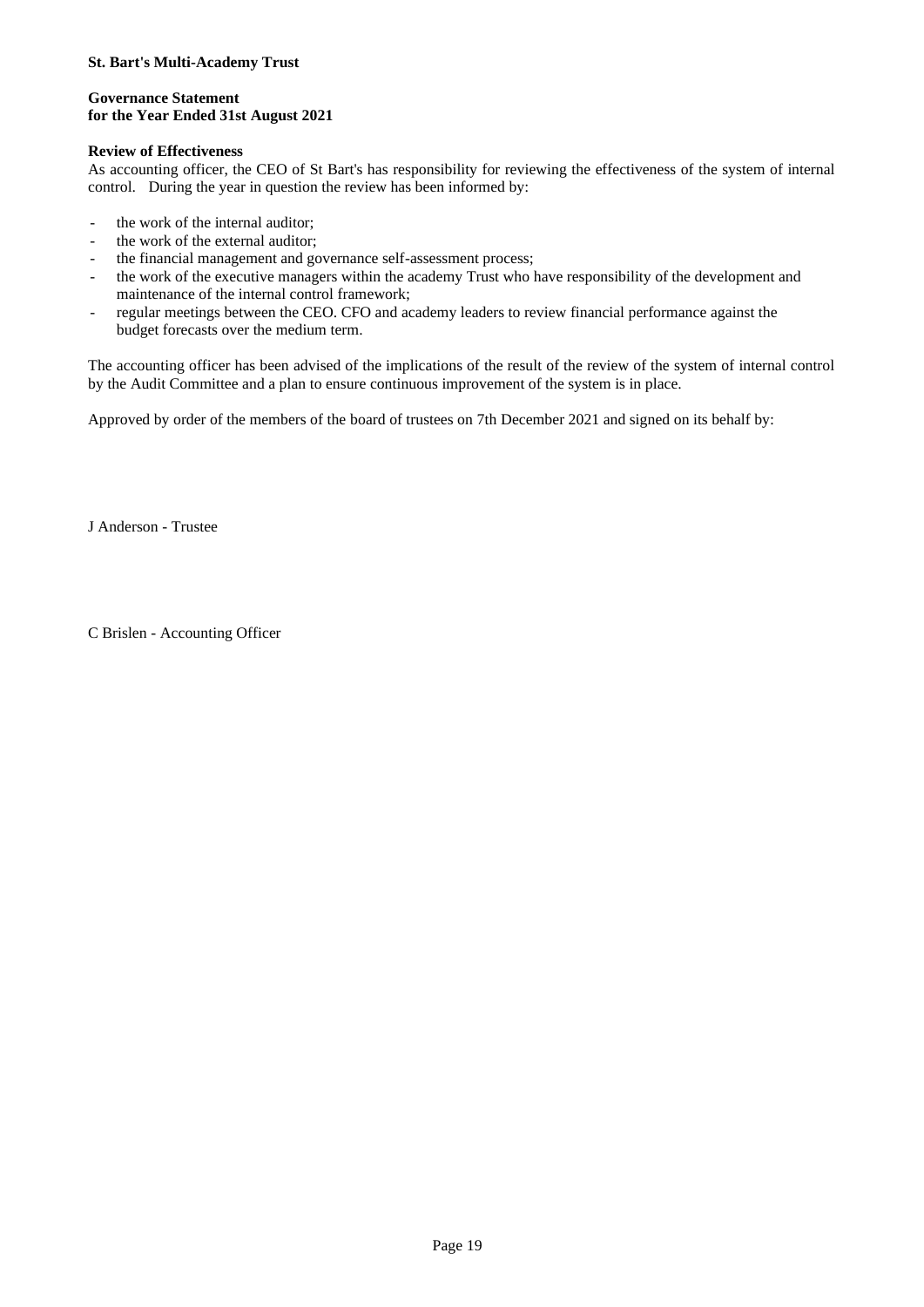**St. Bart's Multi-Academy Trust**

**Governance Statement**
**for the Year Ended 31st August 2021**

**Review of Effectiveness**

As accounting officer, the CEO of St Bart's has responsibility for reviewing the effectiveness of the system of internal control. During the year in question the review has been informed by:

- the work of the internal auditor;
- the work of the external auditor;
- the financial management and governance self-assessment process;
- the work of the executive managers within the academy Trust who have responsibility of the development and maintenance of the internal control framework;
- regular meetings between the CEO. CFO and academy leaders to review financial performance against the budget forecasts over the medium term.

The accounting officer has been advised of the implications of the result of the review of the system of internal control by the Audit Committee and a plan to ensure continuous improvement of the system is in place.

Approved by order of the members of the board of trustees on 7th December 2021 and signed on its behalf by:

J Anderson - Trustee

C Brislen - Accounting Officer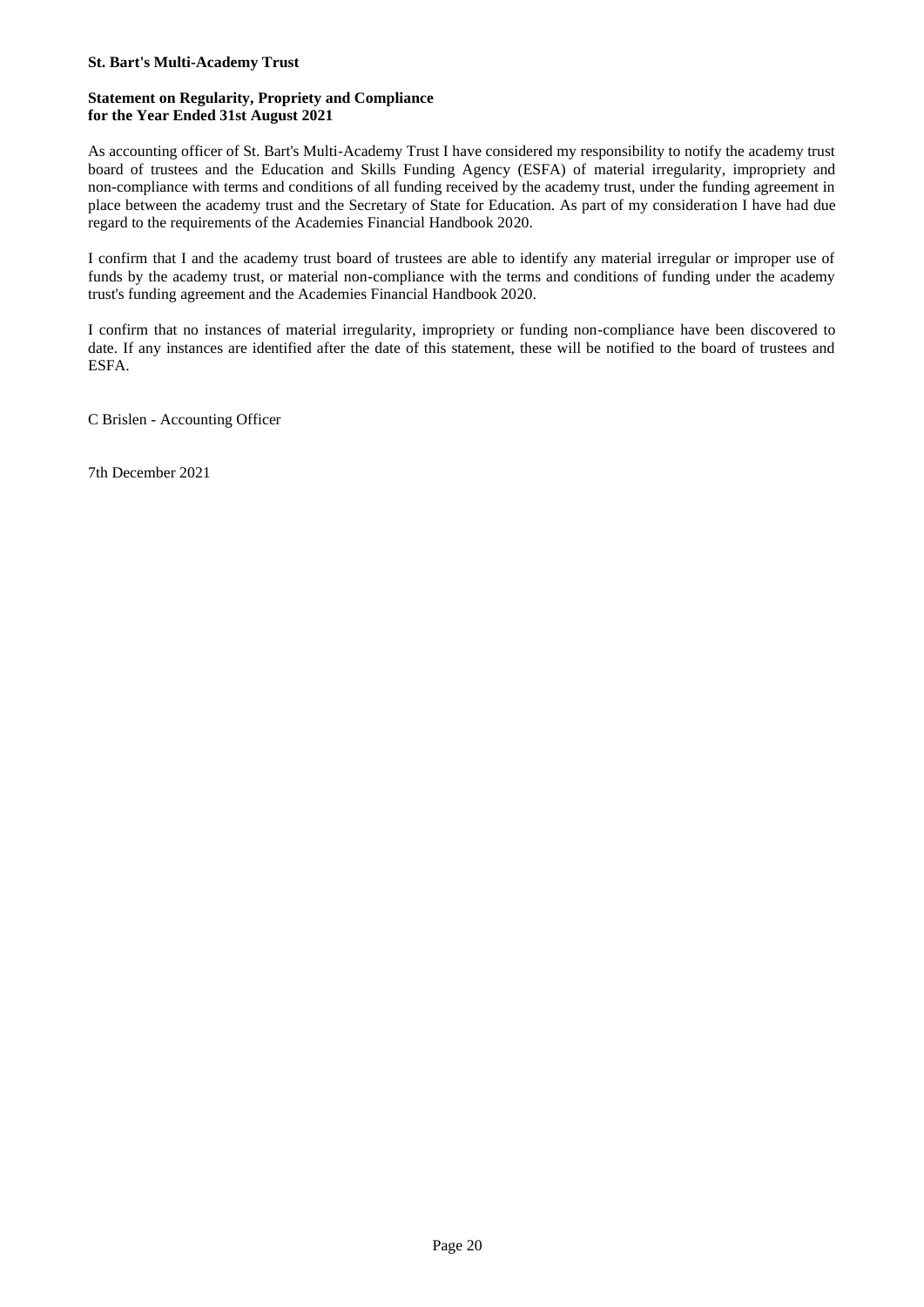**St. Bart's Multi-Academy Trust**

## Statement on Regularity, Propriety and Compliance for the Year Ended 31st August 2021

As accounting officer of St. Bart's Multi-Academy Trust I have considered my responsibility to notify the academy trust board of trustees and the Education and Skills Funding Agency (ESFA) of material irregularity, impropriety and non-compliance with terms and conditions of all funding received by the academy trust, under the funding agreement in place between the academy trust and the Secretary of State for Education. As part of my consideration I have had due regard to the requirements of the Academies Financial Handbook 2020.

I confirm that I and the academy trust board of trustees are able to identify any material irregular or improper use of funds by the academy trust, or material non-compliance with the terms and conditions of funding under the academy trust's funding agreement and the Academies Financial Handbook 2020.

I confirm that no instances of material irregularity, impropriety or funding non-compliance have been discovered to date. If any instances are identified after the date of this statement, these will be notified to the board of trustees and ESFA.

C Brislen - Accounting Officer

7th December 2021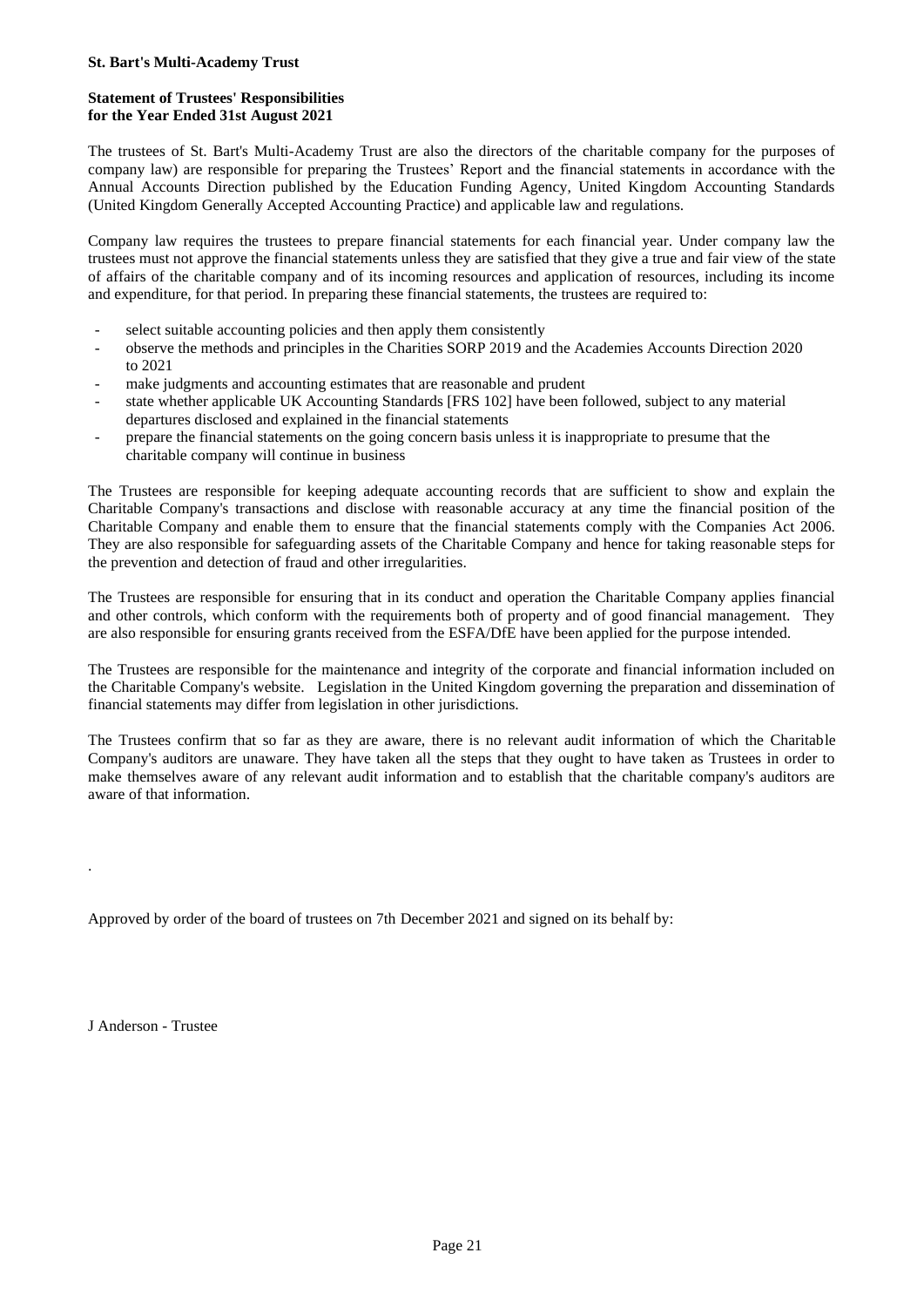**St. Bart's Multi-Academy Trust**

**Statement of Trustees' Responsibilities**
**for the Year Ended 31st August 2021**

The trustees of St. Bart's Multi-Academy Trust are also the directors of the charitable company for the purposes of company law) are responsible for preparing the Trustees' Report and the financial statements in accordance with the Annual Accounts Direction published by the Education Funding Agency, United Kingdom Accounting Standards (United Kingdom Generally Accepted Accounting Practice) and applicable law and regulations.

Company law requires the trustees to prepare financial statements for each financial year. Under company law the trustees must not approve the financial statements unless they are satisfied that they give a true and fair view of the state of affairs of the charitable company and of its incoming resources and application of resources, including its income and expenditure, for that period. In preparing these financial statements, the trustees are required to:

- select suitable accounting policies and then apply them consistently
- observe the methods and principles in the Charities SORP 2019 and the Academies Accounts Direction 2020 to 2021
- make judgments and accounting estimates that are reasonable and prudent
- state whether applicable UK Accounting Standards [FRS 102] have been followed, subject to any material departures disclosed and explained in the financial statements
- prepare the financial statements on the going concern basis unless it is inappropriate to presume that the charitable company will continue in business

The Trustees are responsible for keeping adequate accounting records that are sufficient to show and explain the Charitable Company's transactions and disclose with reasonable accuracy at any time the financial position of the Charitable Company and enable them to ensure that the financial statements comply with the Companies Act 2006. They are also responsible for safeguarding assets of the Charitable Company and hence for taking reasonable steps for the prevention and detection of fraud and other irregularities.

The Trustees are responsible for ensuring that in its conduct and operation the Charitable Company applies financial and other controls, which conform with the requirements both of property and of good financial management. They are also responsible for ensuring grants received from the ESFA/DfE have been applied for the purpose intended.

The Trustees are responsible for the maintenance and integrity of the corporate and financial information included on the Charitable Company's website. Legislation in the United Kingdom governing the preparation and dissemination of financial statements may differ from legislation in other jurisdictions.

The Trustees confirm that so far as they are aware, there is no relevant audit information of which the Charitable Company's auditors are unaware. They have taken all the steps that they ought to have taken as Trustees in order to make themselves aware of any relevant audit information and to establish that the charitable company's auditors are aware of that information.

.

Approved by order of the board of trustees on 7th December 2021 and signed on its behalf by:

J Anderson - Trustee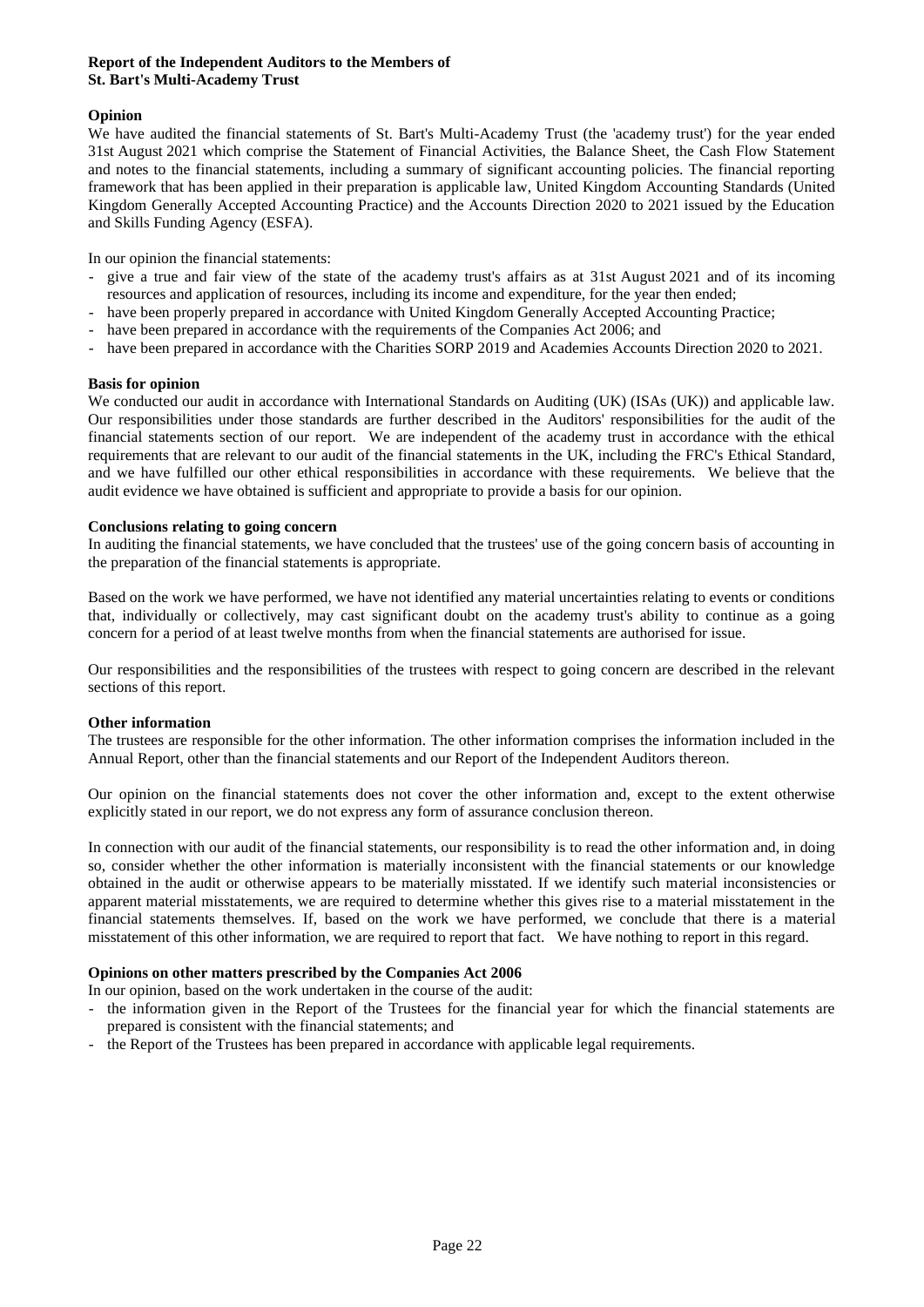**Report of the Independent Auditors to the Members of St. Bart's Multi-Academy Trust**

**Opinion**

We have audited the financial statements of St. Bart's Multi-Academy Trust (the 'academy trust') for the year ended 31st August 2021 which comprise the Statement of Financial Activities, the Balance Sheet, the Cash Flow Statement and notes to the financial statements, including a summary of significant accounting policies. The financial reporting framework that has been applied in their preparation is applicable law, United Kingdom Accounting Standards (United Kingdom Generally Accepted Accounting Practice) and the Accounts Direction 2020 to 2021 issued by the Education and Skills Funding Agency (ESFA).

In our opinion the financial statements:

- give a true and fair view of the state of the academy trust's affairs as at 31st August 2021 and of its incoming resources and application of resources, including its income and expenditure, for the year then ended;
- have been properly prepared in accordance with United Kingdom Generally Accepted Accounting Practice;
- have been prepared in accordance with the requirements of the Companies Act 2006; and
- have been prepared in accordance with the Charities SORP 2019 and Academies Accounts Direction 2020 to 2021.

**Basis for opinion**

We conducted our audit in accordance with International Standards on Auditing (UK) (ISAs (UK)) and applicable law. Our responsibilities under those standards are further described in the Auditors' responsibilities for the audit of the financial statements section of our report. We are independent of the academy trust in accordance with the ethical requirements that are relevant to our audit of the financial statements in the UK, including the FRC's Ethical Standard, and we have fulfilled our other ethical responsibilities in accordance with these requirements. We believe that the audit evidence we have obtained is sufficient and appropriate to provide a basis for our opinion.

**Conclusions relating to going concern**

In auditing the financial statements, we have concluded that the trustees' use of the going concern basis of accounting in the preparation of the financial statements is appropriate.

Based on the work we have performed, we have not identified any material uncertainties relating to events or conditions that, individually or collectively, may cast significant doubt on the academy trust's ability to continue as a going concern for a period of at least twelve months from when the financial statements are authorised for issue.

Our responsibilities and the responsibilities of the trustees with respect to going concern are described in the relevant sections of this report.

**Other information**

The trustees are responsible for the other information. The other information comprises the information included in the Annual Report, other than the financial statements and our Report of the Independent Auditors thereon.

Our opinion on the financial statements does not cover the other information and, except to the extent otherwise explicitly stated in our report, we do not express any form of assurance conclusion thereon.

In connection with our audit of the financial statements, our responsibility is to read the other information and, in doing so, consider whether the other information is materially inconsistent with the financial statements or our knowledge obtained in the audit or otherwise appears to be materially misstated. If we identify such material inconsistencies or apparent material misstatements, we are required to determine whether this gives rise to a material misstatement in the financial statements themselves. If, based on the work we have performed, we conclude that there is a material misstatement of this other information, we are required to report that fact. We have nothing to report in this regard.

**Opinions on other matters prescribed by the Companies Act 2006**

In our opinion, based on the work undertaken in the course of the audit:

- the information given in the Report of the Trustees for the financial year for which the financial statements are prepared is consistent with the financial statements; and
- the Report of the Trustees has been prepared in accordance with applicable legal requirements.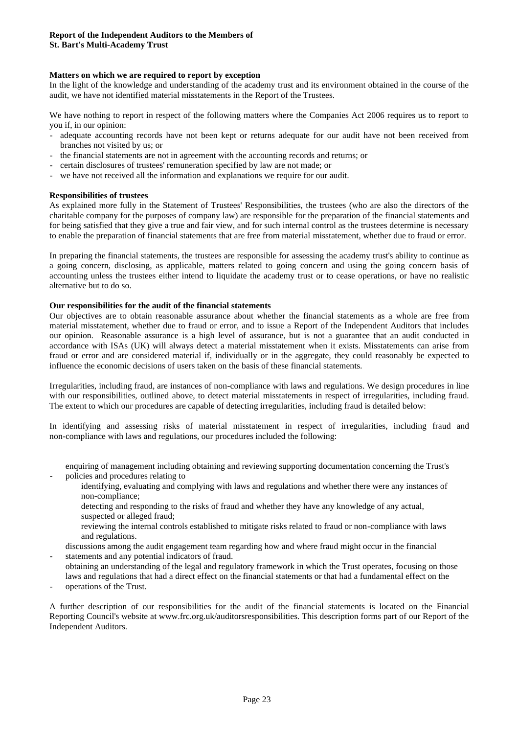**Report of the Independent Auditors to the Members of St. Bart's Multi-Academy Trust**

**Matters on which we are required to report by exception**

In the light of the knowledge and understanding of the academy trust and its environment obtained in the course of the audit, we have not identified material misstatements in the Report of the Trustees.

We have nothing to report in respect of the following matters where the Companies Act 2006 requires us to report to you if, in our opinion:

- adequate accounting records have not been kept or returns adequate for our audit have not been received from branches not visited by us; or
- the financial statements are not in agreement with the accounting records and returns; or
- certain disclosures of trustees' remuneration specified by law are not made; or
- we have not received all the information and explanations we require for our audit.

**Responsibilities of trustees**

As explained more fully in the Statement of Trustees' Responsibilities, the trustees (who are also the directors of the charitable company for the purposes of company law) are responsible for the preparation of the financial statements and for being satisfied that they give a true and fair view, and for such internal control as the trustees determine is necessary to enable the preparation of financial statements that are free from material misstatement, whether due to fraud or error.

In preparing the financial statements, the trustees are responsible for assessing the academy trust's ability to continue as a going concern, disclosing, as applicable, matters related to going concern and using the going concern basis of accounting unless the trustees either intend to liquidate the academy trust or to cease operations, or have no realistic alternative but to do so.

**Our responsibilities for the audit of the financial statements**

Our objectives are to obtain reasonable assurance about whether the financial statements as a whole are free from material misstatement, whether due to fraud or error, and to issue a Report of the Independent Auditors that includes our opinion. Reasonable assurance is a high level of assurance, but is not a guarantee that an audit conducted in accordance with ISAs (UK) will always detect a material misstatement when it exists. Misstatements can arise from fraud or error and are considered material if, individually or in the aggregate, they could reasonably be expected to influence the economic decisions of users taken on the basis of these financial statements.

Irregularities, including fraud, are instances of non-compliance with laws and regulations. We design procedures in line with our responsibilities, outlined above, to detect material misstatements in respect of irregularities, including fraud. The extent to which our procedures are capable of detecting irregularities, including fraud is detailed below:

In identifying and assessing risks of material misstatement in respect of irregularities, including fraud and non-compliance with laws and regulations, our procedures included the following:

- enquiring of management including obtaining and reviewing supporting documentation concerning the Trust's policies and procedures relating to
  - identifying, evaluating and complying with laws and regulations and whether there were any instances of non-compliance;
  - detecting and responding to the risks of fraud and whether they have any knowledge of any actual, suspected or alleged fraud;
  - reviewing the internal controls established to mitigate risks related to fraud or non-compliance with laws and regulations.
- discussions among the audit engagement team regarding how and where fraud might occur in the financial statements and any potential indicators of fraud.
- obtaining an understanding of the legal and regulatory framework in which the Trust operates, focusing on those laws and regulations that had a direct effect on the financial statements or that had a fundamental effect on the operations of the Trust.

A further description of our responsibilities for the audit of the financial statements is located on the Financial Reporting Council's website at www.frc.org.uk/auditorsresponsibilities. This description forms part of our Report of the Independent Auditors.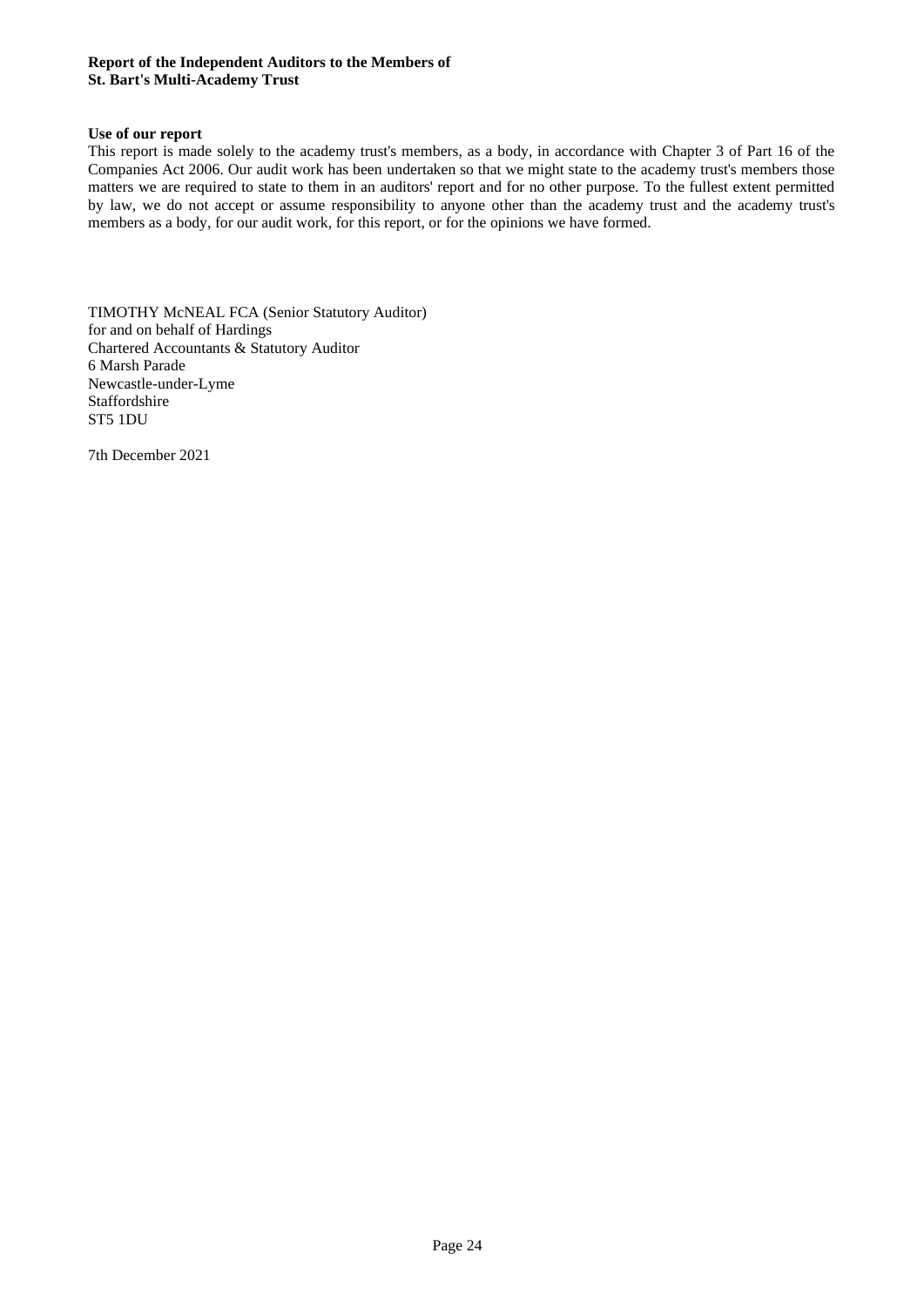**Use of our report**

This report is made solely to the academy trust's members, as a body, in accordance with Chapter 3 of Part 16 of the Companies Act 2006. Our audit work has been undertaken so that we might state to the academy trust's members those matters we are required to state to them in an auditors' report and for no other purpose. To the fullest extent permitted by law, we do not accept or assume responsibility to anyone other than the academy trust and the academy trust's members as a body, for our audit work, for this report, or for the opinions we have formed.

TIMOTHY McNEAL FCA (Senior Statutory Auditor)
for and on behalf of Hardings
Chartered Accountants & Statutory Auditor
6 Marsh Parade
Newcastle-under-Lyme
Staffordshire
ST5 1DU

7th December 2021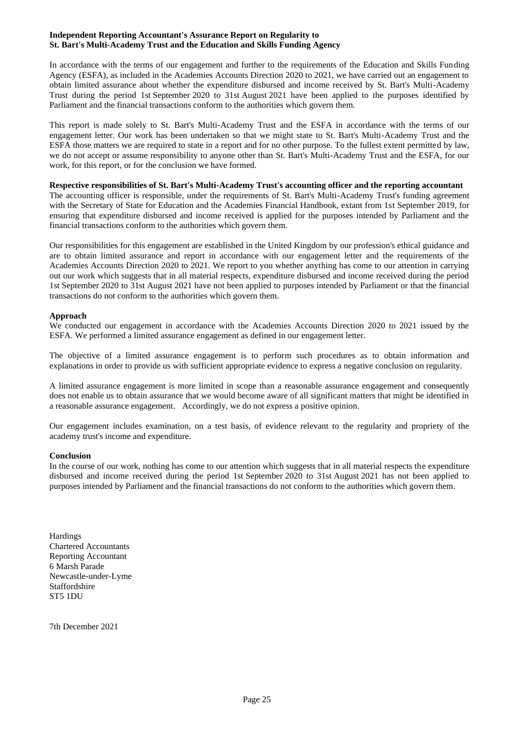**Independent Reporting Accountant's Assurance Report on Regularity to St. Bart's Multi-Academy Trust and the Education and Skills Funding Agency**

In accordance with the terms of our engagement and further to the requirements of the Education and Skills Funding Agency (ESFA), as included in the Academies Accounts Direction 2020 to 2021, we have carried out an engagement to obtain limited assurance about whether the expenditure disbursed and income received by St. Bart's Multi-Academy Trust during the period 1st September 2020 to 31st August 2021 have been applied to the purposes identified by Parliament and the financial transactions conform to the authorities which govern them.

This report is made solely to St. Bart's Multi-Academy Trust and the ESFA in accordance with the terms of our engagement letter. Our work has been undertaken so that we might state to St. Bart's Multi-Academy Trust and the ESFA those matters we are required to state in a report and for no other purpose. To the fullest extent permitted by law, we do not accept or assume responsibility to anyone other than St. Bart's Multi-Academy Trust and the ESFA, for our work, for this report, or for the conclusion we have formed.

**Respective responsibilities of St. Bart's Multi-Academy Trust's accounting officer and the reporting accountant**

The accounting officer is responsible, under the requirements of St. Bart's Multi-Academy Trust's funding agreement with the Secretary of State for Education and the Academies Financial Handbook, extant from 1st September 2019, for ensuring that expenditure disbursed and income received is applied for the purposes intended by Parliament and the financial transactions conform to the authorities which govern them.

Our responsibilities for this engagement are established in the United Kingdom by our profession's ethical guidance and are to obtain limited assurance and report in accordance with our engagement letter and the requirements of the Academies Accounts Direction 2020 to 2021. We report to you whether anything has come to our attention in carrying out our work which suggests that in all material respects, expenditure disbursed and income received during the period 1st September 2020 to 31st August 2021 have not been applied to purposes intended by Parliament or that the financial transactions do not conform to the authorities which govern them.

**Approach**

We conducted our engagement in accordance with the Academies Accounts Direction 2020 to 2021 issued by the ESFA. We performed a limited assurance engagement as defined in our engagement letter.

The objective of a limited assurance engagement is to perform such procedures as to obtain information and explanations in order to provide us with sufficient appropriate evidence to express a negative conclusion on regularity.

A limited assurance engagement is more limited in scope than a reasonable assurance engagement and consequently does not enable us to obtain assurance that we would become aware of all significant matters that might be identified in a reasonable assurance engagement. Accordingly, we do not express a positive opinion.

Our engagement includes examination, on a test basis, of evidence relevant to the regularity and propriety of the academy trust's income and expenditure.

**Conclusion**

In the course of our work, nothing has come to our attention which suggests that in all material respects the expenditure disbursed and income received during the period 1st September 2020 to 31st August 2021 has not been applied to purposes intended by Parliament and the financial transactions do not conform to the authorities which govern them.

Hardings
Chartered Accountants
Reporting Accountant
6 Marsh Parade
Newcastle-under-Lyme
Staffordshire
ST5 1DU

7th December 2021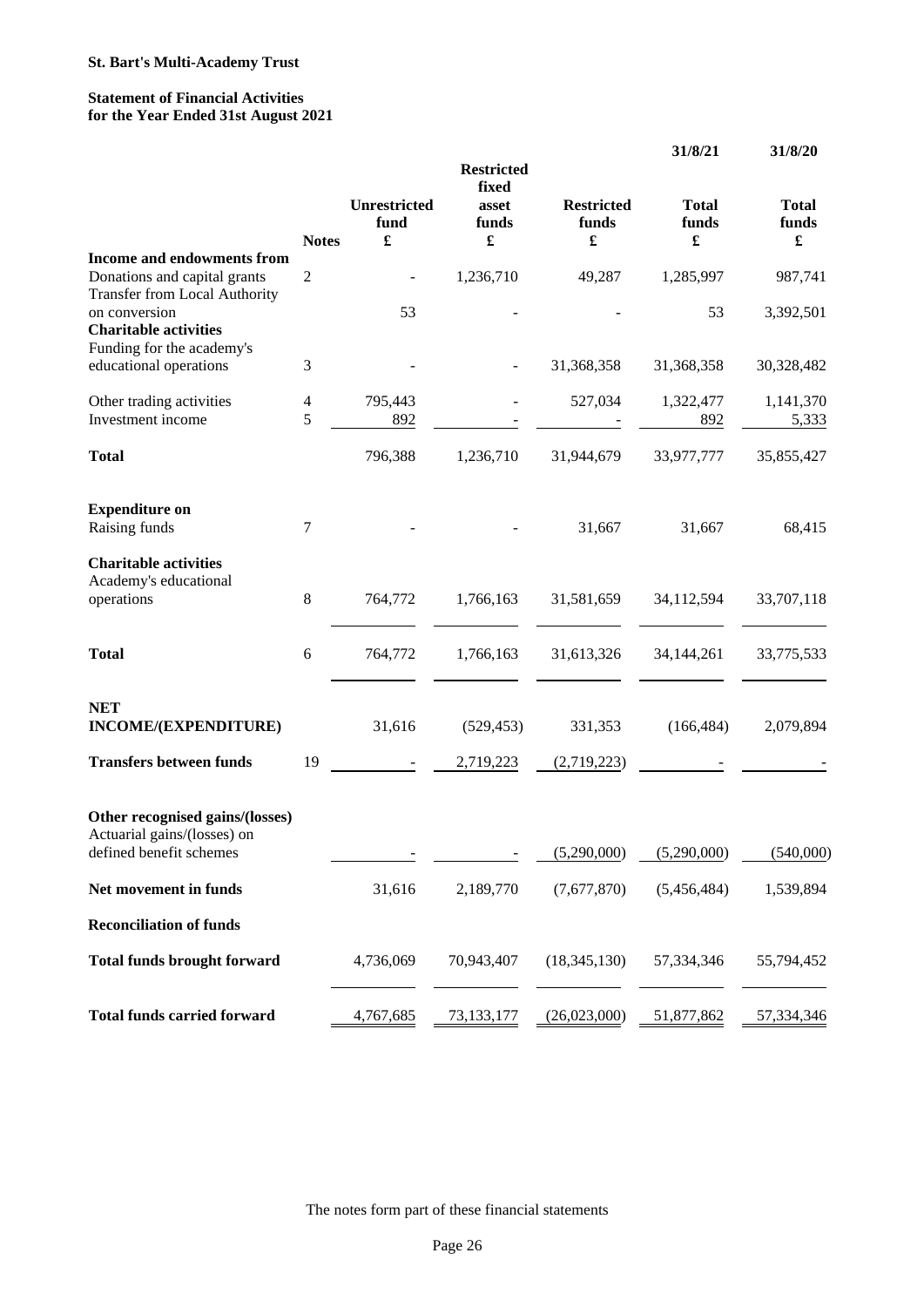**St. Bart's Multi-Academy Trust**

**Statement of Financial Activities**
**for the Year Ended 31st August 2021**

| | Notes | Unrestricted fund £ | Restricted fixed asset funds £ | Restricted funds £ | 31/8/21 Total funds £ | 31/8/20 Total funds £ |
|---|---|---|---|---|---|---|
| **Income and endowments from** | | | | | | |
| Donations and capital grants | 2 | - | 1,236,710 | 49,287 | 1,285,997 | 987,741 |
| Transfer from Local Authority on conversion | | 53 | - | - | 53 | 3,392,501 |
| **Charitable activities** | | | | | | |
| Funding for the academy's educational operations | 3 | - | - | 31,368,358 | 31,368,358 | 30,328,482 |
| Other trading activities | 4 | 795,443 | - | 527,034 | 1,322,477 | 1,141,370 |
| Investment income | 5 | 892 | - | - | 892 | 5,333 |
| **Total** | | 796,388 | 1,236,710 | 31,944,679 | 33,977,777 | 35,855,427 |
| **Expenditure on** | | | | | | |
| Raising funds | 7 | - | - | 31,667 | 31,667 | 68,415 |
| **Charitable activities** | | | | | | |
| Academy's educational operations | 8 | 764,772 | 1,766,163 | 31,581,659 | 34,112,594 | 33,707,118 |
| **Total** | 6 | 764,772 | 1,766,163 | 31,613,326 | 34,144,261 | 33,775,533 |
| **NET INCOME/(EXPENDITURE)** | | 31,616 | (529,453) | 331,353 | (166,484) | 2,079,894 |
| **Transfers between funds** | 19 | - | 2,719,223 | (2,719,223) | - | - |
| **Other recognised gains/(losses)** | | | | | | |
| Actuarial gains/(losses) on defined benefit schemes | | - | - | (5,290,000) | (5,290,000) | (540,000) |
| **Net movement in funds** | | 31,616 | 2,189,770 | (7,677,870) | (5,456,484) | 1,539,894 |
| **Reconciliation of funds** | | | | | | |
| **Total funds brought forward** | | 4,736,069 | 70,943,407 | (18,345,130) | 57,334,346 | 55,794,452 |
| **Total funds carried forward** | | 4,767,685 | 73,133,177 | (26,023,000) | 51,877,862 | 57,334,346 |

The notes form part of these financial statements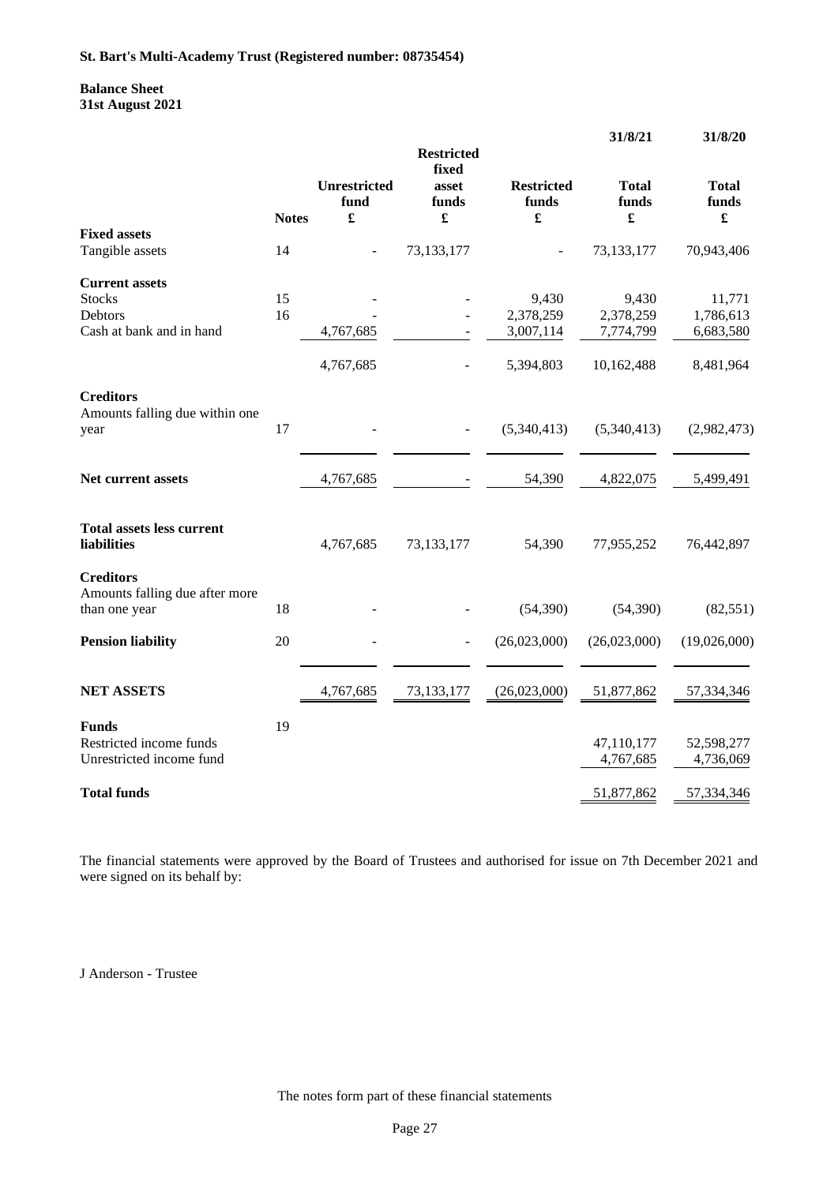**St. Bart's Multi-Academy Trust (Registered number: 08735454)**

**Balance Sheet**
**31st August 2021**

| | Notes | Unrestricted fund £ | Restricted fixed asset funds £ | Restricted funds £ | 31/8/21 Total funds £ | 31/8/20 Total funds £ |
|---|---|---|---|---|---|---|
| **Fixed assets** | | | | | | |
| Tangible assets | 14 | - | 73,133,177 | - | 73,133,177 | 70,943,406 |
| **Current assets** | | | | | | |
| Stocks | 15 | - | - | 9,430 | 9,430 | 11,771 |
| Debtors | 16 | - | - | 2,378,259 | 2,378,259 | 1,786,613 |
| Cash at bank and in hand | | 4,767,685 | - | 3,007,114 | 7,774,799 | 6,683,580 |
| | | 4,767,685 | - | 5,394,803 | 10,162,488 | 8,481,964 |
| **Creditors** | | | | | | |
| Amounts falling due within one year | 17 | - | - | (5,340,413) | (5,340,413) | (2,982,473) |
| **Net current assets** | | 4,767,685 | - | 54,390 | 4,822,075 | 5,499,491 |
| **Total assets less current liabilities** | | 4,767,685 | 73,133,177 | 54,390 | 77,955,252 | 76,442,897 |
| **Creditors** | | | | | | |
| Amounts falling due after more than one year | 18 | - | - | (54,390) | (54,390) | (82,551) |
| **Pension liability** | 20 | - | - | (26,023,000) | (26,023,000) | (19,026,000) |
| **NET ASSETS** | | 4,767,685 | 73,133,177 | (26,023,000) | 51,877,862 | 57,334,346 |
| **Funds** | 19 | | | | | |
| Restricted income funds | | | | | 47,110,177 | 52,598,277 |
| Unrestricted income fund | | | | | 4,767,685 | 4,736,069 |
| **Total funds** | | | | | 51,877,862 | 57,334,346 |

The financial statements were approved by the Board of Trustees and authorised for issue on 7th December 2021 and were signed on its behalf by:

J Anderson - Trustee

The notes form part of these financial statements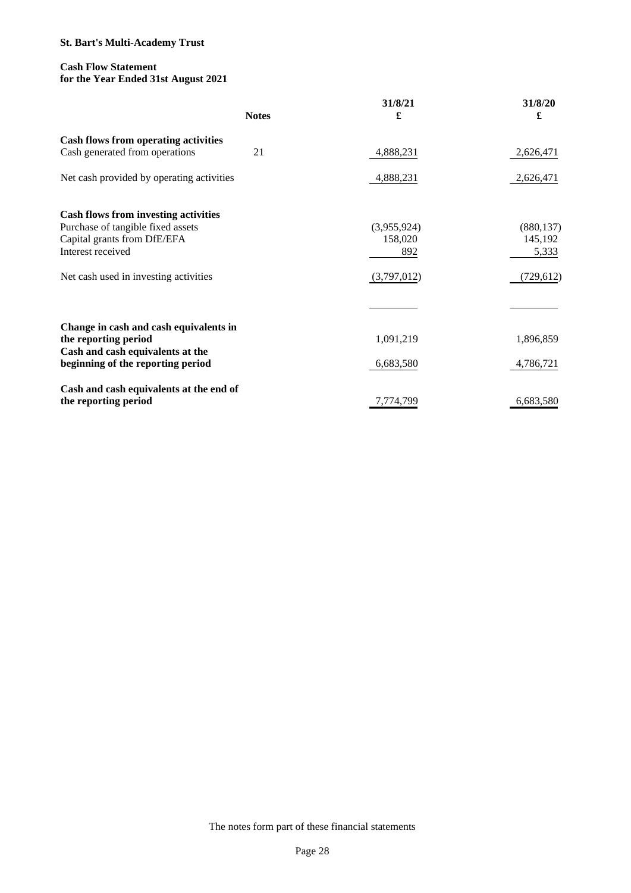**St. Bart's Multi-Academy Trust**

**Cash Flow Statement**
**for the Year Ended 31st August 2021**

| | Notes | 31/8/21<br>£ | 31/8/20<br>£ |
|---|---|---|---|
| **Cash flows from operating activities** | | | |
| Cash generated from operations | 21 | 4,888,231 | 2,626,471 |
| Net cash provided by operating activities | | 4,888,231 | 2,626,471 |
| **Cash flows from investing activities** | | | |
| Purchase of tangible fixed assets | | (3,955,924) | (880,137) |
| Capital grants from DfE/EFA | | 158,020 | 145,192 |
| Interest received | | 892 | 5,333 |
| Net cash used in investing activities | | (3,797,012) | (729,612) |
| **Change in cash and cash equivalents in the reporting period** | | 1,091,219 | 1,896,859 |
| **Cash and cash equivalents at the beginning of the reporting period** | | 6,683,580 | 4,786,721 |
| **Cash and cash equivalents at the end of the reporting period** | | 7,774,799 | 6,683,580 |

The notes form part of these financial statements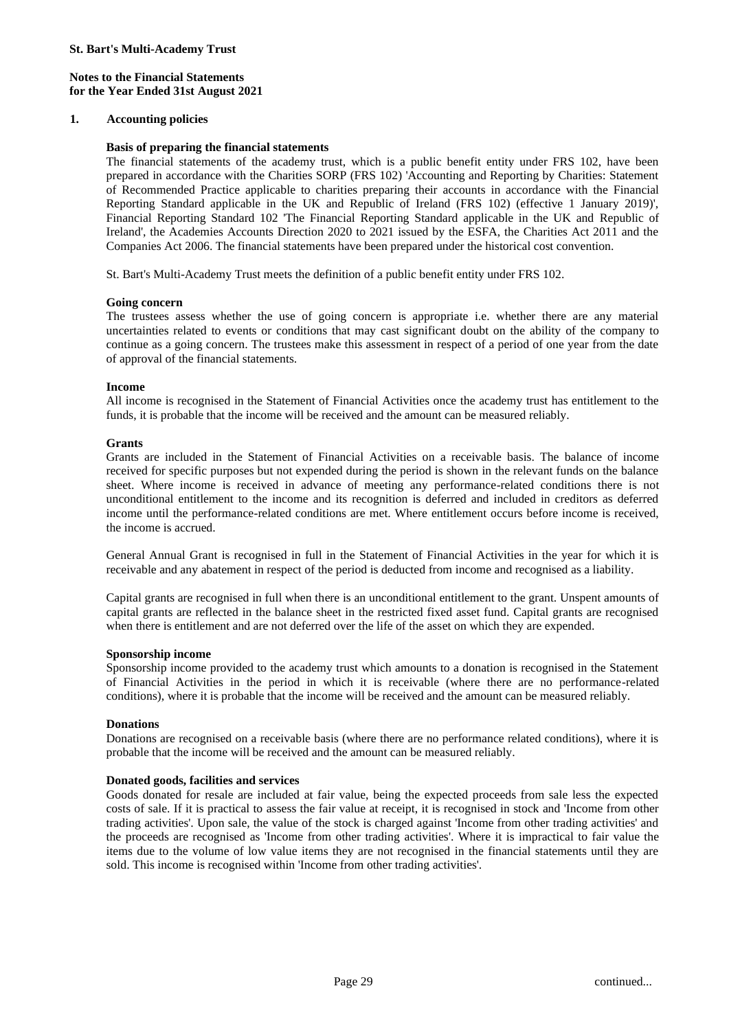**St. Bart's Multi-Academy Trust**

**Notes to the Financial Statements**
**for the Year Ended 31st August 2021**

## 1. Accounting policies

### Basis of preparing the financial statements

The financial statements of the academy trust, which is a public benefit entity under FRS 102, have been prepared in accordance with the Charities SORP (FRS 102) 'Accounting and Reporting by Charities: Statement of Recommended Practice applicable to charities preparing their accounts in accordance with the Financial Reporting Standard applicable in the UK and Republic of Ireland (FRS 102) (effective 1 January 2019)', Financial Reporting Standard 102 'The Financial Reporting Standard applicable in the UK and Republic of Ireland', the Academies Accounts Direction 2020 to 2021 issued by the ESFA, the Charities Act 2011 and the Companies Act 2006. The financial statements have been prepared under the historical cost convention.

St. Bart's Multi-Academy Trust meets the definition of a public benefit entity under FRS 102.

### Going concern

The trustees assess whether the use of going concern is appropriate i.e. whether there are any material uncertainties related to events or conditions that may cast significant doubt on the ability of the company to continue as a going concern. The trustees make this assessment in respect of a period of one year from the date of approval of the financial statements.

### Income

All income is recognised in the Statement of Financial Activities once the academy trust has entitlement to the funds, it is probable that the income will be received and the amount can be measured reliably.

### Grants

Grants are included in the Statement of Financial Activities on a receivable basis. The balance of income received for specific purposes but not expended during the period is shown in the relevant funds on the balance sheet. Where income is received in advance of meeting any performance-related conditions there is not unconditional entitlement to the income and its recognition is deferred and included in creditors as deferred income until the performance-related conditions are met. Where entitlement occurs before income is received, the income is accrued.

General Annual Grant is recognised in full in the Statement of Financial Activities in the year for which it is receivable and any abatement in respect of the period is deducted from income and recognised as a liability.

Capital grants are recognised in full when there is an unconditional entitlement to the grant. Unspent amounts of capital grants are reflected in the balance sheet in the restricted fixed asset fund. Capital grants are recognised when there is entitlement and are not deferred over the life of the asset on which they are expended.

### Sponsorship income

Sponsorship income provided to the academy trust which amounts to a donation is recognised in the Statement of Financial Activities in the period in which it is receivable (where there are no performance-related conditions), where it is probable that the income will be received and the amount can be measured reliably.

### Donations

Donations are recognised on a receivable basis (where there are no performance related conditions), where it is probable that the income will be received and the amount can be measured reliably.

### Donated goods, facilities and services

Goods donated for resale are included at fair value, being the expected proceeds from sale less the expected costs of sale. If it is practical to assess the fair value at receipt, it is recognised in stock and 'Income from other trading activities'. Upon sale, the value of the stock is charged against 'Income from other trading activities' and the proceeds are recognised as 'Income from other trading activities'. Where it is impractical to fair value the items due to the volume of low value items they are not recognised in the financial statements until they are sold. This income is recognised within 'Income from other trading activities'.

continued...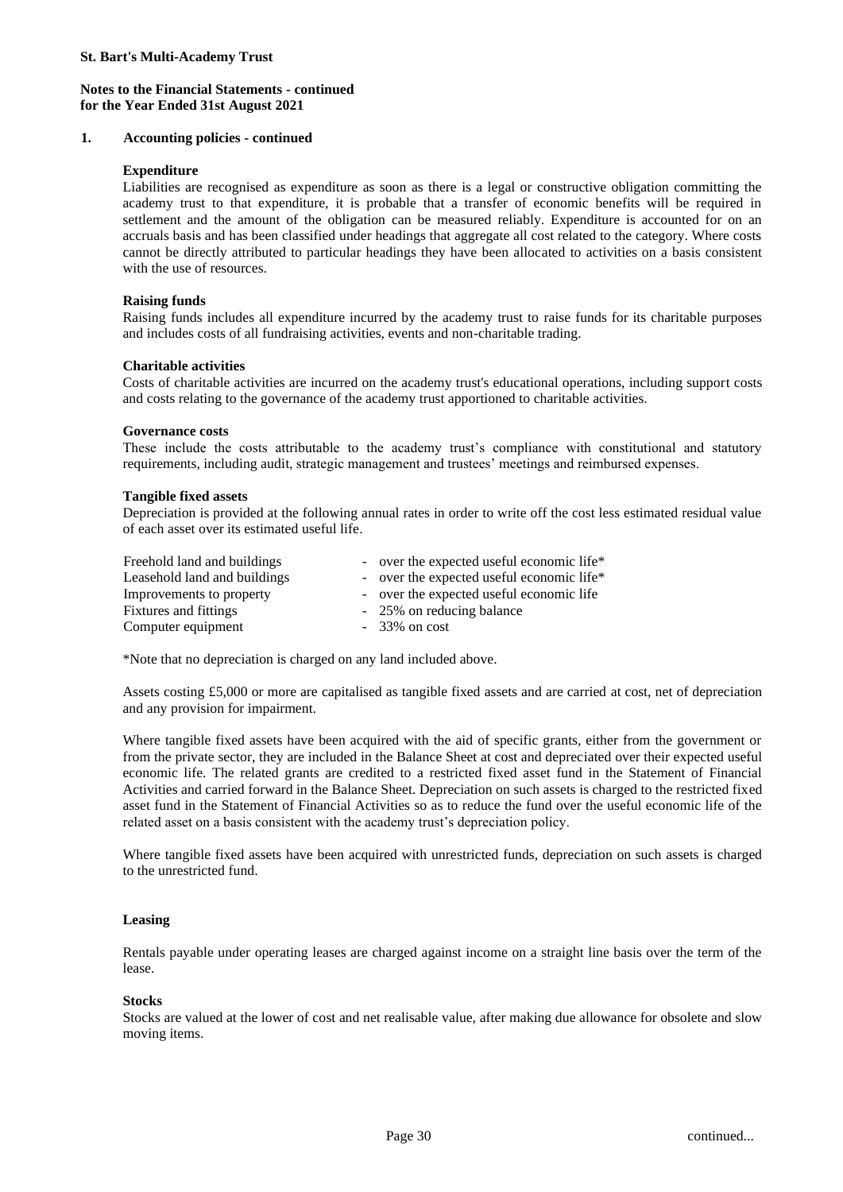**St. Bart's Multi-Academy Trust**

**Notes to the Financial Statements - continued**
**for the Year Ended 31st August 2021**

**1. Accounting policies - continued**

**Expenditure**

Liabilities are recognised as expenditure as soon as there is a legal or constructive obligation committing the academy trust to that expenditure, it is probable that a transfer of economic benefits will be required in settlement and the amount of the obligation can be measured reliably. Expenditure is accounted for on an accruals basis and has been classified under headings that aggregate all cost related to the category. Where costs cannot be directly attributed to particular headings they have been allocated to activities on a basis consistent with the use of resources.

**Raising funds**

Raising funds includes all expenditure incurred by the academy trust to raise funds for its charitable purposes and includes costs of all fundraising activities, events and non-charitable trading.

**Charitable activities**

Costs of charitable activities are incurred on the academy trust's educational operations, including support costs and costs relating to the governance of the academy trust apportioned to charitable activities.

**Governance costs**

These include the costs attributable to the academy trust's compliance with constitutional and statutory requirements, including audit, strategic management and trustees' meetings and reimbursed expenses.

**Tangible fixed assets**

Depreciation is provided at the following annual rates in order to write off the cost less estimated residual value of each asset over its estimated useful life.

| | |
|---|---|
| Freehold land and buildings | - over the expected useful economic life* |
| Leasehold land and buildings | - over the expected useful economic life* |
| Improvements to property | - over the expected useful economic life |
| Fixtures and fittings | - 25% on reducing balance |
| Computer equipment | - 33% on cost |

*Note that no depreciation is charged on any land included above.

Assets costing £5,000 or more are capitalised as tangible fixed assets and are carried at cost, net of depreciation and any provision for impairment.

Where tangible fixed assets have been acquired with the aid of specific grants, either from the government or from the private sector, they are included in the Balance Sheet at cost and depreciated over their expected useful economic life. The related grants are credited to a restricted fixed asset fund in the Statement of Financial Activities and carried forward in the Balance Sheet. Depreciation on such assets is charged to the restricted fixed asset fund in the Statement of Financial Activities so as to reduce the fund over the useful economic life of the related asset on a basis consistent with the academy trust's depreciation policy.

Where tangible fixed assets have been acquired with unrestricted funds, depreciation on such assets is charged to the unrestricted fund.

**Leasing**

Rentals payable under operating leases are charged against income on a straight line basis over the term of the lease.

**Stocks**

Stocks are valued at the lower of cost and net realisable value, after making due allowance for obsolete and slow moving items.

continued...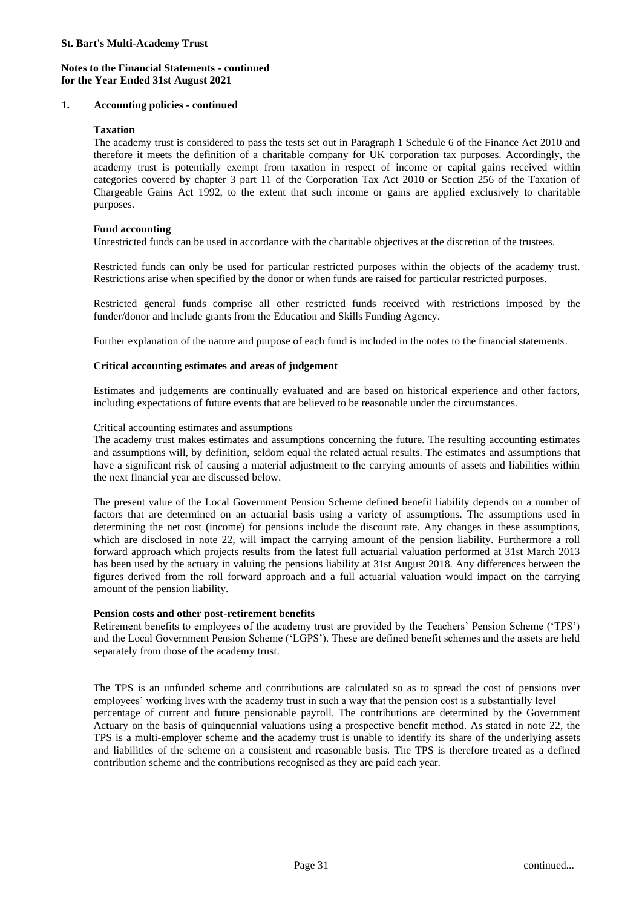## 1. Accounting policies - continued

### Taxation

The academy trust is considered to pass the tests set out in Paragraph 1 Schedule 6 of the Finance Act 2010 and therefore it meets the definition of a charitable company for UK corporation tax purposes. Accordingly, the academy trust is potentially exempt from taxation in respect of income or capital gains received within categories covered by chapter 3 part 11 of the Corporation Tax Act 2010 or Section 256 of the Taxation of Chargeable Gains Act 1992, to the extent that such income or gains are applied exclusively to charitable purposes.

### Fund accounting

Unrestricted funds can be used in accordance with the charitable objectives at the discretion of the trustees.

Restricted funds can only be used for particular restricted purposes within the objects of the academy trust. Restrictions arise when specified by the donor or when funds are raised for particular restricted purposes.

Restricted general funds comprise all other restricted funds received with restrictions imposed by the funder/donor and include grants from the Education and Skills Funding Agency.

Further explanation of the nature and purpose of each fund is included in the notes to the financial statements.

### Critical accounting estimates and areas of judgement

Estimates and judgements are continually evaluated and are based on historical experience and other factors, including expectations of future events that are believed to be reasonable under the circumstances.

Critical accounting estimates and assumptions

The academy trust makes estimates and assumptions concerning the future. The resulting accounting estimates and assumptions will, by definition, seldom equal the related actual results. The estimates and assumptions that have a significant risk of causing a material adjustment to the carrying amounts of assets and liabilities within the next financial year are discussed below.

The present value of the Local Government Pension Scheme defined benefit liability depends on a number of factors that are determined on an actuarial basis using a variety of assumptions. The assumptions used in determining the net cost (income) for pensions include the discount rate. Any changes in these assumptions, which are disclosed in note 22, will impact the carrying amount of the pension liability. Furthermore a roll forward approach which projects results from the latest full actuarial valuation performed at 31st March 2013 has been used by the actuary in valuing the pensions liability at 31st August 2018. Any differences between the figures derived from the roll forward approach and a full actuarial valuation would impact on the carrying amount of the pension liability.

### Pension costs and other post-retirement benefits

Retirement benefits to employees of the academy trust are provided by the Teachers' Pension Scheme ('TPS') and the Local Government Pension Scheme ('LGPS'). These are defined benefit schemes and the assets are held separately from those of the academy trust.

The TPS is an unfunded scheme and contributions are calculated so as to spread the cost of pensions over employees' working lives with the academy trust in such a way that the pension cost is a substantially level percentage of current and future pensionable payroll. The contributions are determined by the Government Actuary on the basis of quinquennial valuations using a prospective benefit method. As stated in note 22, the TPS is a multi-employer scheme and the academy trust is unable to identify its share of the underlying assets and liabilities of the scheme on a consistent and reasonable basis. The TPS is therefore treated as a defined contribution scheme and the contributions recognised as they are paid each year.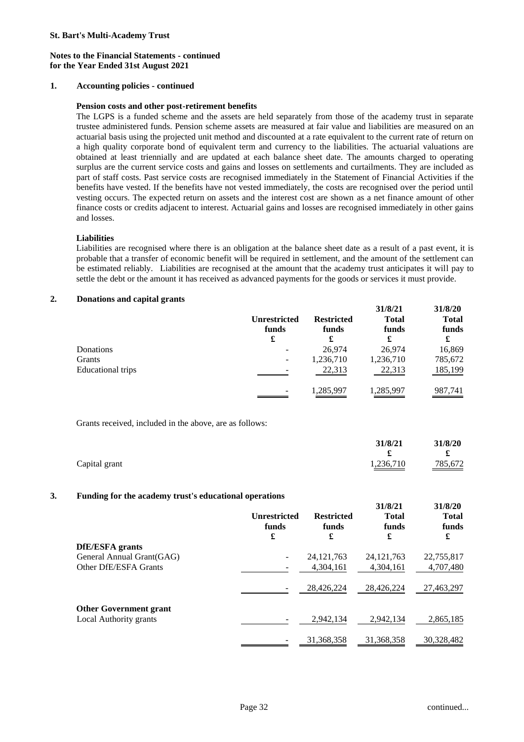**Notes to the Financial Statements - continued**
**for the Year Ended 31st August 2021**

## 1. Accounting policies - continued

**Pension costs and other post-retirement benefits**

The LGPS is a funded scheme and the assets are held separately from those of the academy trust in separate trustee administered funds. Pension scheme assets are measured at fair value and liabilities are measured on an actuarial basis using the projected unit method and discounted at a rate equivalent to the current rate of return on a high quality corporate bond of equivalent term and currency to the liabilities. The actuarial valuations are obtained at least triennially and are updated at each balance sheet date. The amounts charged to operating surplus are the current service costs and gains and losses on settlements and curtailments. They are included as part of staff costs. Past service costs are recognised immediately in the Statement of Financial Activities if the benefits have vested. If the benefits have not vested immediately, the costs are recognised over the period until vesting occurs. The expected return on assets and the interest cost are shown as a net finance amount of other finance costs or credits adjacent to interest. Actuarial gains and losses are recognised immediately in other gains and losses.

**Liabilities**

Liabilities are recognised where there is an obligation at the balance sheet date as a result of a past event, it is probable that a transfer of economic benefit will be required in settlement, and the amount of the settlement can be estimated reliably. Liabilities are recognised at the amount that the academy trust anticipates it will pay to settle the debt or the amount it has received as advanced payments for the goods or services it must provide.

## 2. Donations and capital grants

| | Unrestricted funds | Restricted funds | 31/8/21 Total funds | 31/8/20 Total funds |
|---|---|---|---|---|
| | £ | £ | £ | £ |
| Donations | - | 26,974 | 26,974 | 16,869 |
| Grants | - | 1,236,710 | 1,236,710 | 785,672 |
| Educational trips | - | 22,313 | 22,313 | 185,199 |
| | - | 1,285,997 | 1,285,997 | 987,741 |

Grants received, included in the above, are as follows:

| | 31/8/21 | 31/8/20 |
|---|---|---|
| | £ | £ |
| Capital grant | 1,236,710 | 785,672 |

## 3. Funding for the academy trust's educational operations

| | Unrestricted funds | Restricted funds | 31/8/21 Total funds | 31/8/20 Total funds |
|---|---|---|---|---|
| | £ | £ | £ | £ |
| **DfE/ESFA grants** | | | | |
| General Annual Grant(GAG) | - | 24,121,763 | 24,121,763 | 22,755,817 |
| Other DfE/ESFA Grants | - | 4,304,161 | 4,304,161 | 4,707,480 |
| | - | 28,426,224 | 28,426,224 | 27,463,297 |
| **Other Government grant** | | | | |
| Local Authority grants | - | 2,942,134 | 2,942,134 | 2,865,185 |
| | - | 31,368,358 | 31,368,358 | 30,328,482 |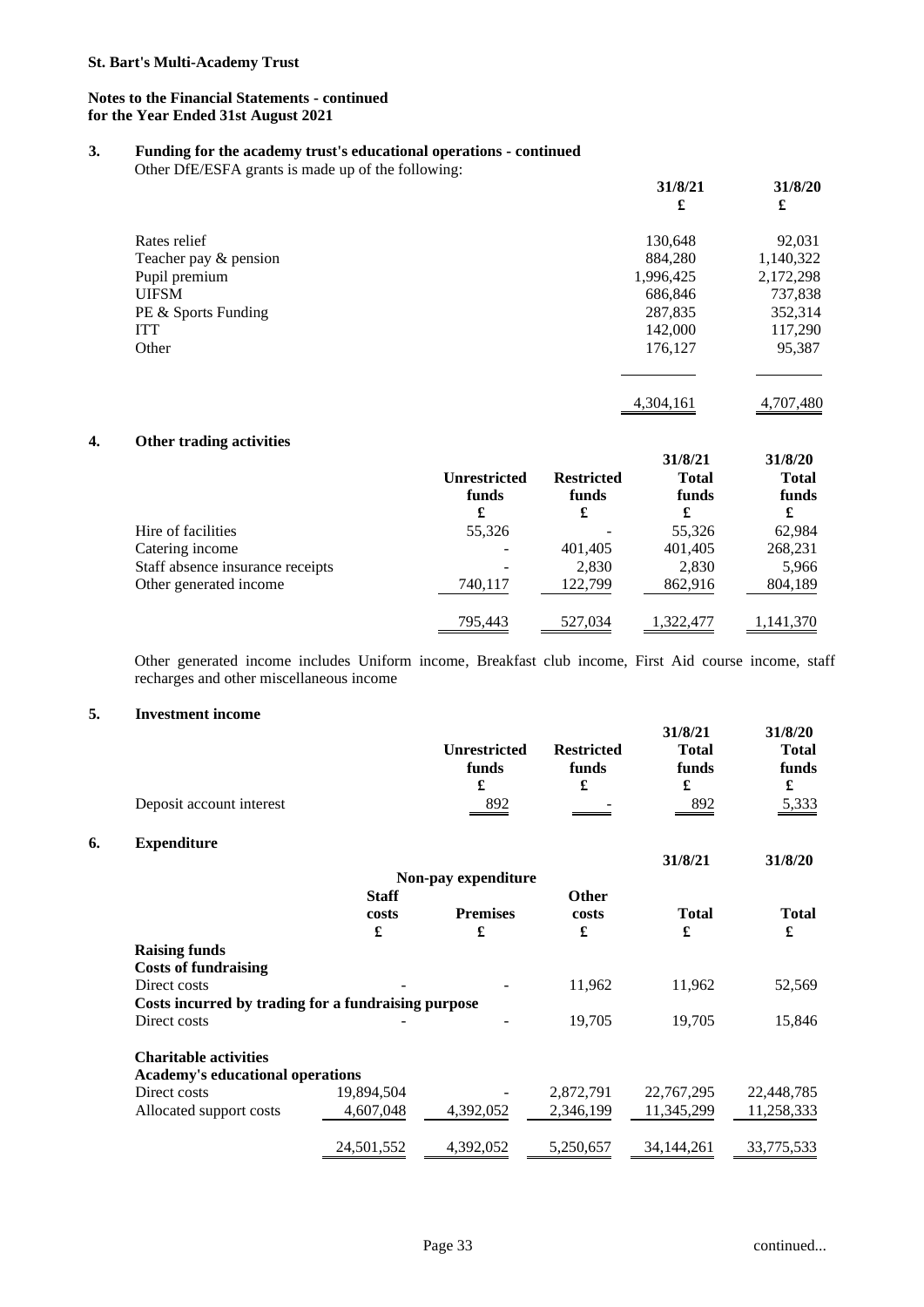**St. Bart's Multi-Academy Trust**

**Notes to the Financial Statements - continued**
**for the Year Ended 31st August 2021**

## 3. Funding for the academy trust's educational operations - continued

Other DfE/ESFA grants is made up of the following:

| | 31/8/21<br>£ | 31/8/20<br>£ |
|---|---|---|
| Rates relief | 130,648 | 92,031 |
| Teacher pay & pension | 884,280 | 1,140,322 |
| Pupil premium | 1,996,425 | 2,172,298 |
| UIFSM | 686,846 | 737,838 |
| PE & Sports Funding | 287,835 | 352,314 |
| ITT | 142,000 | 117,290 |
| Other | 176,127 | 95,387 |
| | 4,304,161 | 4,707,480 |

## 4. Other trading activities

| | Unrestricted funds<br>£ | Restricted funds<br>£ | 31/8/21<br>Total funds<br>£ | 31/8/20<br>Total funds<br>£ |
|---|---|---|---|---|
| Hire of facilities | 55,326 | - | 55,326 | 62,984 |
| Catering income | - | 401,405 | 401,405 | 268,231 |
| Staff absence insurance receipts | - | 2,830 | 2,830 | 5,966 |
| Other generated income | 740,117 | 122,799 | 862,916 | 804,189 |
| | 795,443 | 527,034 | 1,322,477 | 1,141,370 |

Other generated income includes Uniform income, Breakfast club income, First Aid course income, staff recharges and other miscellaneous income

## 5. Investment income

| | Unrestricted funds<br>£ | Restricted funds<br>£ | 31/8/21<br>Total funds<br>£ | 31/8/20<br>Total funds<br>£ |
|---|---|---|---|---|
| Deposit account interest | 892 | - | 892 | 5,333 |

## 6. Expenditure

| | | Non-pay expenditure | | 31/8/21 | 31/8/20 |
|---|---|---|---|---|---|
| | Staff costs<br>£ | Premises<br>£ | Other costs<br>£ | Total<br>£ | Total<br>£ |
| **Raising funds** | | | | | |
| **Costs of fundraising** | | | | | |
| Direct costs | - | - | 11,962 | 11,962 | 52,569 |
| **Costs incurred by trading for a fundraising purpose** | | | | | |
| Direct costs | - | - | 19,705 | 19,705 | 15,846 |
| **Charitable activities** | | | | | |
| **Academy's educational operations** | | | | | |
| Direct costs | 19,894,504 | - | 2,872,791 | 22,767,295 | 22,448,785 |
| Allocated support costs | 4,607,048 | 4,392,052 | 2,346,199 | 11,345,299 | 11,258,333 |
| | 24,501,552 | 4,392,052 | 5,250,657 | 34,144,261 | 33,775,533 |

continued...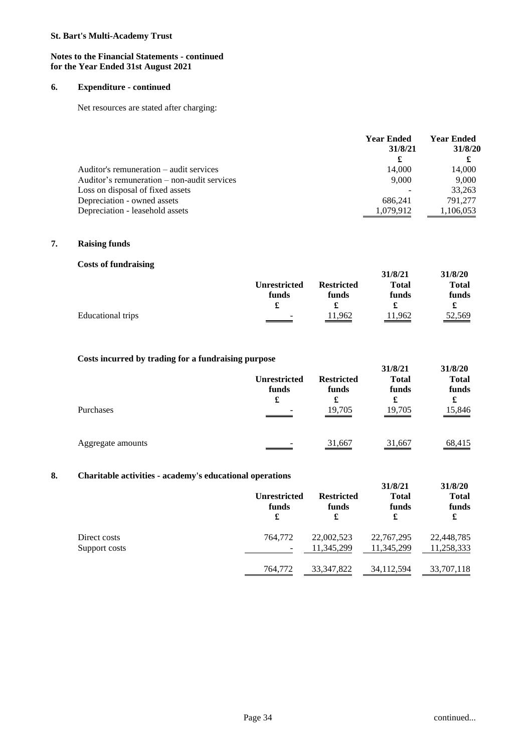**St. Bart's Multi-Academy Trust**

**Notes to the Financial Statements - continued**
**for the Year Ended 31st August 2021**

### 6. Expenditure - continued

Net resources are stated after charging:

| | Year Ended 31/8/21 £ | Year Ended 31/8/20 £ |
|---|---|---|
| Auditor's remuneration – audit services | 14,000 | 14,000 |
| Auditor's remuneration – non-audit services | 9,000 | 9,000 |
| Loss on disposal of fixed assets | - | 33,263 |
| Depreciation - owned assets | 686,241 | 791,277 |
| Depreciation - leasehold assets | 1,079,912 | 1,106,053 |

### 7. Raising funds

**Costs of fundraising**

| | Unrestricted funds £ | Restricted funds £ | 31/8/21 Total funds £ | 31/8/20 Total funds £ |
|---|---|---|---|---|
| Educational trips | - | 11,962 | 11,962 | 52,569 |

**Costs incurred by trading for a fundraising purpose**

| | Unrestricted funds £ | Restricted funds £ | 31/8/21 Total funds £ | 31/8/20 Total funds £ |
|---|---|---|---|---|
| Purchases | - | 19,705 | 19,705 | 15,846 |
| Aggregate amounts | - | 31,667 | 31,667 | 68,415 |

### 8. Charitable activities - academy's educational operations

| | Unrestricted funds £ | Restricted funds £ | 31/8/21 Total funds £ | 31/8/20 Total funds £ |
|---|---|---|---|---|
| Direct costs | 764,772 | 22,002,523 | 22,767,295 | 22,448,785 |
| Support costs | - | 11,345,299 | 11,345,299 | 11,258,333 |
| | 764,772 | 33,347,822 | 34,112,594 | 33,707,118 |

continued...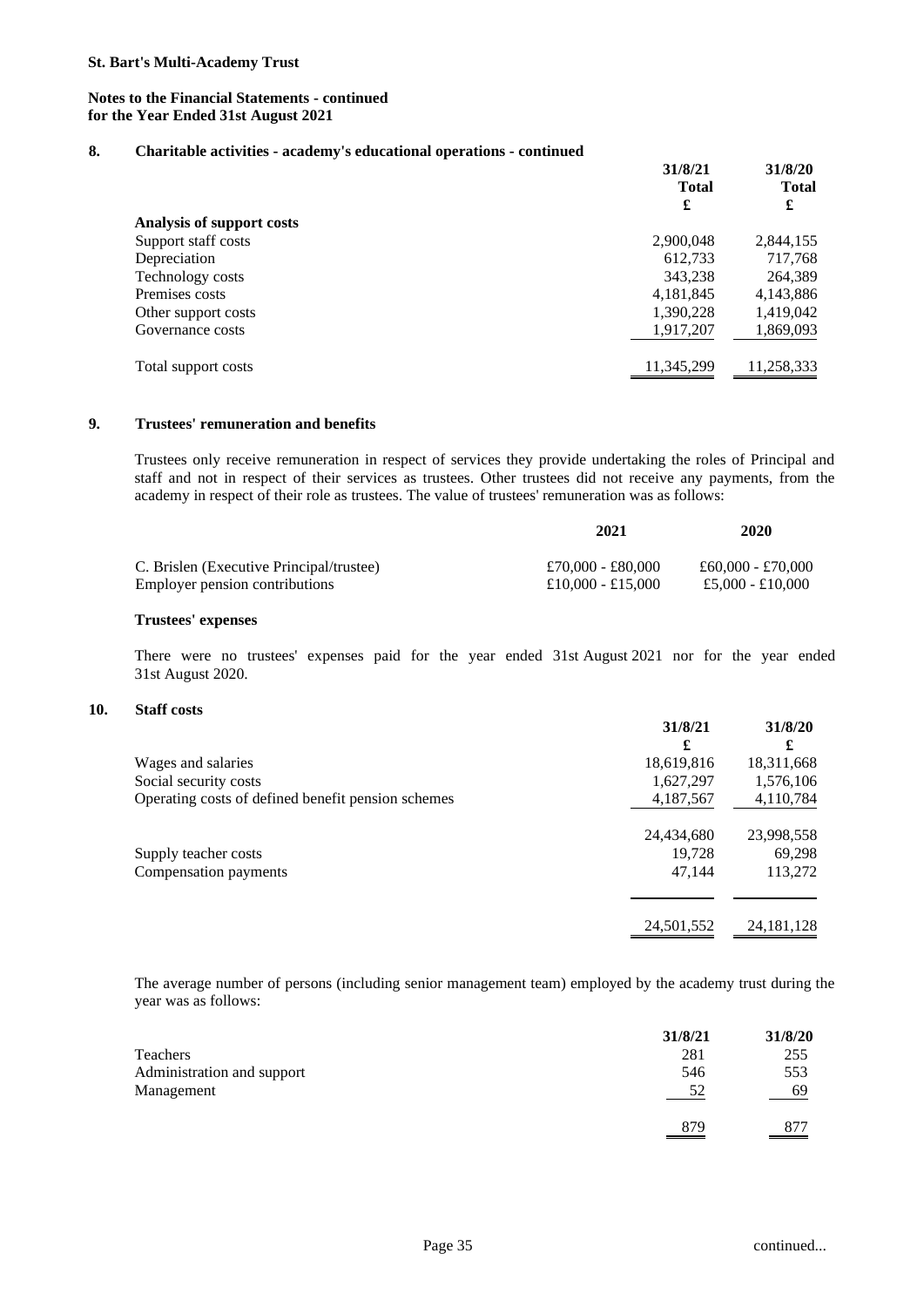**St. Bart's Multi-Academy Trust**

**Notes to the Financial Statements - continued**
**for the Year Ended 31st August 2021**

## 8. Charitable activities - academy's educational operations - continued

| | 31/8/21 Total £ | 31/8/20 Total £ |
|---|---|---|
| **Analysis of support costs** | | |
| Support staff costs | 2,900,048 | 2,844,155 |
| Depreciation | 612,733 | 717,768 |
| Technology costs | 343,238 | 264,389 |
| Premises costs | 4,181,845 | 4,143,886 |
| Other support costs | 1,390,228 | 1,419,042 |
| Governance costs | 1,917,207 | 1,869,093 |
| Total support costs | 11,345,299 | 11,258,333 |

## 9. Trustees' remuneration and benefits

Trustees only receive remuneration in respect of services they provide undertaking the roles of Principal and staff and not in respect of their services as trustees. Other trustees did not receive any payments, from the academy in respect of their role as trustees. The value of trustees' remuneration was as follows:

| | 2021 | 2020 |
|---|---|---|
| C. Brislen (Executive Principal/trustee) | £70,000 - £80,000 | £60,000 - £70,000 |
| Employer pension contributions | £10,000 - £15,000 | £5,000 - £10,000 |

**Trustees' expenses**

There were no trustees' expenses paid for the year ended 31st August 2021 nor for the year ended 31st August 2020.

## 10. Staff costs

| | 31/8/21 £ | 31/8/20 £ |
|---|---|---|
| Wages and salaries | 18,619,816 | 18,311,668 |
| Social security costs | 1,627,297 | 1,576,106 |
| Operating costs of defined benefit pension schemes | 4,187,567 | 4,110,784 |
| | 24,434,680 | 23,998,558 |
| Supply teacher costs | 19,728 | 69,298 |
| Compensation payments | 47,144 | 113,272 |
| | 24,501,552 | 24,181,128 |

The average number of persons (including senior management team) employed by the academy trust during the year was as follows:

| | 31/8/21 | 31/8/20 |
|---|---|---|
| Teachers | 281 | 255 |
| Administration and support | 546 | 553 |
| Management | 52 | 69 |
| | 879 | 877 |

continued...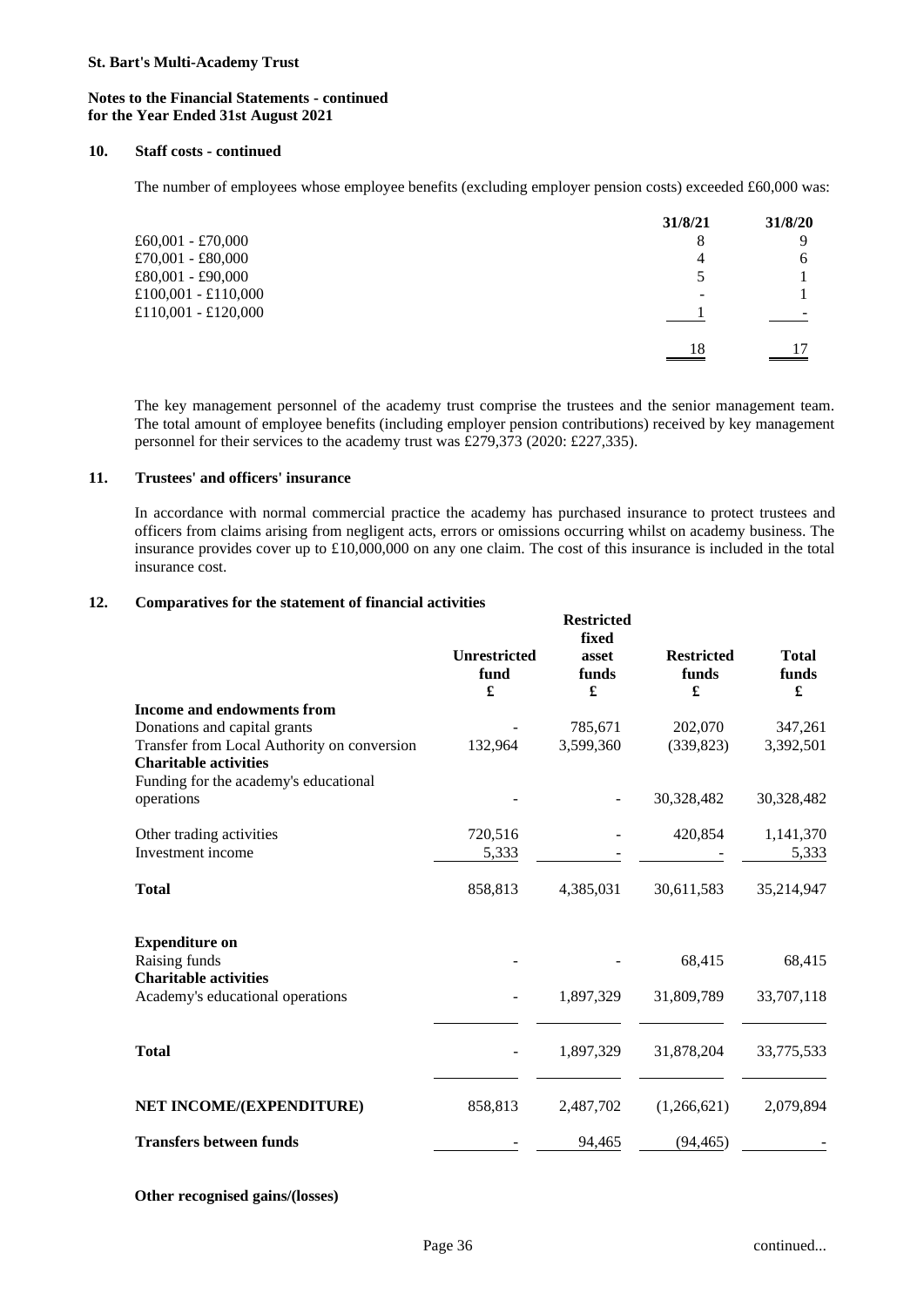**St. Bart's Multi-Academy Trust**

**Notes to the Financial Statements - continued**
**for the Year Ended 31st August 2021**

**10. Staff costs - continued**

The number of employees whose employee benefits (excluding employer pension costs) exceeded £60,000 was:

| | 31/8/21 | 31/8/20 |
|---|---|---|
| £60,001 - £70,000 | 8 | 9 |
| £70,001 - £80,000 | 4 | 6 |
| £80,001 - £90,000 | 5 | 1 |
| £100,001 - £110,000 | - | 1 |
| £110,001 - £120,000 | 1 | - |
| | 18 | 17 |

The key management personnel of the academy trust comprise the trustees and the senior management team. The total amount of employee benefits (including employer pension contributions) received by key management personnel for their services to the academy trust was £279,373 (2020: £227,335).

**11. Trustees' and officers' insurance**

In accordance with normal commercial practice the academy has purchased insurance to protect trustees and officers from claims arising from negligent acts, errors or omissions occurring whilst on academy business. The insurance provides cover up to £10,000,000 on any one claim. The cost of this insurance is included in the total insurance cost.

**12. Comparatives for the statement of financial activities**

| | Unrestricted fund £ | Restricted fixed asset funds £ | Restricted funds £ | Total funds £ |
|---|---|---|---|---|
| **Income and endowments from** | | | | |
| Donations and capital grants | - | 785,671 | 202,070 | 347,261 |
| Transfer from Local Authority on conversion | 132,964 | 3,599,360 | (339,823) | 3,392,501 |
| **Charitable activities** | | | | |
| Funding for the academy's educational operations | - | - | 30,328,482 | 30,328,482 |
| Other trading activities | 720,516 | - | 420,854 | 1,141,370 |
| Investment income | 5,333 | - | - | 5,333 |
| **Total** | 858,813 | 4,385,031 | 30,611,583 | 35,214,947 |
| **Expenditure on** | | | | |
| Raising funds | - | - | 68,415 | 68,415 |
| **Charitable activities** | | | | |
| Academy's educational operations | - | 1,897,329 | 31,809,789 | 33,707,118 |
| **Total** | - | 1,897,329 | 31,878,204 | 33,775,533 |
| **NET INCOME/(EXPENDITURE)** | 858,813 | 2,487,702 | (1,266,621) | 2,079,894 |
| **Transfers between funds** | - | 94,465 | (94,465) | - |

**Other recognised gains/(losses)**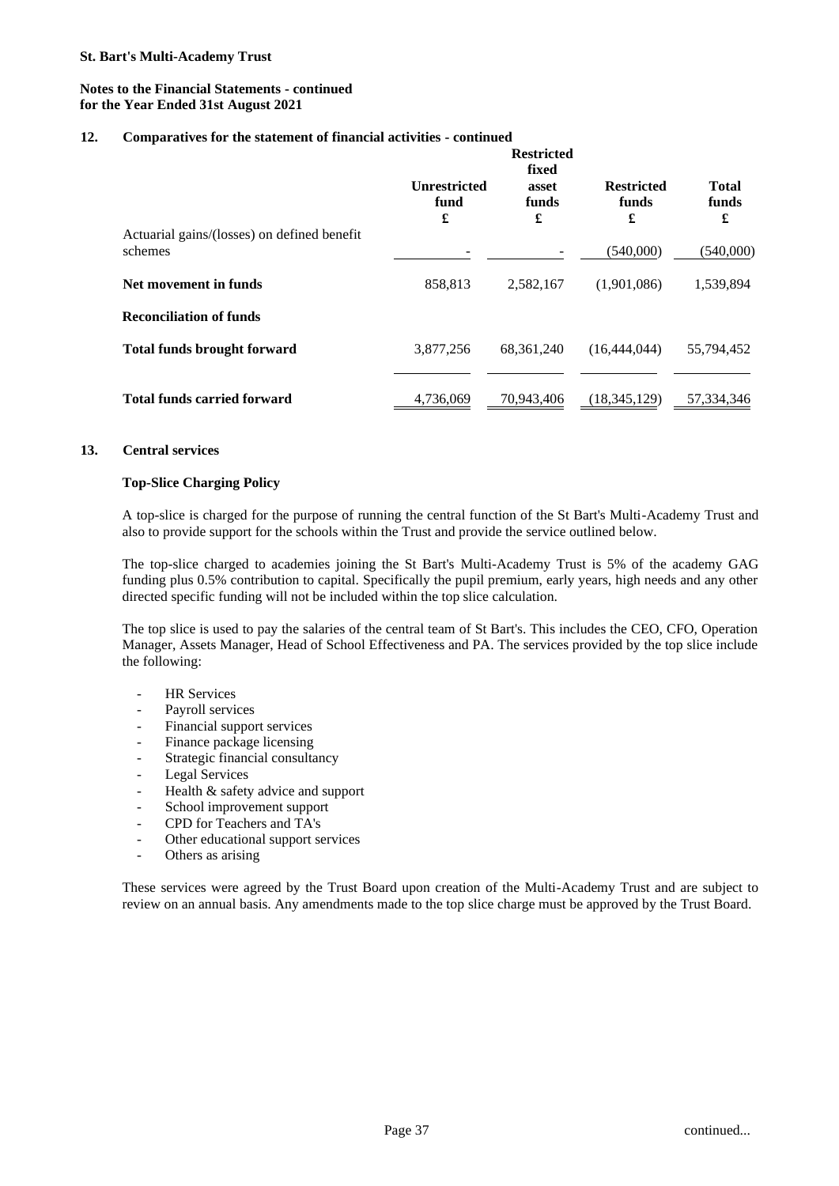## 12. Comparatives for the statement of financial activities - continued

| | Unrestricted fund £ | Restricted fixed asset funds £ | Restricted funds £ | Total funds £ |
|---|---|---|---|---|
| Actuarial gains/(losses) on defined benefit schemes | - | - | (540,000) | (540,000) |
| **Net movement in funds** | 858,813 | 2,582,167 | (1,901,086) | 1,539,894 |
| **Reconciliation of funds** | | | | |
| **Total funds brought forward** | 3,877,256 | 68,361,240 | (16,444,044) | 55,794,452 |
| **Total funds carried forward** | 4,736,069 | 70,943,406 | (18,345,129) | 57,334,346 |

## 13. Central services

### Top-Slice Charging Policy

A top-slice is charged for the purpose of running the central function of the St Bart's Multi-Academy Trust and also to provide support for the schools within the Trust and provide the service outlined below.

The top-slice charged to academies joining the St Bart's Multi-Academy Trust is 5% of the academy GAG funding plus 0.5% contribution to capital. Specifically the pupil premium, early years, high needs and any other directed specific funding will not be included within the top slice calculation.

The top slice is used to pay the salaries of the central team of St Bart's. This includes the CEO, CFO, Operation Manager, Assets Manager, Head of School Effectiveness and PA. The services provided by the top slice include the following:

- HR Services
- Payroll services
- Financial support services
- Finance package licensing
- Strategic financial consultancy
- Legal Services
- Health & safety advice and support
- School improvement support
- CPD for Teachers and TA's
- Other educational support services
- Others as arising

These services were agreed by the Trust Board upon creation of the Multi-Academy Trust and are subject to review on an annual basis. Any amendments made to the top slice charge must be approved by the Trust Board.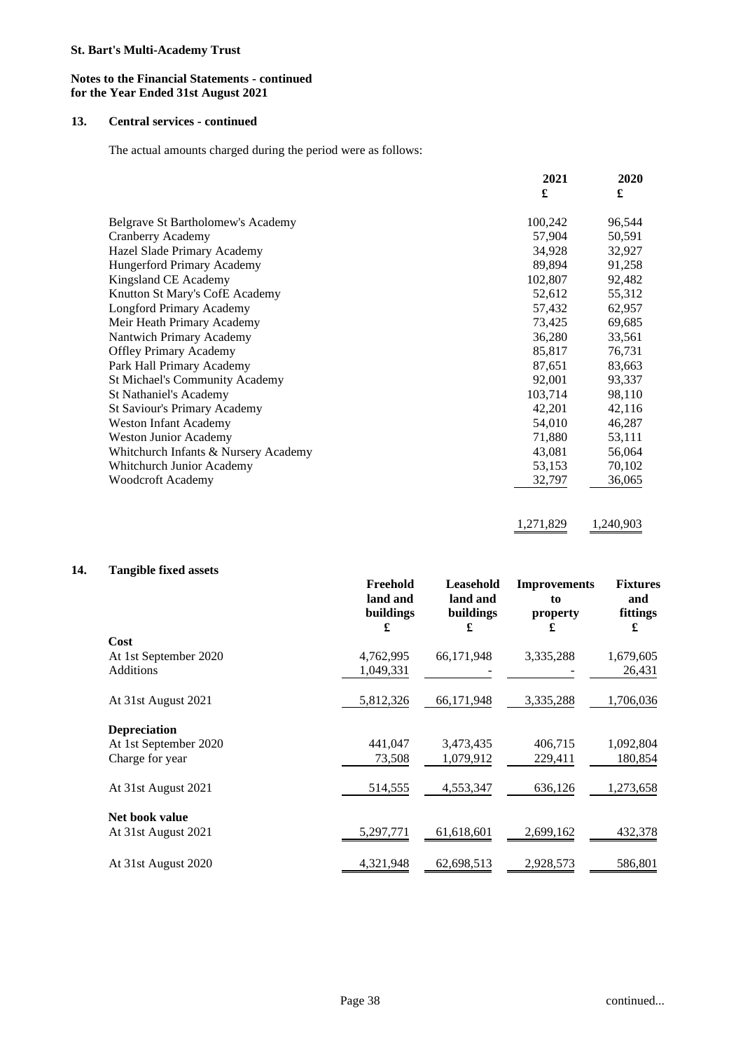## 13. Central services - continued

The actual amounts charged during the period were as follows:

| | 2021 £ | 2020 £ |
|---|---|---|
| Belgrave St Bartholomew's Academy | 100,242 | 96,544 |
| Cranberry Academy | 57,904 | 50,591 |
| Hazel Slade Primary Academy | 34,928 | 32,927 |
| Hungerford Primary Academy | 89,894 | 91,258 |
| Kingsland CE Academy | 102,807 | 92,482 |
| Knutton St Mary's CofE Academy | 52,612 | 55,312 |
| Longford Primary Academy | 57,432 | 62,957 |
| Meir Heath Primary Academy | 73,425 | 69,685 |
| Nantwich Primary Academy | 36,280 | 33,561 |
| Offley Primary Academy | 85,817 | 76,731 |
| Park Hall Primary Academy | 87,651 | 83,663 |
| St Michael's Community Academy | 92,001 | 93,337 |
| St Nathaniel's Academy | 103,714 | 98,110 |
| St Saviour's Primary Academy | 42,201 | 42,116 |
| Weston Infant Academy | 54,010 | 46,287 |
| Weston Junior Academy | 71,880 | 53,111 |
| Whitchurch Infants & Nursery Academy | 43,081 | 56,064 |
| Whitchurch Junior Academy | 53,153 | 70,102 |
| Woodcroft Academy | 32,797 | 36,065 |
| | 1,271,829 | 1,240,903 |

## 14. Tangible fixed assets

| | Freehold land and buildings £ | Leasehold land and buildings £ | Improvements to property £ | Fixtures and fittings £ |
|---|---|---|---|---|
| **Cost** | | | | |
| At 1st September 2020 | 4,762,995 | 66,171,948 | 3,335,288 | 1,679,605 |
| Additions | 1,049,331 | - | - | 26,431 |
| At 31st August 2021 | 5,812,326 | 66,171,948 | 3,335,288 | 1,706,036 |
| **Depreciation** | | | | |
| At 1st September 2020 | 441,047 | 3,473,435 | 406,715 | 1,092,804 |
| Charge for year | 73,508 | 1,079,912 | 229,411 | 180,854 |
| At 31st August 2021 | 514,555 | 4,553,347 | 636,126 | 1,273,658 |
| **Net book value** | | | | |
| At 31st August 2021 | 5,297,771 | 61,618,601 | 2,699,162 | 432,378 |
| At 31st August 2020 | 4,321,948 | 62,698,513 | 2,928,573 | 586,801 |

continued...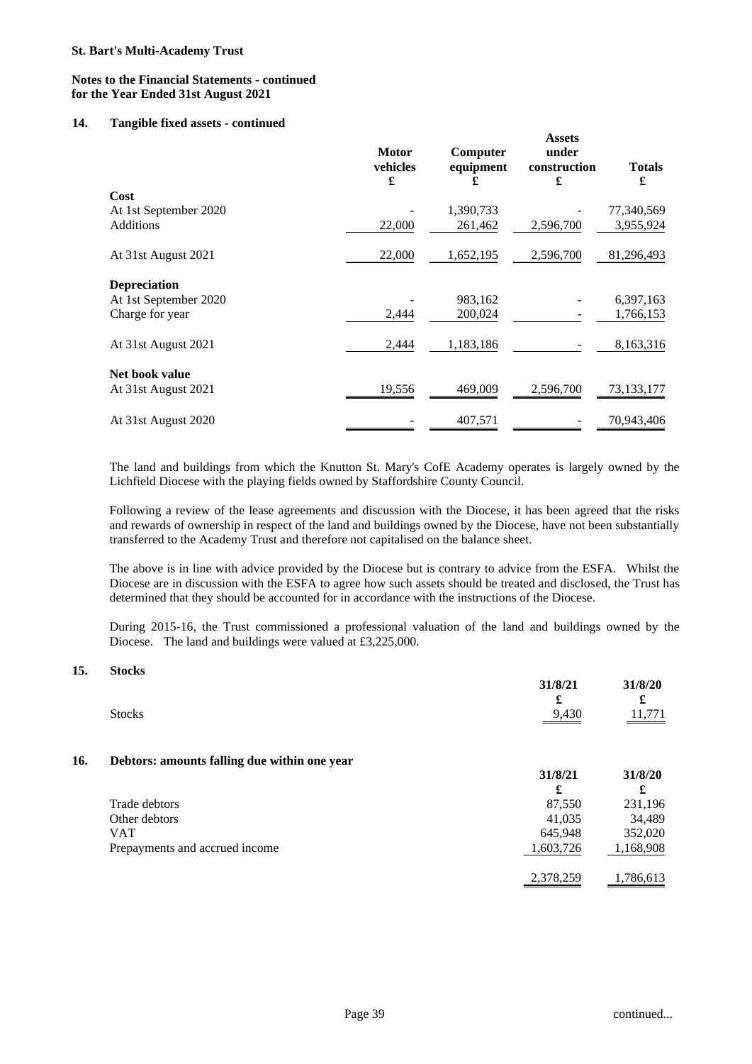**St. Bart's Multi-Academy Trust**

**Notes to the Financial Statements - continued**
**for the Year Ended 31st August 2021**

## 14. Tangible fixed assets - continued

| | Motor vehicles £ | Computer equipment £ | Assets under construction £ | Totals £ |
|---|---|---|---|---|
| **Cost** | | | | |
| At 1st September 2020 | - | 1,390,733 | - | 77,340,569 |
| Additions | 22,000 | 261,462 | 2,596,700 | 3,955,924 |
| At 31st August 2021 | 22,000 | 1,652,195 | 2,596,700 | 81,296,493 |
| **Depreciation** | | | | |
| At 1st September 2020 | - | 983,162 | - | 6,397,163 |
| Charge for year | 2,444 | 200,024 | - | 1,766,153 |
| At 31st August 2021 | 2,444 | 1,183,186 | - | 8,163,316 |
| **Net book value** | | | | |
| At 31st August 2021 | 19,556 | 469,009 | 2,596,700 | 73,133,177 |
| At 31st August 2020 | - | 407,571 | - | 70,943,406 |

The land and buildings from which the Knutton St. Mary's CofE Academy operates is largely owned by the Lichfield Diocese with the playing fields owned by Staffordshire County Council.

Following a review of the lease agreements and discussion with the Diocese, it has been agreed that the risks and rewards of ownership in respect of the land and buildings owned by the Diocese, have not been substantially transferred to the Academy Trust and therefore not capitalised on the balance sheet.

The above is in line with advice provided by the Diocese but is contrary to advice from the ESFA. Whilst the Diocese are in discussion with the ESFA to agree how such assets should be treated and disclosed, the Trust has determined that they should be accounted for in accordance with the instructions of the Diocese.

During 2015-16, the Trust commissioned a professional valuation of the land and buildings owned by the Diocese. The land and buildings were valued at £3,225,000.

## 15. Stocks

| | 31/8/21 £ | 31/8/20 £ |
|---|---|---|
| Stocks | 9,430 | 11,771 |

## 16. Debtors: amounts falling due within one year

| | 31/8/21 £ | 31/8/20 £ |
|---|---|---|
| Trade debtors | 87,550 | 231,196 |
| Other debtors | 41,035 | 34,489 |
| VAT | 645,948 | 352,020 |
| Prepayments and accrued income | 1,603,726 | 1,168,908 |
| | 2,378,259 | 1,786,613 |

continued...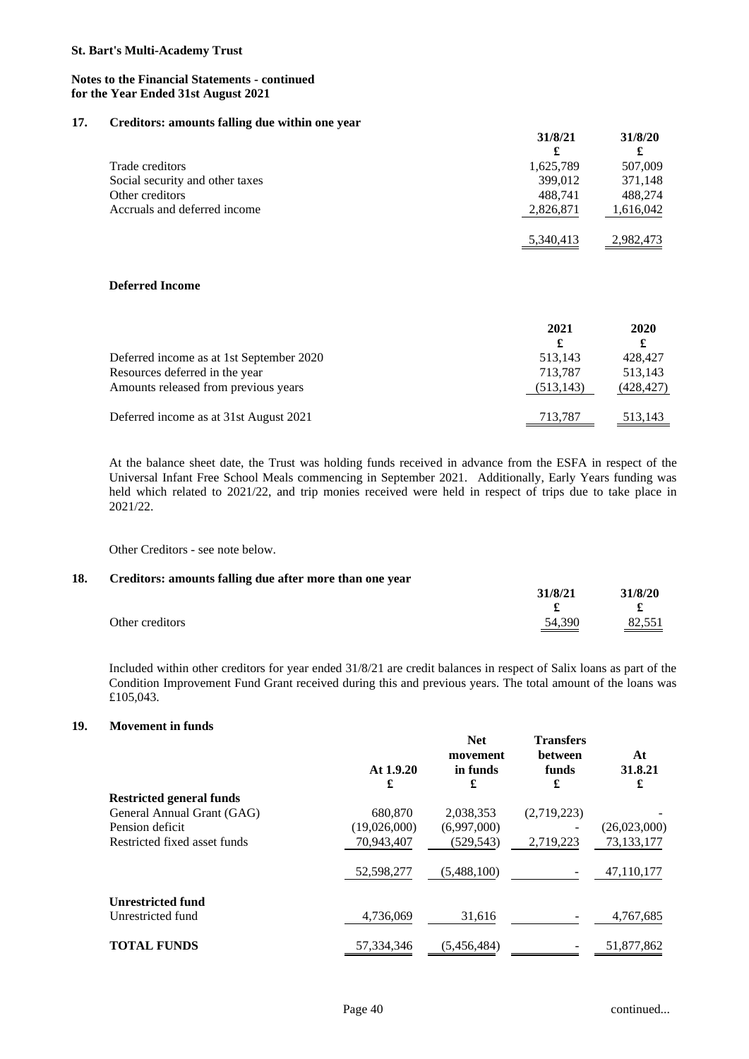**Notes to the Financial Statements - continued for the Year Ended 31st August 2021**

## 17. Creditors: amounts falling due within one year

| | 31/8/21 | 31/8/20 |
|---|---|---|
| | £ | £ |
| Trade creditors | 1,625,789 | 507,009 |
| Social security and other taxes | 399,012 | 371,148 |
| Other creditors | 488,741 | 488,274 |
| Accruals and deferred income | 2,826,871 | 1,616,042 |
| | 5,340,413 | 2,982,473 |

### Deferred Income

| | 2021 | 2020 |
|---|---|---|
| | £ | £ |
| Deferred income as at 1st September 2020 | 513,143 | 428,427 |
| Resources deferred in the year | 713,787 | 513,143 |
| Amounts released from previous years | (513,143) | (428,427) |
| Deferred income as at 31st August 2021 | 713,787 | 513,143 |

At the balance sheet date, the Trust was holding funds received in advance from the ESFA in respect of the Universal Infant Free School Meals commencing in September 2021. Additionally, Early Years funding was held which related to 2021/22, and trip monies received were held in respect of trips due to take place in 2021/22.

Other Creditors - see note below.

## 18. Creditors: amounts falling due after more than one year

| | 31/8/21 | 31/8/20 |
|---|---|---|
| | £ | £ |
| Other creditors | 54,390 | 82,551 |

Included within other creditors for year ended 31/8/21 are credit balances in respect of Salix loans as part of the Condition Improvement Fund Grant received during this and previous years. The total amount of the loans was £105,043.

## 19. Movement in funds

| | At 1.9.20 | Net movement in funds | Transfers between funds | At 31.8.21 |
|---|---|---|---|---|
| | £ | £ | £ | £ |
| **Restricted general funds** | | | | |
| General Annual Grant (GAG) | 680,870 | 2,038,353 | (2,719,223) | - |
| Pension deficit | (19,026,000) | (6,997,000) | - | (26,023,000) |
| Restricted fixed asset funds | 70,943,407 | (529,543) | 2,719,223 | 73,133,177 |
| | 52,598,277 | (5,488,100) | - | 47,110,177 |
| **Unrestricted fund** | | | | |
| Unrestricted fund | 4,736,069 | 31,616 | - | 4,767,685 |
| **TOTAL FUNDS** | 57,334,346 | (5,456,484) | - | 51,877,862 |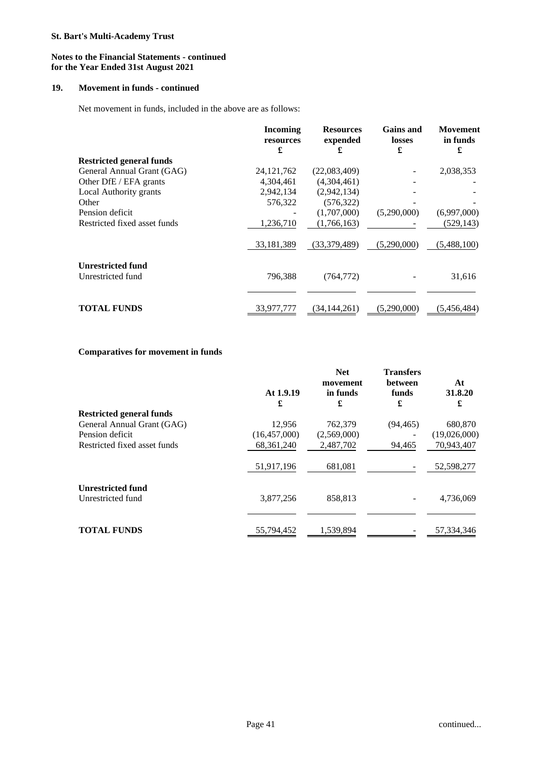**St. Bart's Multi-Academy Trust**

**Notes to the Financial Statements - continued**
**for the Year Ended 31st August 2021**

## 19. Movement in funds - continued

Net movement in funds, included in the above are as follows:

| | Incoming resources £ | Resources expended £ | Gains and losses £ | Movement in funds £ |
|---|---|---|---|---|
| **Restricted general funds** | | | | |
| General Annual Grant (GAG) | 24,121,762 | (22,083,409) | - | 2,038,353 |
| Other DfE / EFA grants | 4,304,461 | (4,304,461) | - | - |
| Local Authority grants | 2,942,134 | (2,942,134) | - | - |
| Other | 576,322 | (576,322) | - | - |
| Pension deficit | - | (1,707,000) | (5,290,000) | (6,997,000) |
| Restricted fixed asset funds | 1,236,710 | (1,766,163) | - | (529,143) |
| | 33,181,389 | (33,379,489) | (5,290,000) | (5,488,100) |
| **Unrestricted fund** | | | | |
| Unrestricted fund | 796,388 | (764,772) | - | 31,616 |
| **TOTAL FUNDS** | 33,977,777 | (34,144,261) | (5,290,000) | (5,456,484) |

**Comparatives for movement in funds**

| | At 1.9.19 £ | Net movement in funds £ | Transfers between funds £ | At 31.8.20 £ |
|---|---|---|---|---|
| **Restricted general funds** | | | | |
| General Annual Grant (GAG) | 12,956 | 762,379 | (94,465) | 680,870 |
| Pension deficit | (16,457,000) | (2,569,000) | - | (19,026,000) |
| Restricted fixed asset funds | 68,361,240 | 2,487,702 | 94,465 | 70,943,407 |
| | 51,917,196 | 681,081 | - | 52,598,277 |
| **Unrestricted fund** | | | | |
| Unrestricted fund | 3,877,256 | 858,813 | - | 4,736,069 |
| **TOTAL FUNDS** | 55,794,452 | 1,539,894 | - | 57,334,346 |

continued...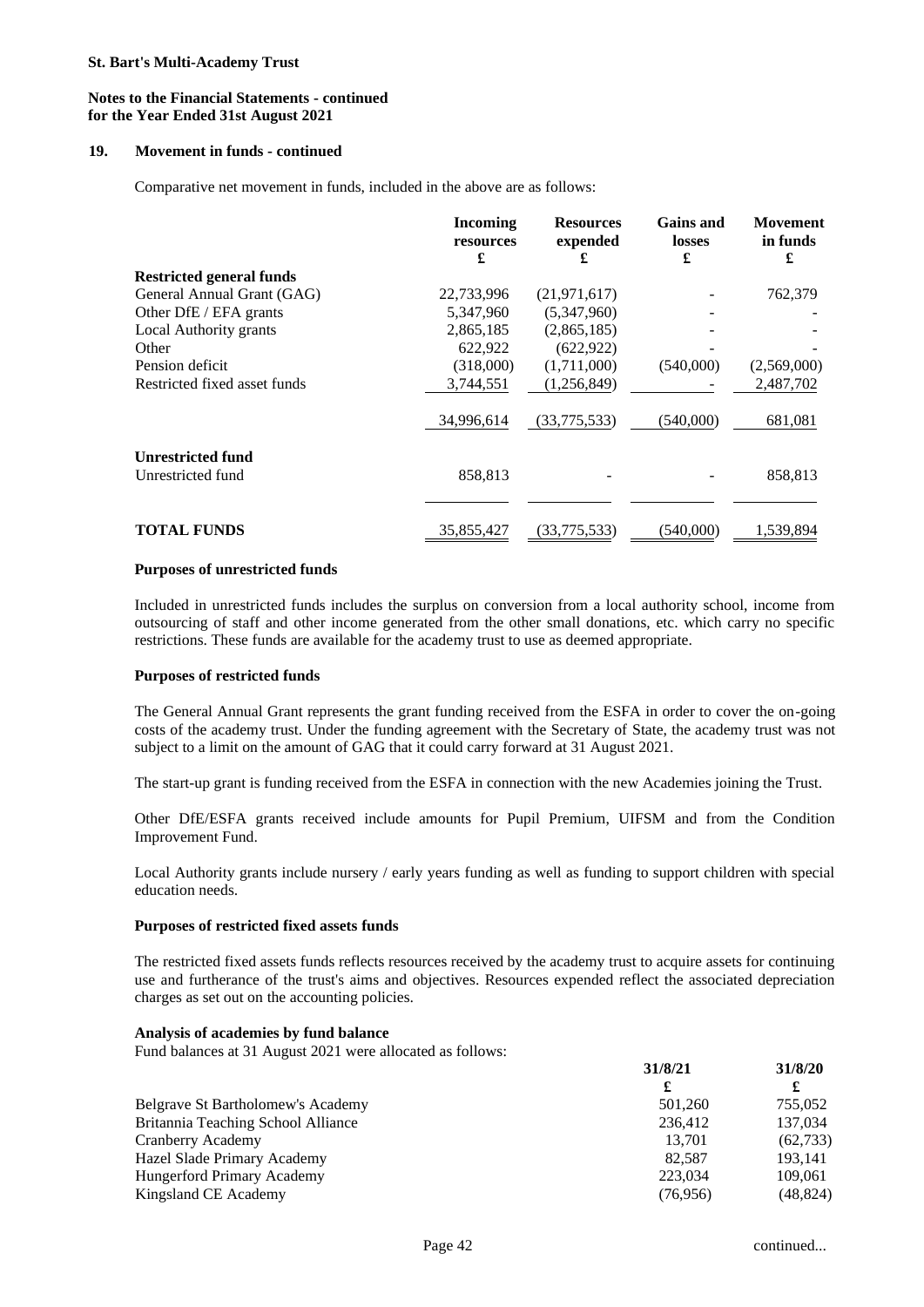**St. Bart's Multi-Academy Trust**

**Notes to the Financial Statements - continued for the Year Ended 31st August 2021**

## 19. Movement in funds - continued

Comparative net movement in funds, included in the above are as follows:

| | Incoming resources £ | Resources expended £ | Gains and losses £ | Movement in funds £ |
|---|---|---|---|---|
| **Restricted general funds** | | | | |
| General Annual Grant (GAG) | 22,733,996 | (21,971,617) | - | 762,379 |
| Other DfE / EFA grants | 5,347,960 | (5,347,960) | - | - |
| Local Authority grants | 2,865,185 | (2,865,185) | - | - |
| Other | 622,922 | (622,922) | - | - |
| Pension deficit | (318,000) | (1,711,000) | (540,000) | (2,569,000) |
| Restricted fixed asset funds | 3,744,551 | (1,256,849) | - | 2,487,702 |
| | 34,996,614 | (33,775,533) | (540,000) | 681,081 |
| **Unrestricted fund** | | | | |
| Unrestricted fund | 858,813 | - | - | 858,813 |
| **TOTAL FUNDS** | 35,855,427 | (33,775,533) | (540,000) | 1,539,894 |

**Purposes of unrestricted funds**

Included in unrestricted funds includes the surplus on conversion from a local authority school, income from outsourcing of staff and other income generated from the other small donations, etc. which carry no specific restrictions. These funds are available for the academy trust to use as deemed appropriate.

**Purposes of restricted funds**

The General Annual Grant represents the grant funding received from the ESFA in order to cover the on-going costs of the academy trust. Under the funding agreement with the Secretary of State, the academy trust was not subject to a limit on the amount of GAG that it could carry forward at 31 August 2021.

The start-up grant is funding received from the ESFA in connection with the new Academies joining the Trust.

Other DfE/ESFA grants received include amounts for Pupil Premium, UIFSM and from the Condition Improvement Fund.

Local Authority grants include nursery / early years funding as well as funding to support children with special education needs.

**Purposes of restricted fixed assets funds**

The restricted fixed assets funds reflects resources received by the academy trust to acquire assets for continuing use and furtherance of the trust's aims and objectives. Resources expended reflect the associated depreciation charges as set out on the accounting policies.

**Analysis of academies by fund balance**

Fund balances at 31 August 2021 were allocated as follows:

| | 31/8/21 £ | 31/8/20 £ |
|---|---|---|
| Belgrave St Bartholomew's Academy | 501,260 | 755,052 |
| Britannia Teaching School Alliance | 236,412 | 137,034 |
| Cranberry Academy | 13,701 | (62,733) |
| Hazel Slade Primary Academy | 82,587 | 193,141 |
| Hungerford Primary Academy | 223,034 | 109,061 |
| Kingsland CE Academy | (76,956) | (48,824) |

continued...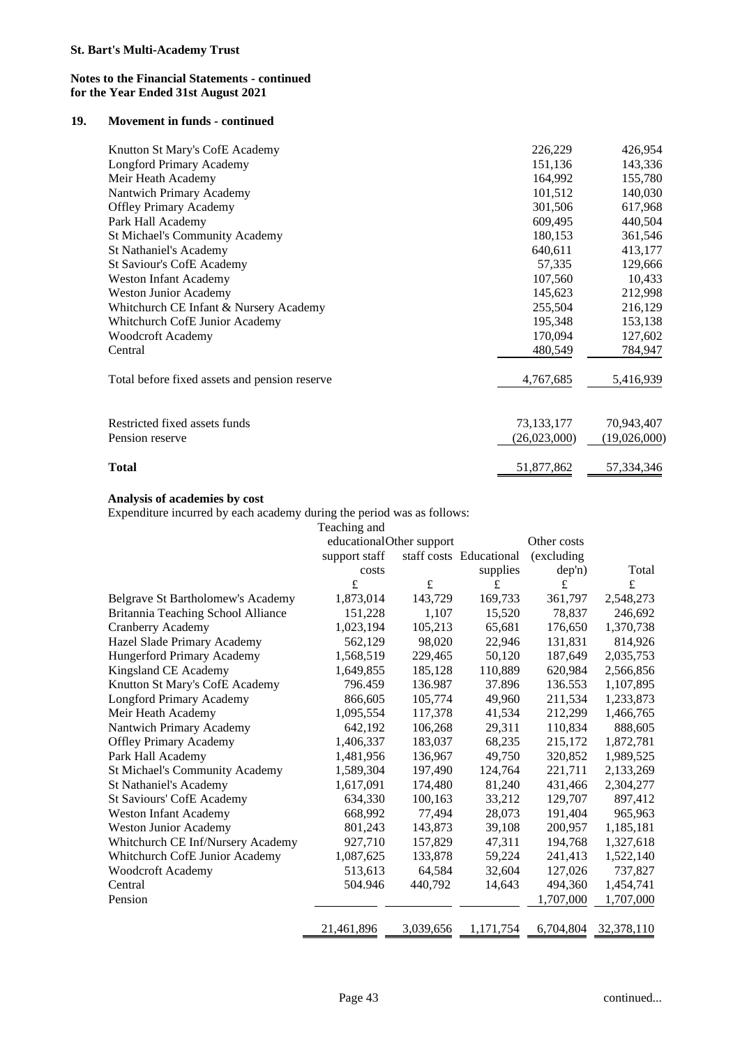**St. Bart's Multi-Academy Trust**

**Notes to the Financial Statements - continued**
**for the Year Ended 31st August 2021**

## 19. Movement in funds - continued

| | | |
|---|---|---|
| Knutton St Mary's CofE Academy | 226,229 | 426,954 |
| Longford Primary Academy | 151,136 | 143,336 |
| Meir Heath Academy | 164,992 | 155,780 |
| Nantwich Primary Academy | 101,512 | 140,030 |
| Offley Primary Academy | 301,506 | 617,968 |
| Park Hall Academy | 609,495 | 440,504 |
| St Michael's Community Academy | 180,153 | 361,546 |
| St Nathaniel's Academy | 640,611 | 413,177 |
| St Saviour's CofE Academy | 57,335 | 129,666 |
| Weston Infant Academy | 107,560 | 10,433 |
| Weston Junior Academy | 145,623 | 212,998 |
| Whitchurch CE Infant & Nursery Academy | 255,504 | 216,129 |
| Whitchurch CofE Junior Academy | 195,348 | 153,138 |
| Woodcroft Academy | 170,094 | 127,602 |
| Central | 480,549 | 784,947 |
| Total before fixed assets and pension reserve | 4,767,685 | 5,416,939 |
| Restricted fixed assets funds | 73,133,177 | 70,943,407 |
| Pension reserve | (26,023,000) | (19,026,000) |
| **Total** | 51,877,862 | 57,334,346 |

**Analysis of academies by cost**

Expenditure incurred by each academy during the period was as follows:

| | Teaching and educational support staff costs | Other support staff costs | Educational supplies | Other costs (excluding dep'n) | Total |
|---|---|---|---|---|---|
| | £ | £ | £ | £ | £ |
| Belgrave St Bartholomew's Academy | 1,873,014 | 143,729 | 169,733 | 361,797 | 2,548,273 |
| Britannia Teaching School Alliance | 151,228 | 1,107 | 15,520 | 78,837 | 246,692 |
| Cranberry Academy | 1,023,194 | 105,213 | 65,681 | 176,650 | 1,370,738 |
| Hazel Slade Primary Academy | 562,129 | 98,020 | 22,946 | 131,831 | 814,926 |
| Hungerford Primary Academy | 1,568,519 | 229,465 | 50,120 | 187,649 | 2,035,753 |
| Kingsland CE Academy | 1,649,855 | 185,128 | 110,889 | 620,984 | 2,566,856 |
| Knutton St Mary's CofE Academy | 796.459 | 136.987 | 37.896 | 136.553 | 1,107,895 |
| Longford Primary Academy | 866,605 | 105,774 | 49,960 | 211,534 | 1,233,873 |
| Meir Heath Academy | 1,095,554 | 117,378 | 41,534 | 212,299 | 1,466,765 |
| Nantwich Primary Academy | 642,192 | 106,268 | 29,311 | 110,834 | 888,605 |
| Offley Primary Academy | 1,406,337 | 183,037 | 68,235 | 215,172 | 1,872,781 |
| Park Hall Academy | 1,481,956 | 136,967 | 49,750 | 320,852 | 1,989,525 |
| St Michael's Community Academy | 1,589,304 | 197,490 | 124,764 | 221,711 | 2,133,269 |
| St Nathaniel's Academy | 1,617,091 | 174,480 | 81,240 | 431,466 | 2,304,277 |
| St Saviours' CofE Academy | 634,330 | 100,163 | 33,212 | 129,707 | 897,412 |
| Weston Infant Academy | 668,992 | 77,494 | 28,073 | 191,404 | 965,963 |
| Weston Junior Academy | 801,243 | 143,873 | 39,108 | 200,957 | 1,185,181 |
| Whitchurch CE Inf/Nursery Academy | 927,710 | 157,829 | 47,311 | 194,768 | 1,327,618 |
| Whitchurch CofE Junior Academy | 1,087,625 | 133,878 | 59,224 | 241,413 | 1,522,140 |
| Woodcroft Academy | 513,613 | 64,584 | 32,604 | 127,026 | 737,827 |
| Central | 504.946 | 440,792 | 14,643 | 494,360 | 1,454,741 |
| Pension | | | | 1,707,000 | 1,707,000 |
| | 21,461,896 | 3,039,656 | 1,171,754 | 6,704,804 | 32,378,110 |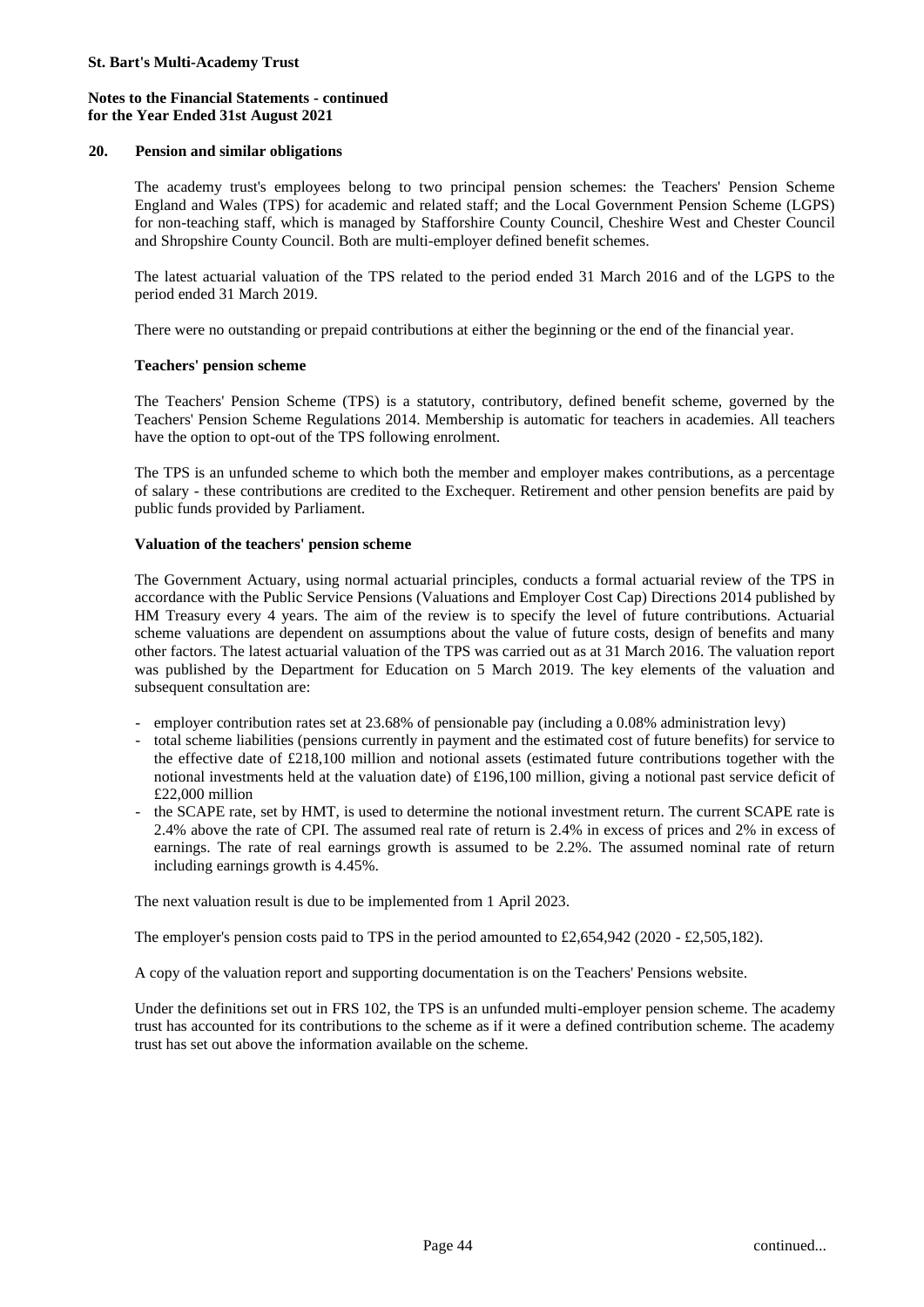## 20. Pension and similar obligations

The academy trust's employees belong to two principal pension schemes: the Teachers' Pension Scheme England and Wales (TPS) for academic and related staff; and the Local Government Pension Scheme (LGPS) for non-teaching staff, which is managed by Stafforshire County Council, Cheshire West and Chester Council and Shropshire County Council. Both are multi-employer defined benefit schemes.

The latest actuarial valuation of the TPS related to the period ended 31 March 2016 and of the LGPS to the period ended 31 March 2019.

There were no outstanding or prepaid contributions at either the beginning or the end of the financial year.

### Teachers' pension scheme

The Teachers' Pension Scheme (TPS) is a statutory, contributory, defined benefit scheme, governed by the Teachers' Pension Scheme Regulations 2014. Membership is automatic for teachers in academies. All teachers have the option to opt-out of the TPS following enrolment.

The TPS is an unfunded scheme to which both the member and employer makes contributions, as a percentage of salary - these contributions are credited to the Exchequer. Retirement and other pension benefits are paid by public funds provided by Parliament.

### Valuation of the teachers' pension scheme

The Government Actuary, using normal actuarial principles, conducts a formal actuarial review of the TPS in accordance with the Public Service Pensions (Valuations and Employer Cost Cap) Directions 2014 published by HM Treasury every 4 years. The aim of the review is to specify the level of future contributions. Actuarial scheme valuations are dependent on assumptions about the value of future costs, design of benefits and many other factors. The latest actuarial valuation of the TPS was carried out as at 31 March 2016. The valuation report was published by the Department for Education on 5 March 2019. The key elements of the valuation and subsequent consultation are:

- employer contribution rates set at 23.68% of pensionable pay (including a 0.08% administration levy)
- total scheme liabilities (pensions currently in payment and the estimated cost of future benefits) for service to the effective date of £218,100 million and notional assets (estimated future contributions together with the notional investments held at the valuation date) of £196,100 million, giving a notional past service deficit of £22,000 million
- the SCAPE rate, set by HMT, is used to determine the notional investment return. The current SCAPE rate is 2.4% above the rate of CPI. The assumed real rate of return is 2.4% in excess of prices and 2% in excess of earnings. The rate of real earnings growth is assumed to be 2.2%. The assumed nominal rate of return including earnings growth is 4.45%.

The next valuation result is due to be implemented from 1 April 2023.

The employer's pension costs paid to TPS in the period amounted to £2,654,942 (2020 - £2,505,182).

A copy of the valuation report and supporting documentation is on the Teachers' Pensions website.

Under the definitions set out in FRS 102, the TPS is an unfunded multi-employer pension scheme. The academy trust has accounted for its contributions to the scheme as if it were a defined contribution scheme. The academy trust has set out above the information available on the scheme.

continued...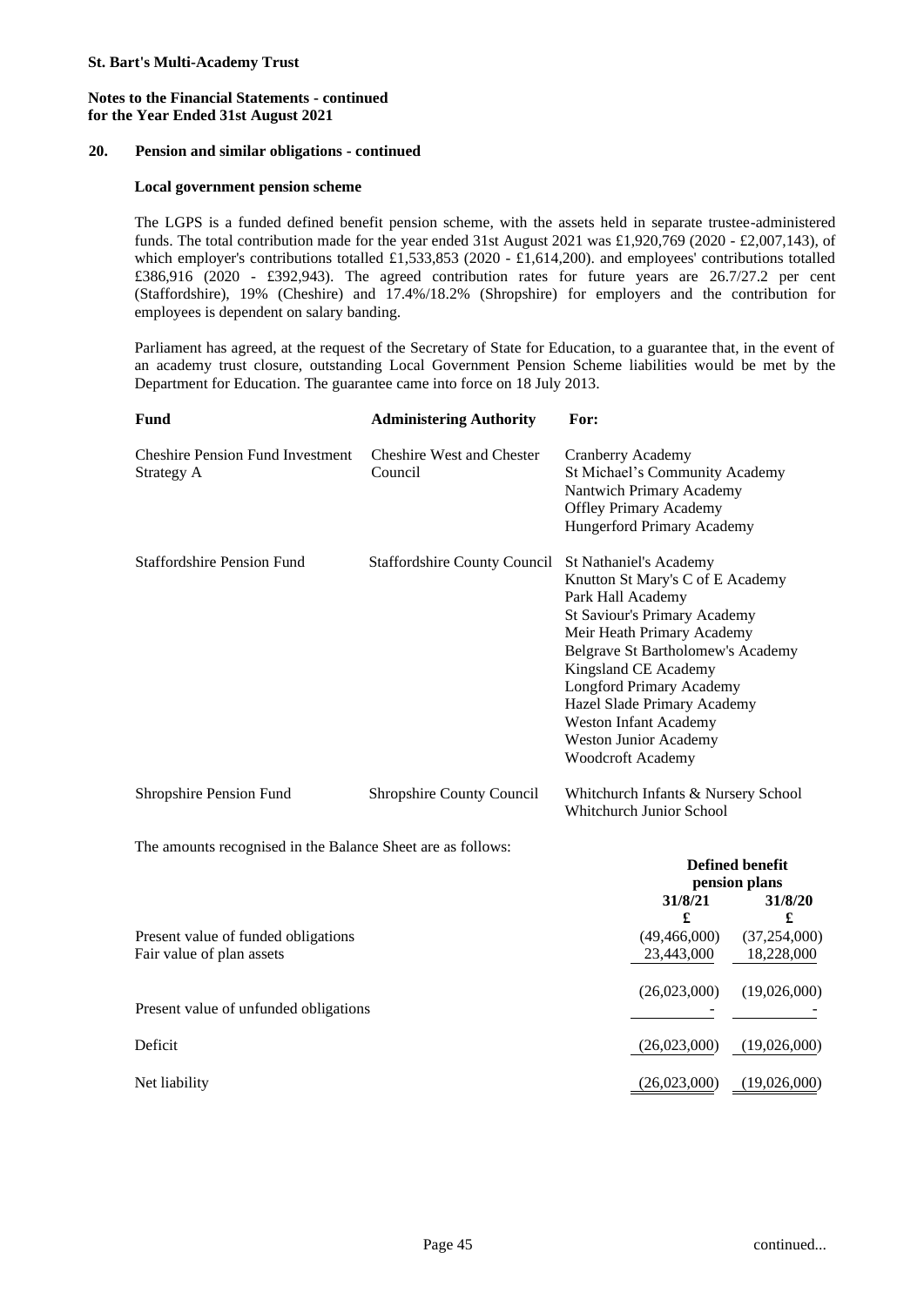**St. Bart's Multi-Academy Trust**

**Notes to the Financial Statements - continued**
**for the Year Ended 31st August 2021**

## 20. Pension and similar obligations - continued

### Local government pension scheme

The LGPS is a funded defined benefit pension scheme, with the assets held in separate trustee-administered funds. The total contribution made for the year ended 31st August 2021 was £1,920,769 (2020 - £2,007,143), of which employer's contributions totalled £1,533,853 (2020 - £1,614,200). and employees' contributions totalled £386,916 (2020 - £392,943). The agreed contribution rates for future years are 26.7/27.2 per cent (Staffordshire), 19% (Cheshire) and 17.4%/18.2% (Shropshire) for employers and the contribution for employees is dependent on salary banding.

Parliament has agreed, at the request of the Secretary of State for Education, to a guarantee that, in the event of an academy trust closure, outstanding Local Government Pension Scheme liabilities would be met by the Department for Education. The guarantee came into force on 18 July 2013.

| Fund | Administering Authority | For: |
|---|---|---|
| Cheshire Pension Fund Investment Strategy A | Cheshire West and Chester Council | Cranberry Academy<br>St Michael's Community Academy<br>Nantwich Primary Academy<br>Offley Primary Academy<br>Hungerford Primary Academy |
| Staffordshire Pension Fund | Staffordshire County Council | St Nathaniel's Academy<br>Knutton St Mary's C of E Academy<br>Park Hall Academy<br>St Saviour's Primary Academy<br>Meir Heath Primary Academy<br>Belgrave St Bartholomew's Academy<br>Kingsland CE Academy<br>Longford Primary Academy<br>Hazel Slade Primary Academy<br>Weston Infant Academy<br>Weston Junior Academy<br>Woodcroft Academy |
| Shropshire Pension Fund | Shropshire County Council | Whitchurch Infants & Nursery School<br>Whitchurch Junior School |

The amounts recognised in the Balance Sheet are as follows:

| | Defined benefit pension plans | |
|---|---|---|
| | 31/8/21 | 31/8/20 |
| | £ | £ |
| Present value of funded obligations | (49,466,000) | (37,254,000) |
| Fair value of plan assets | 23,443,000 | 18,228,000 |
| | (26,023,000) | (19,026,000) |
| Present value of unfunded obligations | - | - |
| Deficit | (26,023,000) | (19,026,000) |
| Net liability | (26,023,000) | (19,026,000) |

continued...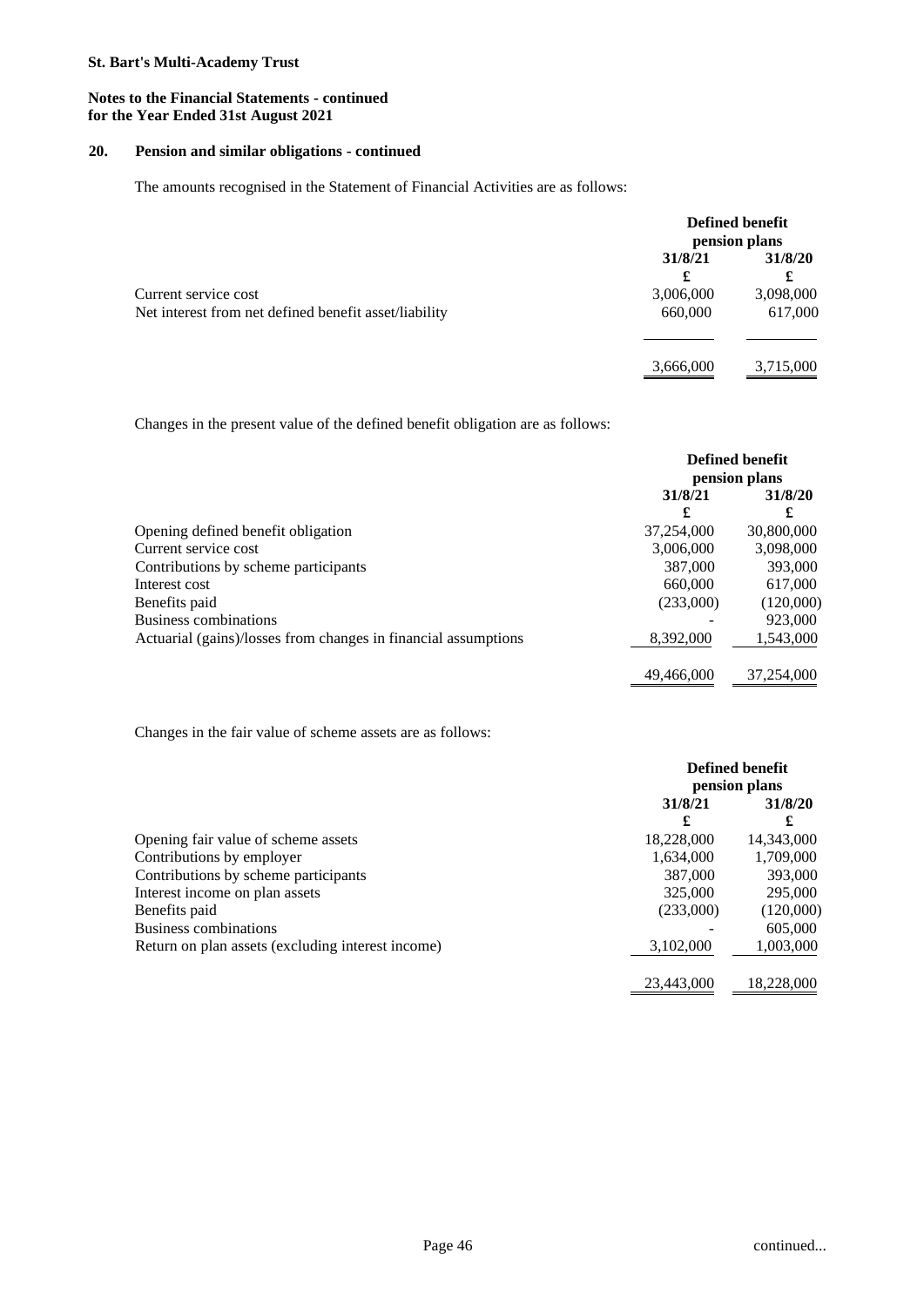## 20. Pension and similar obligations - continued

The amounts recognised in the Statement of Financial Activities are as follows:

| | Defined benefit pension plans | |
|---|---|---|
| | 31/8/21 | 31/8/20 |
| | £ | £ |
| Current service cost | 3,006,000 | 3,098,000 |
| Net interest from net defined benefit asset/liability | 660,000 | 617,000 |
| | 3,666,000 | 3,715,000 |

Changes in the present value of the defined benefit obligation are as follows:

| | Defined benefit pension plans | |
|---|---|---|
| | 31/8/21 | 31/8/20 |
| | £ | £ |
| Opening defined benefit obligation | 37,254,000 | 30,800,000 |
| Current service cost | 3,006,000 | 3,098,000 |
| Contributions by scheme participants | 387,000 | 393,000 |
| Interest cost | 660,000 | 617,000 |
| Benefits paid | (233,000) | (120,000) |
| Business combinations | - | 923,000 |
| Actuarial (gains)/losses from changes in financial assumptions | 8,392,000 | 1,543,000 |
| | 49,466,000 | 37,254,000 |

Changes in the fair value of scheme assets are as follows:

| | Defined benefit pension plans | |
|---|---|---|
| | 31/8/21 | 31/8/20 |
| | £ | £ |
| Opening fair value of scheme assets | 18,228,000 | 14,343,000 |
| Contributions by employer | 1,634,000 | 1,709,000 |
| Contributions by scheme participants | 387,000 | 393,000 |
| Interest income on plan assets | 325,000 | 295,000 |
| Benefits paid | (233,000) | (120,000) |
| Business combinations | - | 605,000 |
| Return on plan assets (excluding interest income) | 3,102,000 | 1,003,000 |
| | 23,443,000 | 18,228,000 |

continued...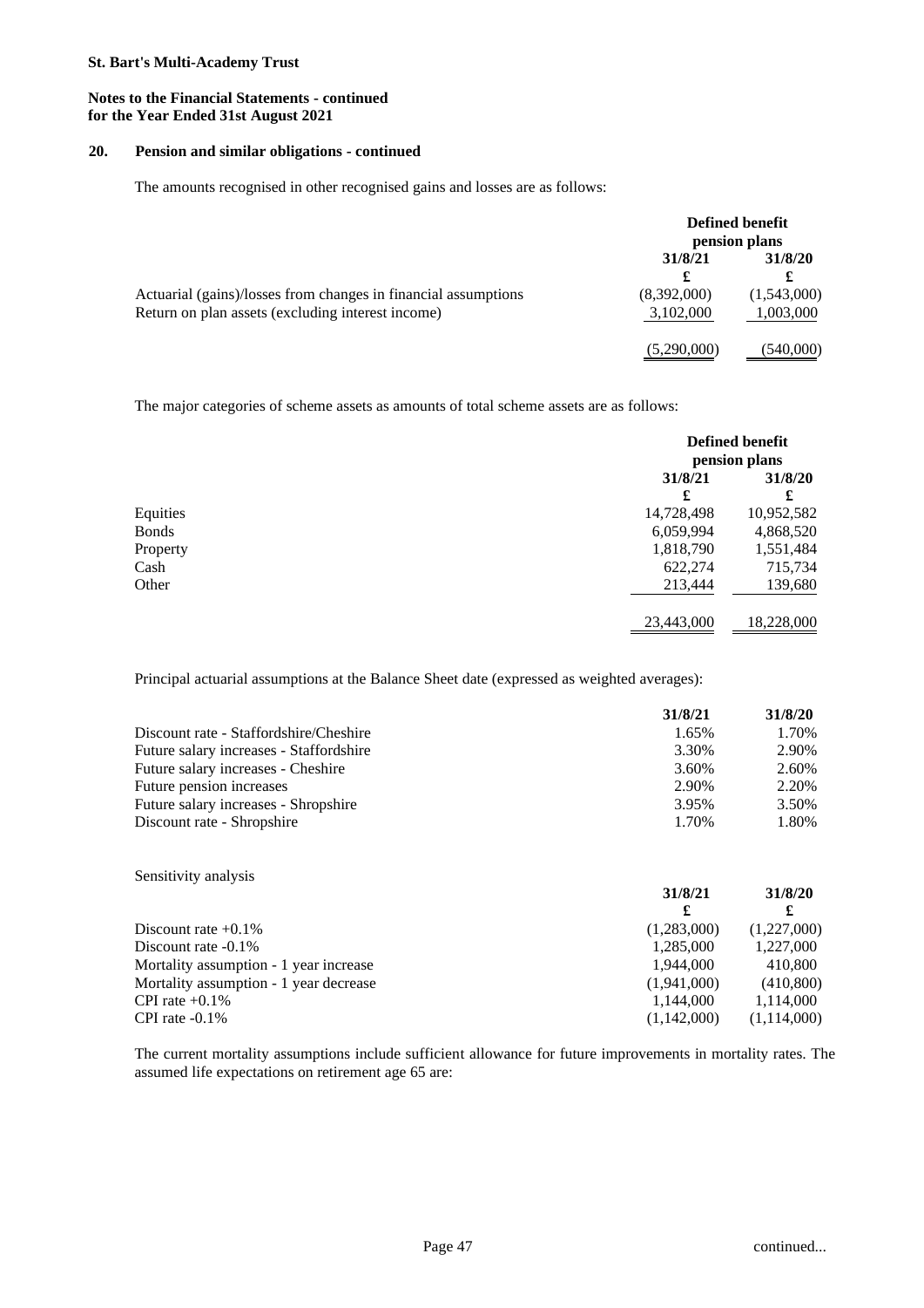**St. Bart's Multi-Academy Trust**

**Notes to the Financial Statements - continued**
**for the Year Ended 31st August 2021**

## 20. Pension and similar obligations - continued

The amounts recognised in other recognised gains and losses are as follows:

| | Defined benefit pension plans | |
|---|---|---|
| | **31/8/21** | **31/8/20** |
| | **£** | **£** |
| Actuarial (gains)/losses from changes in financial assumptions | (8,392,000) | (1,543,000) |
| Return on plan assets (excluding interest income) | 3,102,000 | 1,003,000 |
| | (5,290,000) | (540,000) |

The major categories of scheme assets as amounts of total scheme assets are as follows:

| | Defined benefit pension plans | |
|---|---|---|
| | **31/8/21** | **31/8/20** |
| | **£** | **£** |
| Equities | 14,728,498 | 10,952,582 |
| Bonds | 6,059,994 | 4,868,520 |
| Property | 1,818,790 | 1,551,484 |
| Cash | 622,274 | 715,734 |
| Other | 213,444 | 139,680 |
| | 23,443,000 | 18,228,000 |

Principal actuarial assumptions at the Balance Sheet date (expressed as weighted averages):

| | **31/8/21** | **31/8/20** |
|---|---|---|
| Discount rate - Staffordshire/Cheshire | 1.65% | 1.70% |
| Future salary increases - Staffordshire | 3.30% | 2.90% |
| Future salary increases - Cheshire | 3.60% | 2.60% |
| Future pension increases | 2.90% | 2.20% |
| Future salary increases - Shropshire | 3.95% | 3.50% |
| Discount rate - Shropshire | 1.70% | 1.80% |

Sensitivity analysis

| | **31/8/21** | **31/8/20** |
|---|---|---|
| | **£** | **£** |
| Discount rate +0.1% | (1,283,000) | (1,227,000) |
| Discount rate -0.1% | 1,285,000 | 1,227,000 |
| Mortality assumption - 1 year increase | 1,944,000 | 410,800 |
| Mortality assumption - 1 year decrease | (1,941,000) | (410,800) |
| CPI rate +0.1% | 1,144,000 | 1,114,000 |
| CPI rate -0.1% | (1,142,000) | (1,114,000) |

The current mortality assumptions include sufficient allowance for future improvements in mortality rates. The assumed life expectations on retirement age 65 are: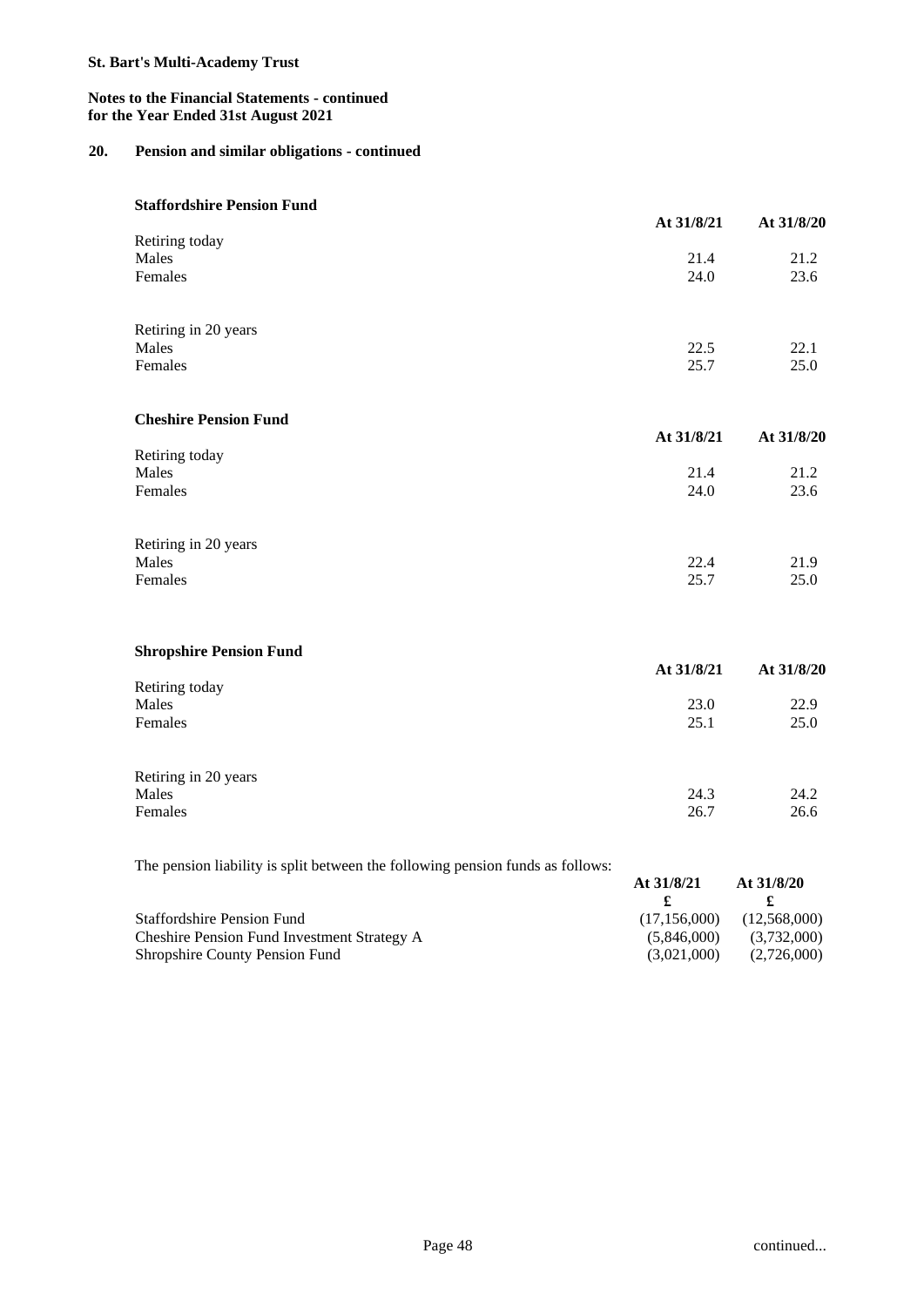**St. Bart's Multi-Academy Trust**

**Notes to the Financial Statements - continued**
**for the Year Ended 31st August 2021**

## 20. Pension and similar obligations - continued

**Staffordshire Pension Fund**

| | At 31/8/21 | At 31/8/20 |
|---|---|---|
| Retiring today | | |
| Males | 21.4 | 21.2 |
| Females | 24.0 | 23.6 |
| Retiring in 20 years | | |
| Males | 22.5 | 22.1 |
| Females | 25.7 | 25.0 |

**Cheshire Pension Fund**

| | At 31/8/21 | At 31/8/20 |
|---|---|---|
| Retiring today | | |
| Males | 21.4 | 21.2 |
| Females | 24.0 | 23.6 |
| Retiring in 20 years | | |
| Males | 22.4 | 21.9 |
| Females | 25.7 | 25.0 |

**Shropshire Pension Fund**

| | At 31/8/21 | At 31/8/20 |
|---|---|---|
| Retiring today | | |
| Males | 23.0 | 22.9 |
| Females | 25.1 | 25.0 |
| Retiring in 20 years | | |
| Males | 24.3 | 24.2 |
| Females | 26.7 | 26.6 |

The pension liability is split between the following pension funds as follows:

| | At 31/8/21 | At 31/8/20 |
|---|---|---|
| | £ | £ |
| Staffordshire Pension Fund | (17,156,000) | (12,568,000) |
| Cheshire Pension Fund Investment Strategy A | (5,846,000) | (3,732,000) |
| Shropshire County Pension Fund | (3,021,000) | (2,726,000) |

continued...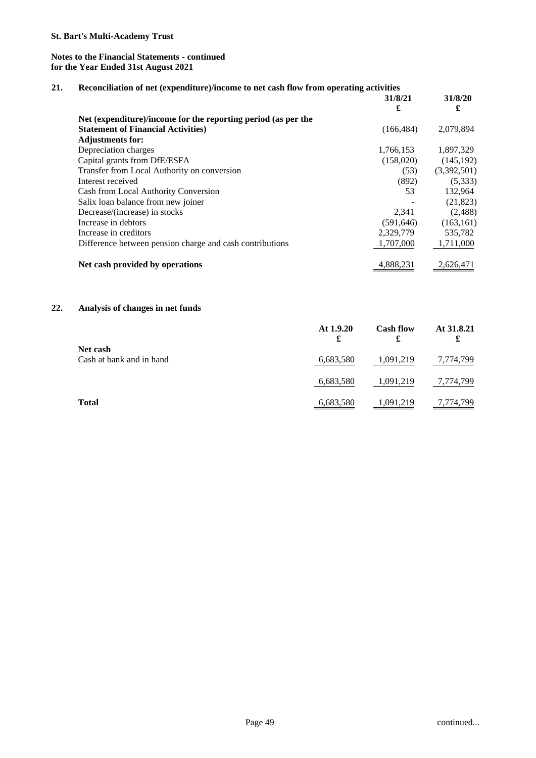**St. Bart's Multi-Academy Trust**

**Notes to the Financial Statements - continued**
**for the Year Ended 31st August 2021**

## 21. Reconciliation of net (expenditure)/income to net cash flow from operating activities

| | 31/8/21 £ | 31/8/20 £ |
|---|---|---|
| **Net (expenditure)/income for the reporting period (as per the Statement of Financial Activities)** | (166,484) | 2,079,894 |
| **Adjustments for:** | | |
| Depreciation charges | 1,766,153 | 1,897,329 |
| Capital grants from DfE/ESFA | (158,020) | (145,192) |
| Transfer from Local Authority on conversion | (53) | (3,392,501) |
| Interest received | (892) | (5,333) |
| Cash from Local Authority Conversion | 53 | 132,964 |
| Salix loan balance from new joiner | - | (21,823) |
| Decrease/(increase) in stocks | 2,341 | (2,488) |
| Increase in debtors | (591,646) | (163,161) |
| Increase in creditors | 2,329,779 | 535,782 |
| Difference between pension charge and cash contributions | 1,707,000 | 1,711,000 |
| **Net cash provided by operations** | 4,888,231 | 2,626,471 |

## 22. Analysis of changes in net funds

| | At 1.9.20 £ | Cash flow £ | At 31.8.21 £ |
|---|---|---|---|
| **Net cash** | | | |
| Cash at bank and in hand | 6,683,580 | 1,091,219 | 7,774,799 |
| | 6,683,580 | 1,091,219 | 7,774,799 |
| **Total** | 6,683,580 | 1,091,219 | 7,774,799 |

continued...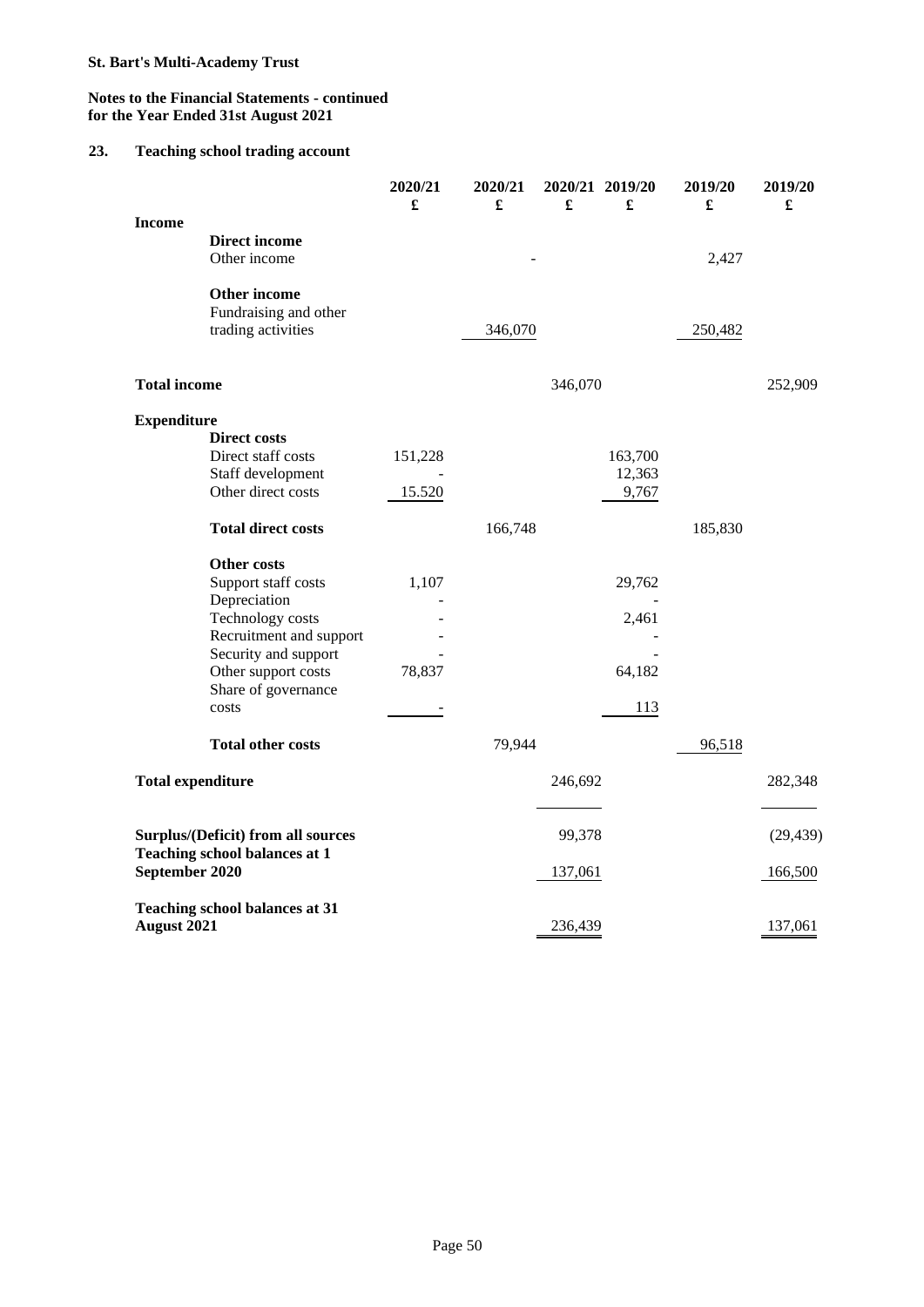**St. Bart's Multi-Academy Trust**

**Notes to the Financial Statements - continued**
**for the Year Ended 31st August 2021**

## 23. Teaching school trading account

| | 2020/21 £ | 2020/21 £ | 2020/21 £ | 2019/20 £ | 2019/20 £ | 2019/20 £ |
|---|---|---|---|---|---|---|
| **Income** | | | | | | |
| **Direct income** | | | | | | |
| Other income | | - | | | 2,427 | |
| **Other income** | | | | | | |
| Fundraising and other trading activities | | 346,070 | | | 250,482 | |
| **Total income** | | | 346,070 | | | 252,909 |
| **Expenditure** | | | | | | |
| **Direct costs** | | | | | | |
| Direct staff costs | 151,228 | | | 163,700 | | |
| Staff development | - | | | 12,363 | | |
| Other direct costs | 15.520 | | | 9,767 | | |
| **Total direct costs** | | 166,748 | | | 185,830 | |
| **Other costs** | | | | | | |
| Support staff costs | 1,107 | | | 29,762 | | |
| Depreciation | - | | | - | | |
| Technology costs | - | | | 2,461 | | |
| Recruitment and support | - | | | - | | |
| Security and support | - | | | - | | |
| Other support costs | 78,837 | | | 64,182 | | |
| Share of governance costs | - | | | 113 | | |
| **Total other costs** | | 79,944 | | | 96,518 | |
| **Total expenditure** | | | 246,692 | | | 282,348 |
| **Surplus/(Deficit) from all sources** | | | 99,378 | | | (29,439) |
| **Teaching school balances at 1 September 2020** | | | 137,061 | | | 166,500 |
| **Teaching school balances at 31 August 2021** | | | 236,439 | | | 137,061 |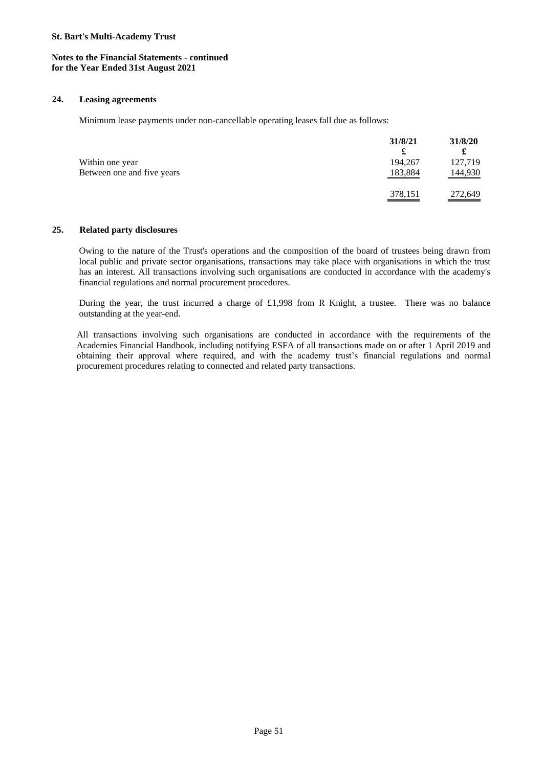## 24. Leasing agreements

Minimum lease payments under non-cancellable operating leases fall due as follows:

| | 31/8/21 | 31/8/20 |
|---|---|---|
| | £ | £ |
| Within one year | 194,267 | 127,719 |
| Between one and five years | 183,884 | 144,930 |
| | 378,151 | 272,649 |

## 25. Related party disclosures

Owing to the nature of the Trust's operations and the composition of the board of trustees being drawn from local public and private sector organisations, transactions may take place with organisations in which the trust has an interest. All transactions involving such organisations are conducted in accordance with the academy's financial regulations and normal procurement procedures.

During the year, the trust incurred a charge of £1,998 from R Knight, a trustee. There was no balance outstanding at the year-end.

All transactions involving such organisations are conducted in accordance with the requirements of the Academies Financial Handbook, including notifying ESFA of all transactions made on or after 1 April 2019 and obtaining their approval where required, and with the academy trust's financial regulations and normal procurement procedures relating to connected and related party transactions.